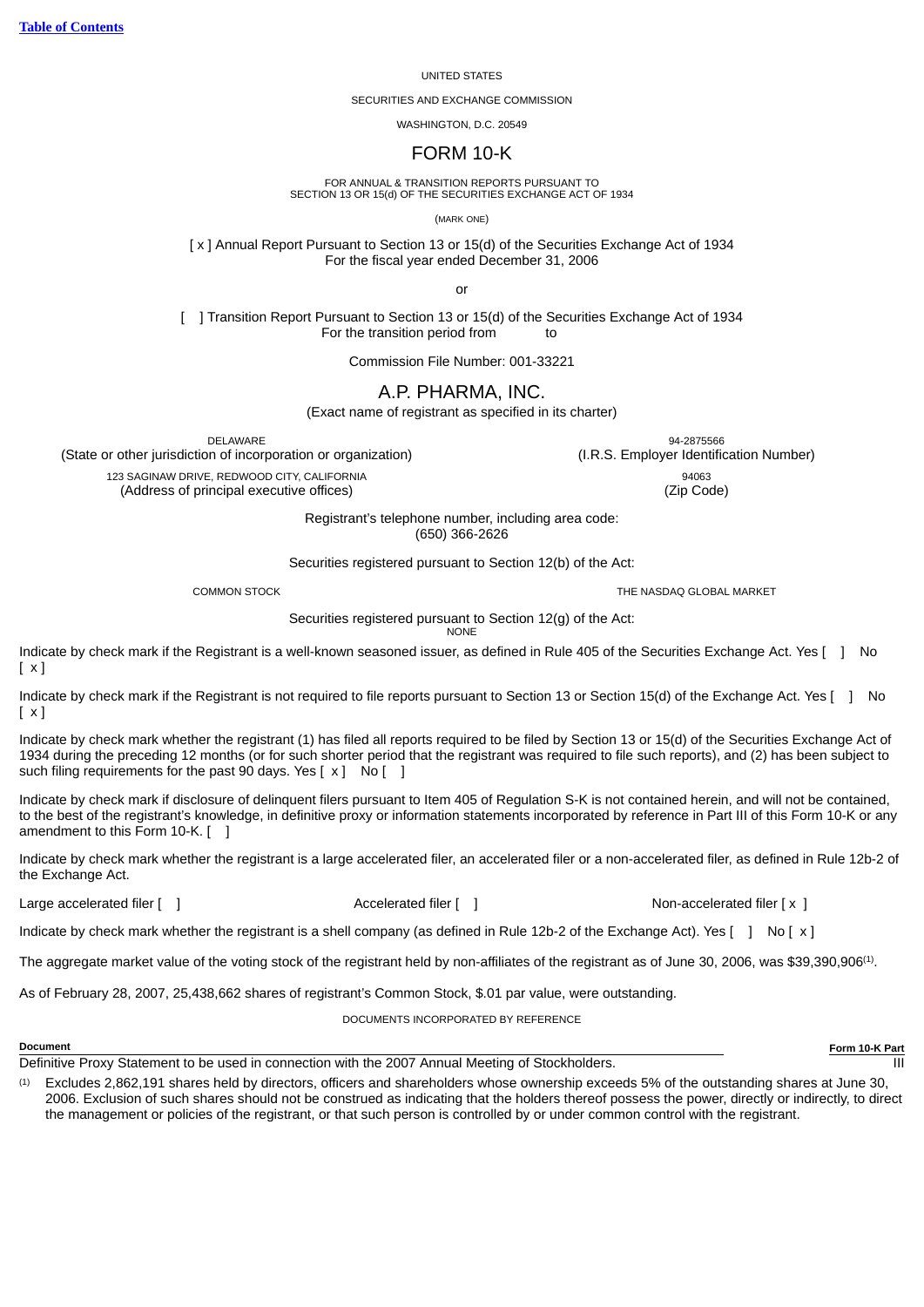Table of Contents

UNITED STATES

SECURITIES AND EXCHANGE COMMISSION

WASHINGTON, D.C. 20549

# FORM 10-K

FOR ANNUAL & TRANSITION REPORTS PURSUANT TO
SECTION 13 OR 15(d) OF THE SECURITIES EXCHANGE ACT OF 1934

(MARK ONE)

[ x ] Annual Report Pursuant to Section 13 or 15(d) of the Securities Exchange Act of 1934
For the fiscal year ended December 31, 2006

or

[ ] Transition Report Pursuant to Section 13 or 15(d) of the Securities Exchange Act of 1934
For the transition period from to

Commission File Number: 001-33221

# A.P. PHARMA, INC.

(Exact name of registrant as specified in its charter)

| DELAWARE | 94-2875566 |
|---|---|
| (State or other jurisdiction of incorporation or organization) | (I.R.S. Employer Identification Number) |
| 123 SAGINAW DRIVE, REDWOOD CITY, CALIFORNIA | 94063 |
| (Address of principal executive offices) | (Zip Code) |

Registrant's telephone number, including area code:
(650) 366-2626

Securities registered pursuant to Section 12(b) of the Act:

| COMMON STOCK | THE NASDAQ GLOBAL MARKET |
|---|---|

Securities registered pursuant to Section 12(g) of the Act:
NONE

Indicate by check mark if the Registrant is a well-known seasoned issuer, as defined in Rule 405 of the Securities Exchange Act. Yes [ ] No [ x ]

Indicate by check mark if the Registrant is not required to file reports pursuant to Section 13 or Section 15(d) of the Exchange Act. Yes [ ] No [ x ]

Indicate by check mark whether the registrant (1) has filed all reports required to be filed by Section 13 or 15(d) of the Securities Exchange Act of 1934 during the preceding 12 months (or for such shorter period that the registrant was required to file such reports), and (2) has been subject to such filing requirements for the past 90 days. Yes [ x ] No [ ]

Indicate by check mark if disclosure of delinquent filers pursuant to Item 405 of Regulation S-K is not contained herein, and will not be contained, to the best of the registrant's knowledge, in definitive proxy or information statements incorporated by reference in Part III of this Form 10-K or any amendment to this Form 10-K. [ ]

Indicate by check mark whether the registrant is a large accelerated filer, an accelerated filer or a non-accelerated filer, as defined in Rule 12b-2 of the Exchange Act.

Large accelerated filer [ ] Accelerated filer [ ] Non-accelerated filer [ x ]

Indicate by check mark whether the registrant is a shell company (as defined in Rule 12b-2 of the Exchange Act). Yes [ ] No [ x ]

The aggregate market value of the voting stock of the registrant held by non-affiliates of the registrant as of June 30, 2006, was $39,390,906[(1)].

As of February 28, 2007, 25,438,662 shares of registrant's Common Stock, $.01 par value, were outstanding.

DOCUMENTS INCORPORATED BY REFERENCE

| Document | Form 10-K Part |
|---|---|
| Definitive Proxy Statement to be used in connection with the 2007 Annual Meeting of Stockholders. | III |

(1) Excludes 2,862,191 shares held by directors, officers and shareholders whose ownership exceeds 5% of the outstanding shares at June 30, 2006. Exclusion of such shares should not be construed as indicating that the holders thereof possess the power, directly or indirectly, to direct the management or policies of the registrant, or that such person is controlled by or under common control with the registrant.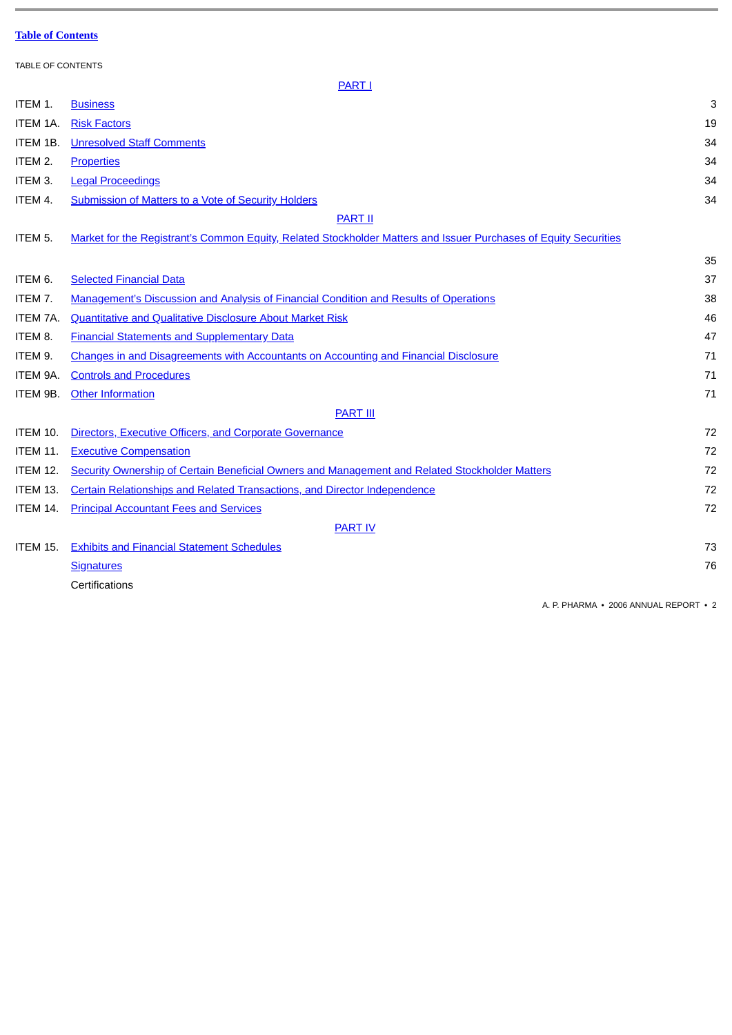**Table of Contents**

TABLE OF CONTENTS

| | | |
|---|---|---|
| | **PART I** | |
| ITEM 1. | Business | 3 |
| ITEM 1A. | Risk Factors | 19 |
| ITEM 1B. | Unresolved Staff Comments | 34 |
| ITEM 2. | Properties | 34 |
| ITEM 3. | Legal Proceedings | 34 |
| ITEM 4. | Submission of Matters to a Vote of Security Holders | 34 |
| | **PART II** | |
| ITEM 5. | Market for the Registrant's Common Equity, Related Stockholder Matters and Issuer Purchases of Equity Securities | 35 |
| ITEM 6. | Selected Financial Data | 37 |
| ITEM 7. | Management's Discussion and Analysis of Financial Condition and Results of Operations | 38 |
| ITEM 7A. | Quantitative and Qualitative Disclosure About Market Risk | 46 |
| ITEM 8. | Financial Statements and Supplementary Data | 47 |
| ITEM 9. | Changes in and Disagreements with Accountants on Accounting and Financial Disclosure | 71 |
| ITEM 9A. | Controls and Procedures | 71 |
| ITEM 9B. | Other Information | 71 |
| | **PART III** | |
| ITEM 10. | Directors, Executive Officers, and Corporate Governance | 72 |
| ITEM 11. | Executive Compensation | 72 |
| ITEM 12. | Security Ownership of Certain Beneficial Owners and Management and Related Stockholder Matters | 72 |
| ITEM 13. | Certain Relationships and Related Transactions, and Director Independence | 72 |
| ITEM 14. | Principal Accountant Fees and Services | 72 |
| | **PART IV** | |
| ITEM 15. | Exhibits and Financial Statement Schedules | 73 |
| | Signatures | 76 |
| | Certifications | |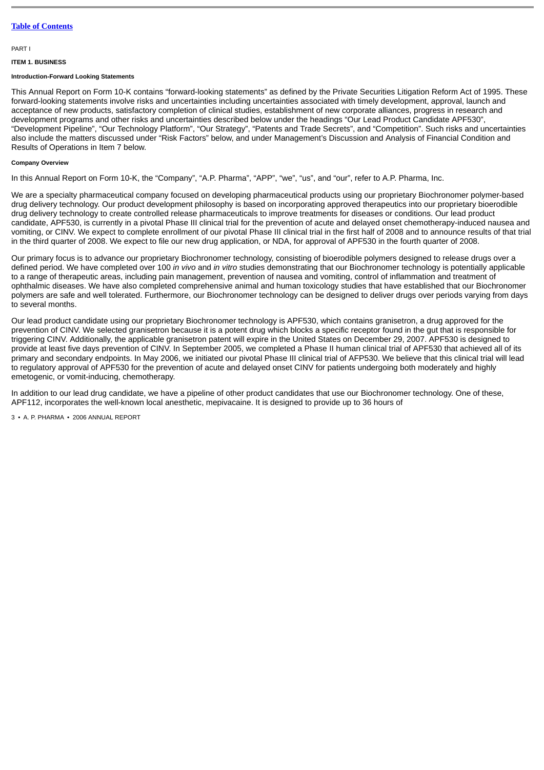PART I

## ITEM 1. BUSINESS

### Introduction-Forward Looking Statements

This Annual Report on Form 10-K contains “forward-looking statements” as defined by the Private Securities Litigation Reform Act of 1995. These forward-looking statements involve risks and uncertainties including uncertainties associated with timely development, approval, launch and acceptance of new products, satisfactory completion of clinical studies, establishment of new corporate alliances, progress in research and development programs and other risks and uncertainties described below under the headings “Our Lead Product Candidate APF530”, “Development Pipeline”, “Our Technology Platform”, “Our Strategy”, “Patents and Trade Secrets”, and “Competition”. Such risks and uncertainties also include the matters discussed under “Risk Factors” below, and under Management’s Discussion and Analysis of Financial Condition and Results of Operations in Item 7 below.

### Company Overview

In this Annual Report on Form 10-K, the “Company”, “A.P. Pharma”, “APP”, “we”, “us”, and “our”, refer to A.P. Pharma, Inc.

We are a specialty pharmaceutical company focused on developing pharmaceutical products using our proprietary Biochronomer polymer-based drug delivery technology. Our product development philosophy is based on incorporating approved therapeutics into our proprietary bioerodible drug delivery technology to create controlled release pharmaceuticals to improve treatments for diseases or conditions. Our lead product candidate, APF530, is currently in a pivotal Phase III clinical trial for the prevention of acute and delayed onset chemotherapy-induced nausea and vomiting, or CINV. We expect to complete enrollment of our pivotal Phase III clinical trial in the first half of 2008 and to announce results of that trial in the third quarter of 2008. We expect to file our new drug application, or NDA, for approval of APF530 in the fourth quarter of 2008.

Our primary focus is to advance our proprietary Biochronomer technology, consisting of bioerodible polymers designed to release drugs over a defined period. We have completed over 100 *in vivo* and *in vitro* studies demonstrating that our Biochronomer technology is potentially applicable to a range of therapeutic areas, including pain management, prevention of nausea and vomiting, control of inflammation and treatment of ophthalmic diseases. We have also completed comprehensive animal and human toxicology studies that have established that our Biochronomer polymers are safe and well tolerated. Furthermore, our Biochronomer technology can be designed to deliver drugs over periods varying from days to several months.

Our lead product candidate using our proprietary Biochronomer technology is APF530, which contains granisetron, a drug approved for the prevention of CINV. We selected granisetron because it is a potent drug which blocks a specific receptor found in the gut that is responsible for triggering CINV. Additionally, the applicable granisetron patent will expire in the United States on December 29, 2007. APF530 is designed to provide at least five days prevention of CINV. In September 2005, we completed a Phase II human clinical trial of APF530 that achieved all of its primary and secondary endpoints. In May 2006, we initiated our pivotal Phase III clinical trial of AFP530. We believe that this clinical trial will lead to regulatory approval of APF530 for the prevention of acute and delayed onset CINV for patients undergoing both moderately and highly emetogenic, or vomit-inducing, chemotherapy.

In addition to our lead drug candidate, we have a pipeline of other product candidates that use our Biochronomer technology. One of these, APF112, incorporates the well-known local anesthetic, mepivacaine. It is designed to provide up to 36 hours of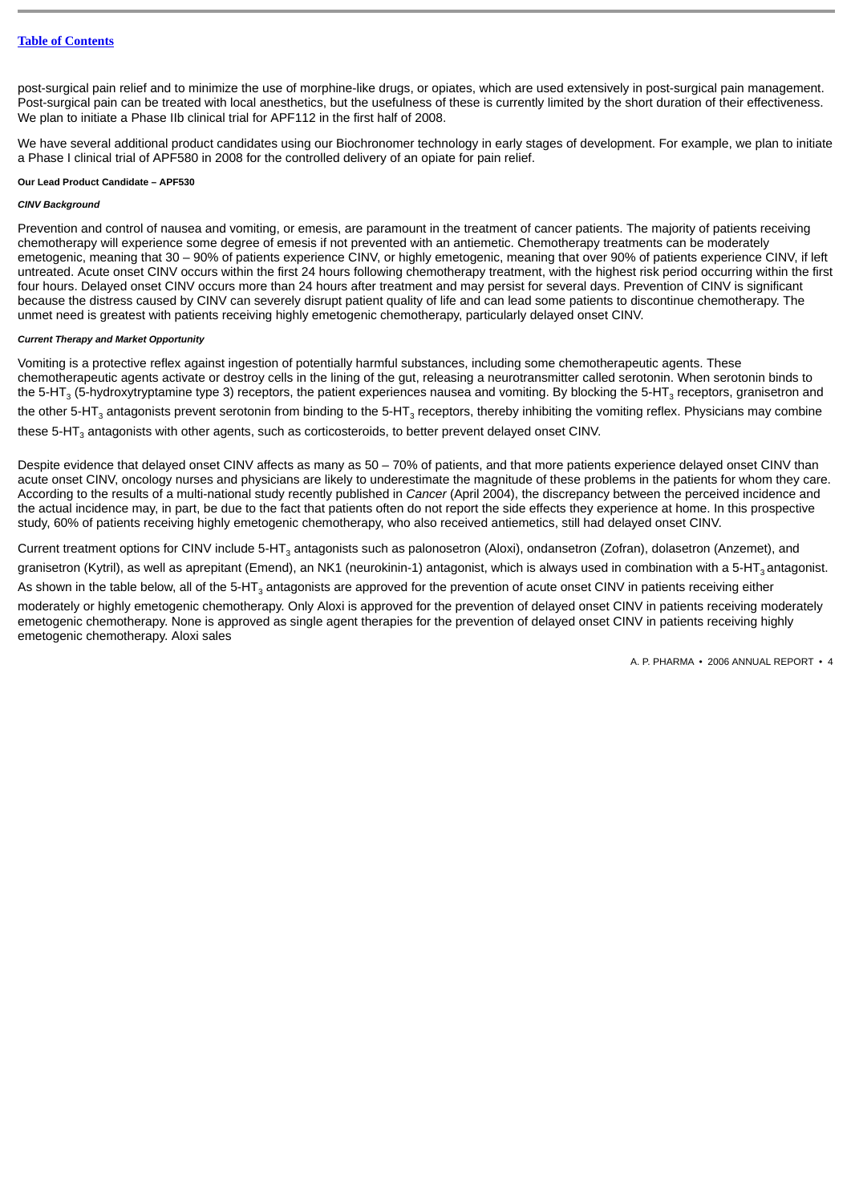post-surgical pain relief and to minimize the use of morphine-like drugs, or opiates, which are used extensively in post-surgical pain management. Post-surgical pain can be treated with local anesthetics, but the usefulness of these is currently limited by the short duration of their effectiveness. We plan to initiate a Phase IIb clinical trial for APF112 in the first half of 2008.

We have several additional product candidates using our Biochronomer technology in early stages of development. For example, we plan to initiate a Phase I clinical trial of APF580 in 2008 for the controlled delivery of an opiate for pain relief.

#### Our Lead Product Candidate – APF530

##### *CINV Background*

Prevention and control of nausea and vomiting, or emesis, are paramount in the treatment of cancer patients. The majority of patients receiving chemotherapy will experience some degree of emesis if not prevented with an antiemetic. Chemotherapy treatments can be moderately emetogenic, meaning that 30 – 90% of patients experience CINV, or highly emetogenic, meaning that over 90% of patients experience CINV, if left untreated. Acute onset CINV occurs within the first 24 hours following chemotherapy treatment, with the highest risk period occurring within the first four hours. Delayed onset CINV occurs more than 24 hours after treatment and may persist for several days. Prevention of CINV is significant because the distress caused by CINV can severely disrupt patient quality of life and can lead some patients to discontinue chemotherapy. The unmet need is greatest with patients receiving highly emetogenic chemotherapy, particularly delayed onset CINV.

##### *Current Therapy and Market Opportunity*

Vomiting is a protective reflex against ingestion of potentially harmful substances, including some chemotherapeutic agents. These chemotherapeutic agents activate or destroy cells in the lining of the gut, releasing a neurotransmitter called serotonin. When serotonin binds to the 5-$HT_3$ (5-hydroxytryptamine type 3) receptors, the patient experiences nausea and vomiting. By blocking the 5-$HT_3$ receptors, granisetron and the other 5-$HT_3$ antagonists prevent serotonin from binding to the 5-$HT_3$ receptors, thereby inhibiting the vomiting reflex. Physicians may combine these 5-$HT_3$ antagonists with other agents, such as corticosteroids, to better prevent delayed onset CINV.

Despite evidence that delayed onset CINV affects as many as 50 – 70% of patients, and that more patients experience delayed onset CINV than acute onset CINV, oncology nurses and physicians are likely to underestimate the magnitude of these problems in the patients for whom they care. According to the results of a multi-national study recently published in *Cancer* (April 2004), the discrepancy between the perceived incidence and the actual incidence may, in part, be due to the fact that patients often do not report the side effects they experience at home. In this prospective study, 60% of patients receiving highly emetogenic chemotherapy, who also received antiemetics, still had delayed onset CINV.

Current treatment options for CINV include 5-$HT_3$ antagonists such as palonosetron (Aloxi), ondansetron (Zofran), dolasetron (Anzemet), and granisetron (Kytril), as well as aprepitant (Emend), an NK1 (neurokinin-1) antagonist, which is always used in combination with a 5-$HT_3$ antagonist. As shown in the table below, all of the 5-$HT_3$ antagonists are approved for the prevention of acute onset CINV in patients receiving either moderately or highly emetogenic chemotherapy. Only Aloxi is approved for the prevention of delayed onset CINV in patients receiving moderately emetogenic chemotherapy. None is approved as single agent therapies for the prevention of delayed onset CINV in patients receiving highly emetogenic chemotherapy. Aloxi sales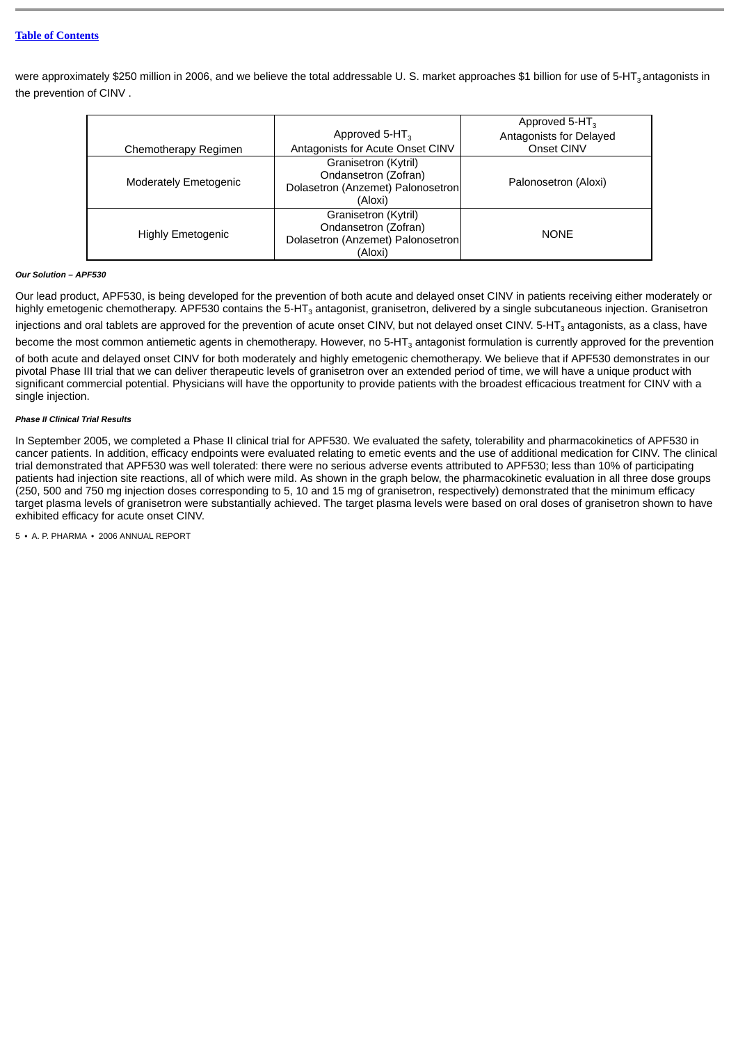were approximately $250 million in 2006, and we believe the total addressable U. S. market approaches $1 billion for use of 5-$HT_3$ antagonists in the prevention of CINV .

| Chemotherapy Regimen | Approved 5-$HT_3$ Antagonists for Acute Onset CINV | Approved 5-$HT_3$ Antagonists for Delayed Onset CINV |
|---|---|---|
| Moderately Emetogenic | Granisetron (Kytril) Ondansetron (Zofran) Dolasetron (Anzemet) Palonosetron (Aloxi) | Palonosetron (Aloxi) |
| Highly Emetogenic | Granisetron (Kytril) Ondansetron (Zofran) Dolasetron (Anzemet) Palonosetron (Aloxi) | NONE |

#### *Our Solution – APF530*

Our lead product, APF530, is being developed for the prevention of both acute and delayed onset CINV in patients receiving either moderately or highly emetogenic chemotherapy. APF530 contains the 5-$HT_3$ antagonist, granisetron, delivered by a single subcutaneous injection. Granisetron injections and oral tablets are approved for the prevention of acute onset CINV, but not delayed onset CINV. 5-$HT_3$ antagonists, as a class, have become the most common antiemetic agents in chemotherapy. However, no 5-$HT_3$ antagonist formulation is currently approved for the prevention of both acute and delayed onset CINV for both moderately and highly emetogenic chemotherapy. We believe that if APF530 demonstrates in our pivotal Phase III trial that we can deliver therapeutic levels of granisetron over an extended period of time, we will have a unique product with significant commercial potential. Physicians will have the opportunity to provide patients with the broadest efficacious treatment for CINV with a single injection.

#### *Phase II Clinical Trial Results*

In September 2005, we completed a Phase II clinical trial for APF530. We evaluated the safety, tolerability and pharmacokinetics of APF530 in cancer patients. In addition, efficacy endpoints were evaluated relating to emetic events and the use of additional medication for CINV. The clinical trial demonstrated that APF530 was well tolerated: there were no serious adverse events attributed to APF530; less than 10% of participating patients had injection site reactions, all of which were mild. As shown in the graph below, the pharmacokinetic evaluation in all three dose groups (250, 500 and 750 mg injection doses corresponding to 5, 10 and 15 mg of granisetron, respectively) demonstrated that the minimum efficacy target plasma levels of granisetron were substantially achieved. The target plasma levels were based on oral doses of granisetron shown to have exhibited efficacy for acute onset CINV.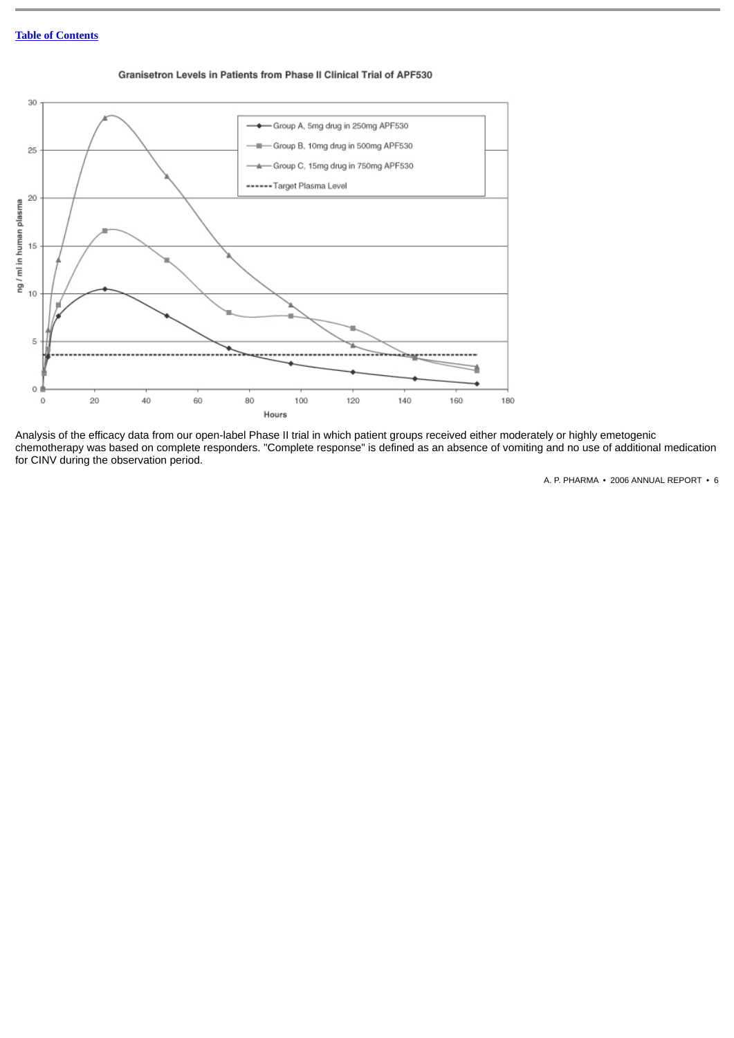[Table of Contents](#)

Granisetron Levels in Patients from Phase II Clinical Trial of APF530

Analysis of the efficacy data from our open-label Phase II trial in which patient groups received either moderately or highly emetogenic chemotherapy was based on complete responders. "Complete response" is defined as an absence of vomiting and no use of additional medication for CINV during the observation period.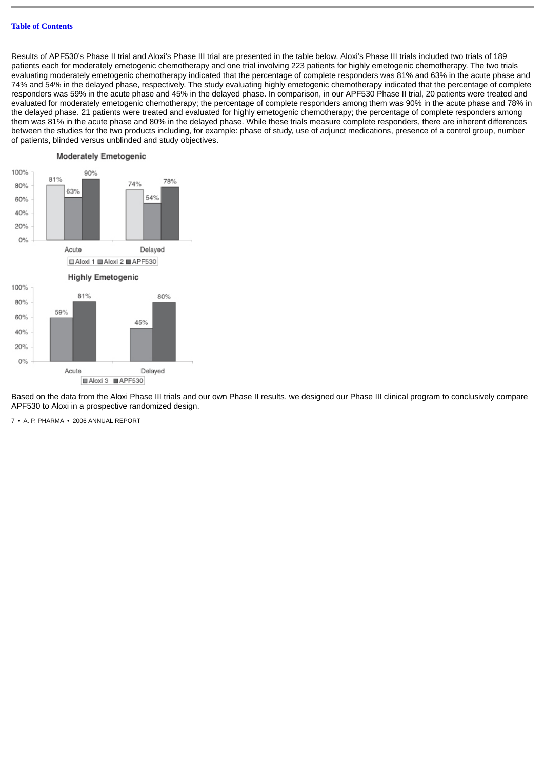[Table of Contents](#)

Results of APF530's Phase II trial and Aloxi's Phase III trial are presented in the table below. Aloxi's Phase III trials included two trials of 189 patients each for moderately emetogenic chemotherapy and one trial involving 223 patients for highly emetogenic chemotherapy. The two trials evaluating moderately emetogenic chemotherapy indicated that the percentage of complete responders was 81% and 63% in the acute phase and 74% and 54% in the delayed phase, respectively. The study evaluating highly emetogenic chemotherapy indicated that the percentage of complete responders was 59% in the acute phase and 45% in the delayed phase. In comparison, in our APF530 Phase II trial, 20 patients were treated and evaluated for moderately emetogenic chemotherapy; the percentage of complete responders among them was 90% in the acute phase and 78% in the delayed phase. 21 patients were treated and evaluated for highly emetogenic chemotherapy; the percentage of complete responders among them was 81% in the acute phase and 80% in the delayed phase. While these trials measure complete responders, there are inherent differences between the studies for the two products including, for example: phase of study, use of adjunct medications, presence of a control group, number of patients, blinded versus unblinded and study objectives.

**Moderately Emetogenic**

| | Aloxi 1 | Aloxi 2 | APF530 |
|---|---|---|---|
| Acute | 81% | 63% | 90% |
| Delayed | 74% | 54% | 78% |

**Highly Emetogenic**

| | Aloxi 3 | APF530 |
|---|---|---|
| Acute | 59% | 81% |
| Delayed | 45% | 80% |

Based on the data from the Aloxi Phase III trials and our own Phase II results, we designed our Phase III clinical program to conclusively compare APF530 to Aloxi in a prospective randomized design.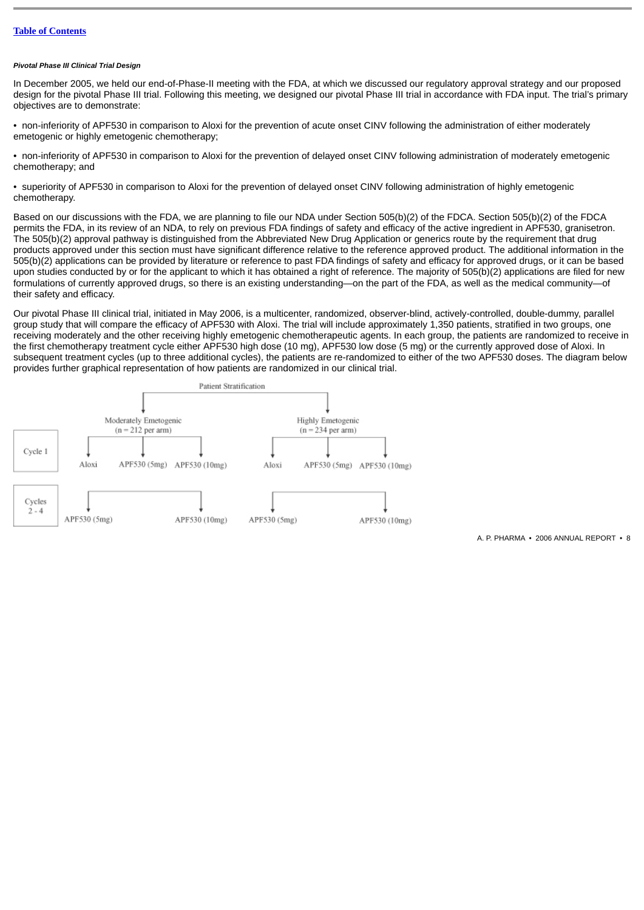***Pivotal Phase III Clinical Trial Design***

In December 2005, we held our end-of-Phase-II meeting with the FDA, at which we discussed our regulatory approval strategy and our proposed design for the pivotal Phase III trial. Following this meeting, we designed our pivotal Phase III trial in accordance with FDA input. The trial's primary objectives are to demonstrate:

- non-inferiority of APF530 in comparison to Aloxi for the prevention of acute onset CINV following the administration of either moderately emetogenic or highly emetogenic chemotherapy;
- non-inferiority of APF530 in comparison to Aloxi for the prevention of delayed onset CINV following administration of moderately emetogenic chemotherapy; and
- superiority of APF530 in comparison to Aloxi for the prevention of delayed onset CINV following administration of highly emetogenic chemotherapy.

Based on our discussions with the FDA, we are planning to file our NDA under Section 505(b)(2) of the FDCA. Section 505(b)(2) of the FDCA permits the FDA, in its review of an NDA, to rely on previous FDA findings of safety and efficacy of the active ingredient in APF530, granisetron. The 505(b)(2) approval pathway is distinguished from the Abbreviated New Drug Application or generics route by the requirement that drug products approved under this section must have significant difference relative to the reference approved product. The additional information in the 505(b)(2) applications can be provided by literature or reference to past FDA findings of safety and efficacy for approved drugs, or it can be based upon studies conducted by or for the applicant to which it has obtained a right of reference. The majority of 505(b)(2) applications are filed for new formulations of currently approved drugs, so there is an existing understanding—on the part of the FDA, as well as the medical community—of their safety and efficacy.

Our pivotal Phase III clinical trial, initiated in May 2006, is a multicenter, randomized, observer-blind, actively-controlled, double-dummy, parallel group study that will compare the efficacy of APF530 with Aloxi. The trial will include approximately 1,350 patients, stratified in two groups, one receiving moderately and the other receiving highly emetogenic chemotherapeutic agents. In each group, the patients are randomized to receive in the first chemotherapy treatment cycle either APF530 high dose (10 mg), APF530 low dose (5 mg) or the currently approved dose of Aloxi. In subsequent treatment cycles (up to three additional cycles), the patients are re-randomized to either of the two APF530 doses. The diagram below provides further graphical representation of how patients are randomized in our clinical trial.

Patient Stratification

| | Moderately Emetogenic (n = 212 per arm) | | | Highly Emetogenic (n = 234 per arm) | | |
|---|---|---|---|---|---|---|
| Cycle 1 | Aloxi | APF530 (5mg) | APF530 (10mg) | Aloxi | APF530 (5mg) | APF530 (10mg) |
| Cycles 2 - 4 | APF530 (5mg) | | APF530 (10mg) | APF530 (5mg) | | APF530 (10mg) |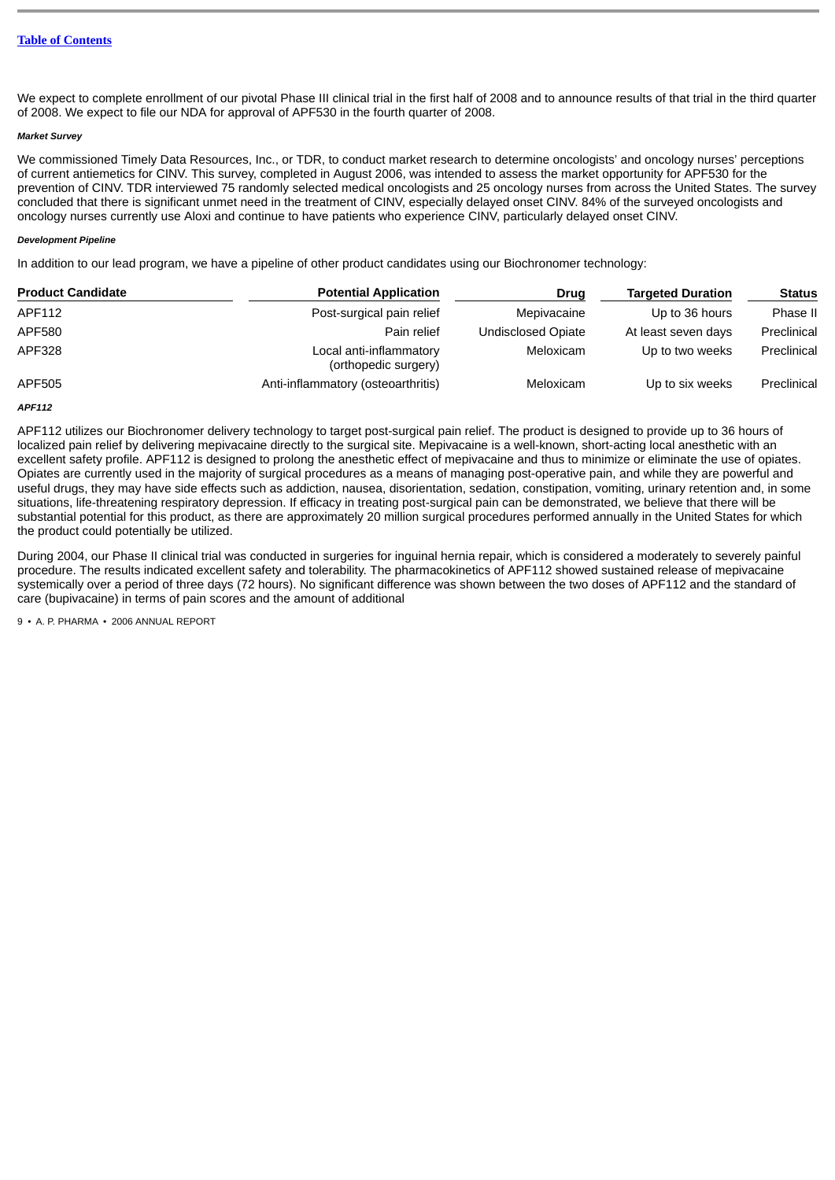We expect to complete enrollment of our pivotal Phase III clinical trial in the first half of 2008 and to announce results of that trial in the third quarter of 2008. We expect to file our NDA for approval of APF530 in the fourth quarter of 2008.

***Market Survey***

We commissioned Timely Data Resources, Inc., or TDR, to conduct market research to determine oncologists' and oncology nurses' perceptions of current antiemetics for CINV. This survey, completed in August 2006, was intended to assess the market opportunity for APF530 for the prevention of CINV. TDR interviewed 75 randomly selected medical oncologists and 25 oncology nurses from across the United States. The survey concluded that there is significant unmet need in the treatment of CINV, especially delayed onset CINV. 84% of the surveyed oncologists and oncology nurses currently use Aloxi and continue to have patients who experience CINV, particularly delayed onset CINV.

***Development Pipeline***

In addition to our lead program, we have a pipeline of other product candidates using our Biochronomer technology:

| Product Candidate | Potential Application | Drug | Targeted Duration | Status |
|---|---|---|---|---|
| APF112 | Post-surgical pain relief | Mepivacaine | Up to 36 hours | Phase II |
| APF580 | Pain relief | Undisclosed Opiate | At least seven days | Preclinical |
| APF328 | Local anti-inflammatory (orthopedic surgery) | Meloxicam | Up to two weeks | Preclinical |
| APF505 | Anti-inflammatory (osteoarthritis) | Meloxicam | Up to six weeks | Preclinical |

***APF112***

APF112 utilizes our Biochronomer delivery technology to target post-surgical pain relief. The product is designed to provide up to 36 hours of localized pain relief by delivering mepivacaine directly to the surgical site. Mepivacaine is a well-known, short-acting local anesthetic with an excellent safety profile. APF112 is designed to prolong the anesthetic effect of mepivacaine and thus to minimize or eliminate the use of opiates. Opiates are currently used in the majority of surgical procedures as a means of managing post-operative pain, and while they are powerful and useful drugs, they may have side effects such as addiction, nausea, disorientation, sedation, constipation, vomiting, urinary retention and, in some situations, life-threatening respiratory depression. If efficacy in treating post-surgical pain can be demonstrated, we believe that there will be substantial potential for this product, as there are approximately 20 million surgical procedures performed annually in the United States for which the product could potentially be utilized.

During 2004, our Phase II clinical trial was conducted in surgeries for inguinal hernia repair, which is considered a moderately to severely painful procedure. The results indicated excellent safety and tolerability. The pharmacokinetics of APF112 showed sustained release of mepivacaine systemically over a period of three days (72 hours). No significant difference was shown between the two doses of APF112 and the standard of care (bupivacaine) in terms of pain scores and the amount of additional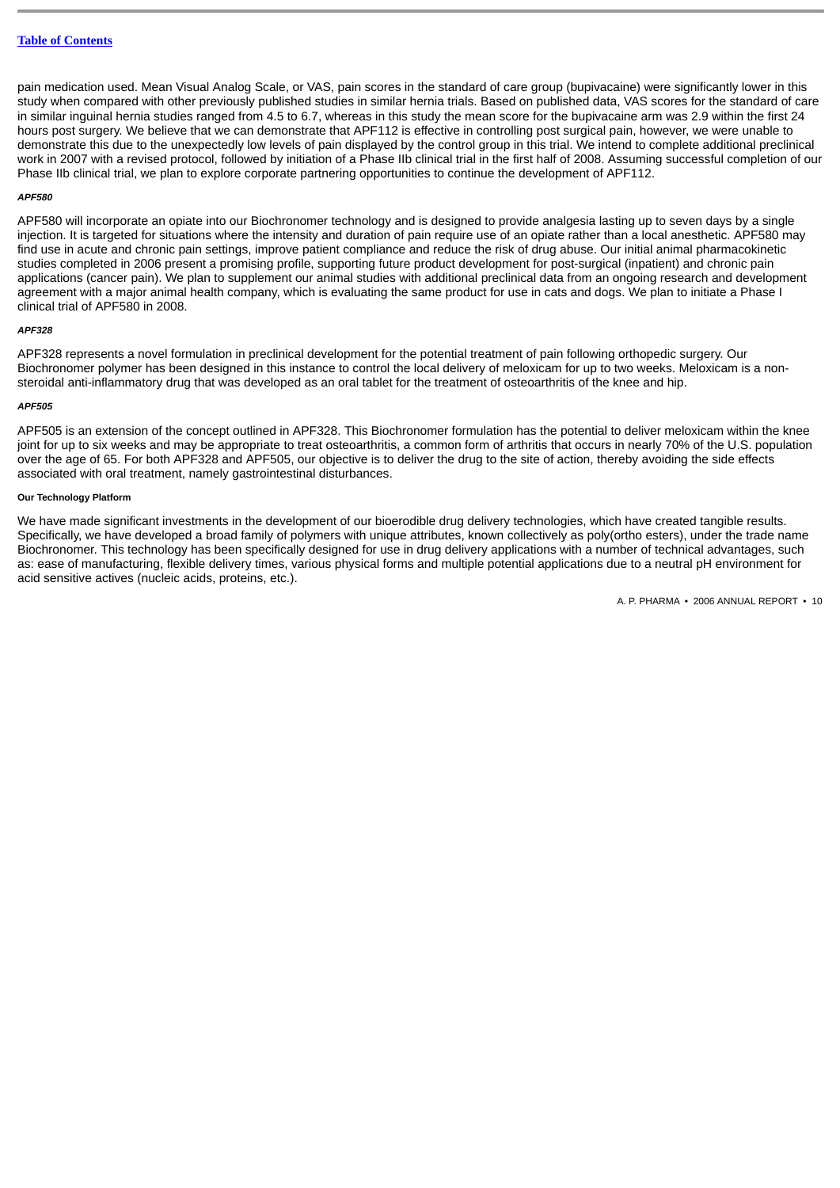pain medication used. Mean Visual Analog Scale, or VAS, pain scores in the standard of care group (bupivacaine) were significantly lower in this study when compared with other previously published studies in similar hernia trials. Based on published data, VAS scores for the standard of care in similar inguinal hernia studies ranged from 4.5 to 6.7, whereas in this study the mean score for the bupivacaine arm was 2.9 within the first 24 hours post surgery. We believe that we can demonstrate that APF112 is effective in controlling post surgical pain, however, we were unable to demonstrate this due to the unexpectedly low levels of pain displayed by the control group in this trial. We intend to complete additional preclinical work in 2007 with a revised protocol, followed by initiation of a Phase IIb clinical trial in the first half of 2008. Assuming successful completion of our Phase IIb clinical trial, we plan to explore corporate partnering opportunities to continue the development of APF112.

##### *APF580*

APF580 will incorporate an opiate into our Biochronomer technology and is designed to provide analgesia lasting up to seven days by a single injection. It is targeted for situations where the intensity and duration of pain require use of an opiate rather than a local anesthetic. APF580 may find use in acute and chronic pain settings, improve patient compliance and reduce the risk of drug abuse. Our initial animal pharmacokinetic studies completed in 2006 present a promising profile, supporting future product development for post-surgical (inpatient) and chronic pain applications (cancer pain). We plan to supplement our animal studies with additional preclinical data from an ongoing research and development agreement with a major animal health company, which is evaluating the same product for use in cats and dogs. We plan to initiate a Phase I clinical trial of APF580 in 2008.

##### *APF328*

APF328 represents a novel formulation in preclinical development for the potential treatment of pain following orthopedic surgery. Our Biochronomer polymer has been designed in this instance to control the local delivery of meloxicam for up to two weeks. Meloxicam is a non-steroidal anti-inflammatory drug that was developed as an oral tablet for the treatment of osteoarthritis of the knee and hip.

##### *APF505*

APF505 is an extension of the concept outlined in APF328. This Biochronomer formulation has the potential to deliver meloxicam within the knee joint for up to six weeks and may be appropriate to treat osteoarthritis, a common form of arthritis that occurs in nearly 70% of the U.S. population over the age of 65. For both APF328 and APF505, our objective is to deliver the drug to the site of action, thereby avoiding the side effects associated with oral treatment, namely gastrointestinal disturbances.

#### Our Technology Platform

We have made significant investments in the development of our bioerodible drug delivery technologies, which have created tangible results. Specifically, we have developed a broad family of polymers with unique attributes, known collectively as poly(ortho esters), under the trade name Biochronomer. This technology has been specifically designed for use in drug delivery applications with a number of technical advantages, such as: ease of manufacturing, flexible delivery times, various physical forms and multiple potential applications due to a neutral pH environment for acid sensitive actives (nucleic acids, proteins, etc.).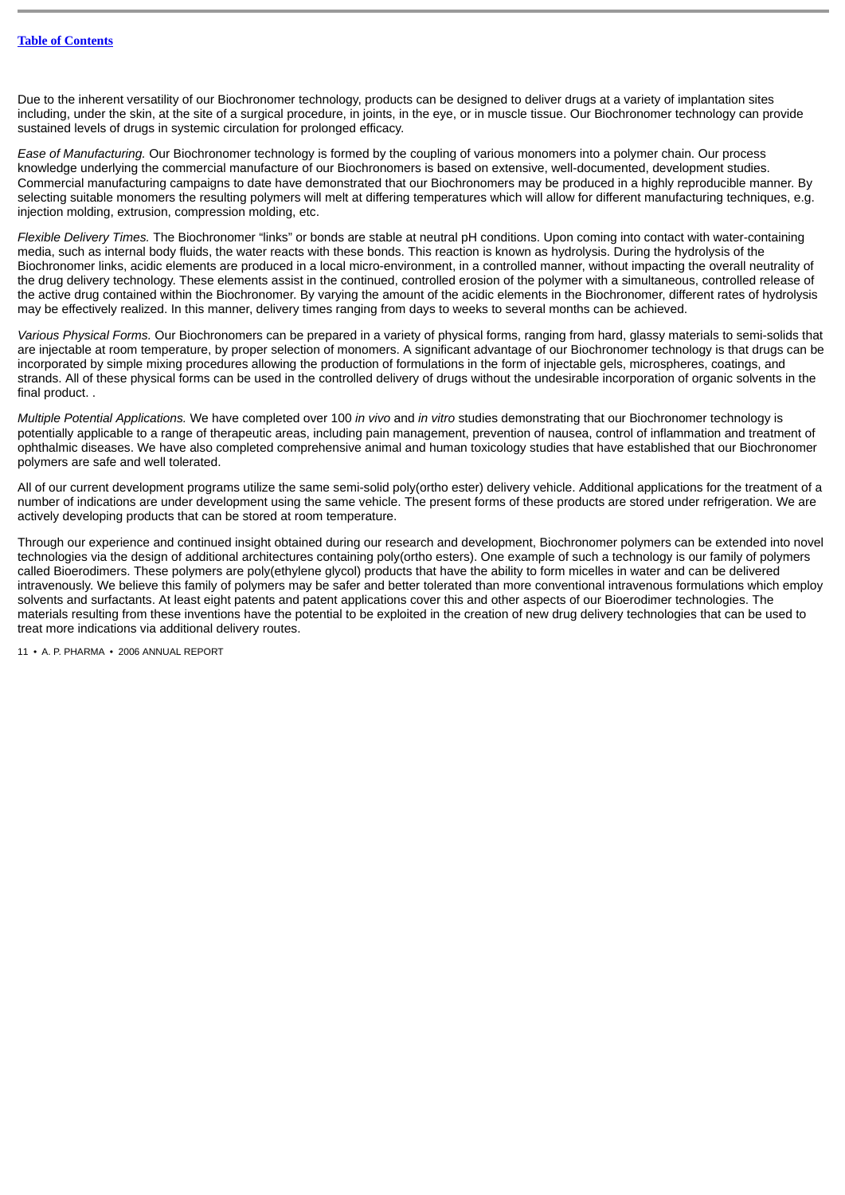Due to the inherent versatility of our Biochronomer technology, products can be designed to deliver drugs at a variety of implantation sites including, under the skin, at the site of a surgical procedure, in joints, in the eye, or in muscle tissue. Our Biochronomer technology can provide sustained levels of drugs in systemic circulation for prolonged efficacy.

*Ease of Manufacturing.* Our Biochronomer technology is formed by the coupling of various monomers into a polymer chain. Our process knowledge underlying the commercial manufacture of our Biochronomers is based on extensive, well-documented, development studies. Commercial manufacturing campaigns to date have demonstrated that our Biochronomers may be produced in a highly reproducible manner. By selecting suitable monomers the resulting polymers will melt at differing temperatures which will allow for different manufacturing techniques, e.g. injection molding, extrusion, compression molding, etc.

*Flexible Delivery Times.* The Biochronomer "links" or bonds are stable at neutral pH conditions. Upon coming into contact with water-containing media, such as internal body fluids, the water reacts with these bonds. This reaction is known as hydrolysis. During the hydrolysis of the Biochronomer links, acidic elements are produced in a local micro-environment, in a controlled manner, without impacting the overall neutrality of the drug delivery technology. These elements assist in the continued, controlled erosion of the polymer with a simultaneous, controlled release of the active drug contained within the Biochronomer. By varying the amount of the acidic elements in the Biochronomer, different rates of hydrolysis may be effectively realized. In this manner, delivery times ranging from days to weeks to several months can be achieved.

*Various Physical Forms.* Our Biochronomers can be prepared in a variety of physical forms, ranging from hard, glassy materials to semi-solids that are injectable at room temperature, by proper selection of monomers. A significant advantage of our Biochronomer technology is that drugs can be incorporated by simple mixing procedures allowing the production of formulations in the form of injectable gels, microspheres, coatings, and strands. All of these physical forms can be used in the controlled delivery of drugs without the undesirable incorporation of organic solvents in the final product. .

*Multiple Potential Applications.* We have completed over 100 *in vivo* and *in vitro* studies demonstrating that our Biochronomer technology is potentially applicable to a range of therapeutic areas, including pain management, prevention of nausea, control of inflammation and treatment of ophthalmic diseases. We have also completed comprehensive animal and human toxicology studies that have established that our Biochronomer polymers are safe and well tolerated.

All of our current development programs utilize the same semi-solid poly(ortho ester) delivery vehicle. Additional applications for the treatment of a number of indications are under development using the same vehicle. The present forms of these products are stored under refrigeration. We are actively developing products that can be stored at room temperature.

Through our experience and continued insight obtained during our research and development, Biochronomer polymers can be extended into novel technologies via the design of additional architectures containing poly(ortho esters). One example of such a technology is our family of polymers called Bioerodimers. These polymers are poly(ethylene glycol) products that have the ability to form micelles in water and can be delivered intravenously. We believe this family of polymers may be safer and better tolerated than more conventional intravenous formulations which employ solvents and surfactants. At least eight patents and patent applications cover this and other aspects of our Bioerodimer technologies. The materials resulting from these inventions have the potential to be exploited in the creation of new drug delivery technologies that can be used to treat more indications via additional delivery routes.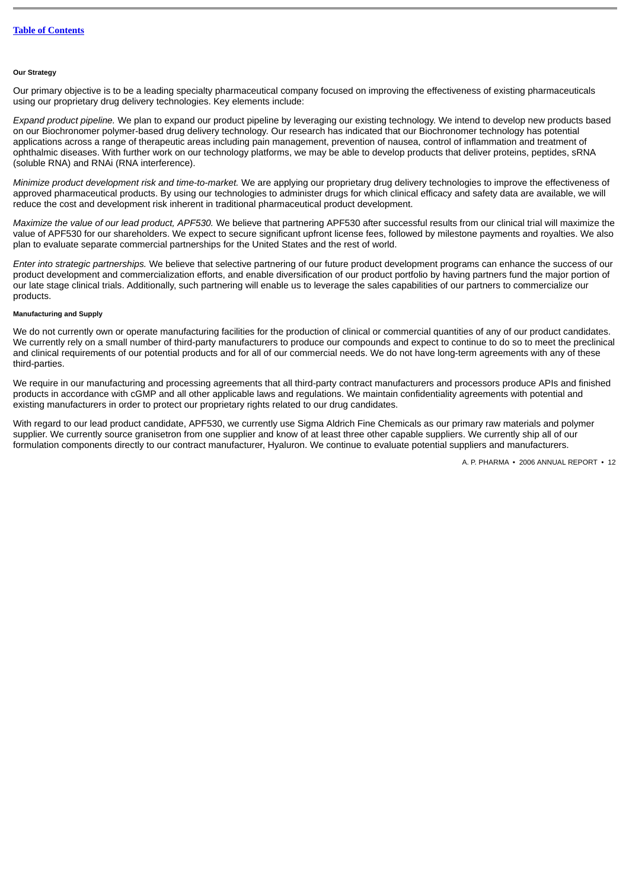### Our Strategy

Our primary objective is to be a leading specialty pharmaceutical company focused on improving the effectiveness of existing pharmaceuticals using our proprietary drug delivery technologies. Key elements include:

*Expand product pipeline.* We plan to expand our product pipeline by leveraging our existing technology. We intend to develop new products based on our Biochronomer polymer-based drug delivery technology. Our research has indicated that our Biochronomer technology has potential applications across a range of therapeutic areas including pain management, prevention of nausea, control of inflammation and treatment of ophthalmic diseases. With further work on our technology platforms, we may be able to develop products that deliver proteins, peptides, sRNA (soluble RNA) and RNAi (RNA interference).

*Minimize product development risk and time-to-market.* We are applying our proprietary drug delivery technologies to improve the effectiveness of approved pharmaceutical products. By using our technologies to administer drugs for which clinical efficacy and safety data are available, we will reduce the cost and development risk inherent in traditional pharmaceutical product development.

*Maximize the value of our lead product, APF530.* We believe that partnering APF530 after successful results from our clinical trial will maximize the value of APF530 for our shareholders. We expect to secure significant upfront license fees, followed by milestone payments and royalties. We also plan to evaluate separate commercial partnerships for the United States and the rest of world.

*Enter into strategic partnerships.* We believe that selective partnering of our future product development programs can enhance the success of our product development and commercialization efforts, and enable diversification of our product portfolio by having partners fund the major portion of our late stage clinical trials. Additionally, such partnering will enable us to leverage the sales capabilities of our partners to commercialize our products.

### Manufacturing and Supply

We do not currently own or operate manufacturing facilities for the production of clinical or commercial quantities of any of our product candidates. We currently rely on a small number of third-party manufacturers to produce our compounds and expect to continue to do so to meet the preclinical and clinical requirements of our potential products and for all of our commercial needs. We do not have long-term agreements with any of these third-parties.

We require in our manufacturing and processing agreements that all third-party contract manufacturers and processors produce APIs and finished products in accordance with cGMP and all other applicable laws and regulations. We maintain confidentiality agreements with potential and existing manufacturers in order to protect our proprietary rights related to our drug candidates.

With regard to our lead product candidate, APF530, we currently use Sigma Aldrich Fine Chemicals as our primary raw materials and polymer supplier. We currently source granisetron from one supplier and know of at least three other capable suppliers. We currently ship all of our formulation components directly to our contract manufacturer, Hyaluron. We continue to evaluate potential suppliers and manufacturers.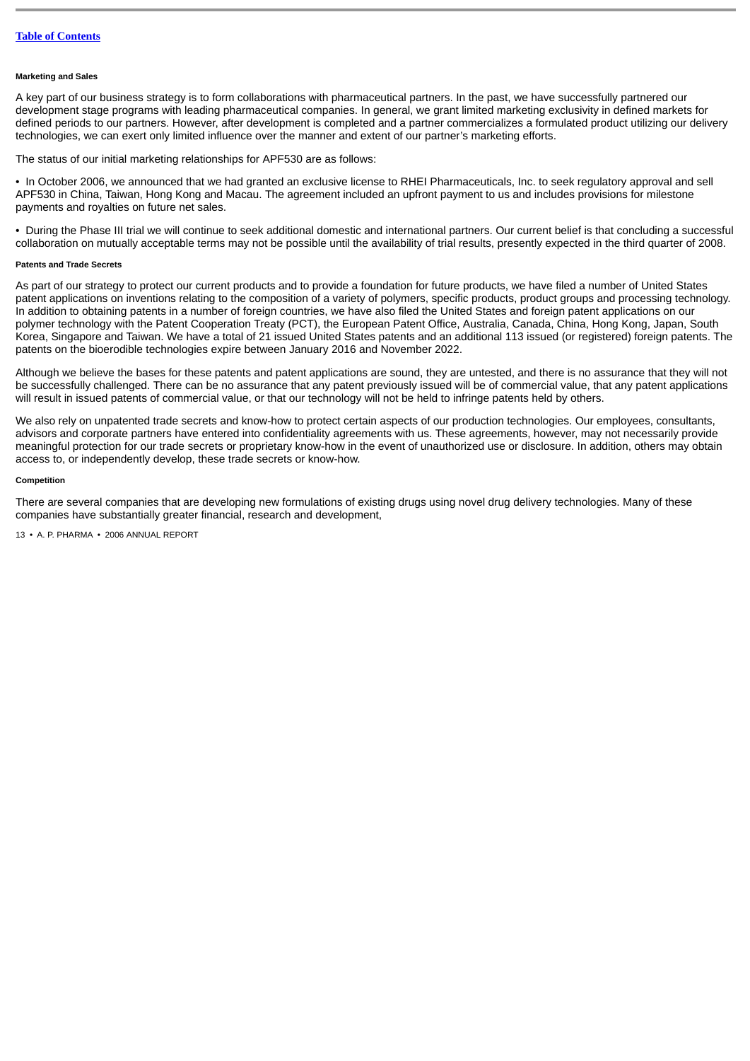#### Marketing and Sales

A key part of our business strategy is to form collaborations with pharmaceutical partners. In the past, we have successfully partnered our development stage programs with leading pharmaceutical companies. In general, we grant limited marketing exclusivity in defined markets for defined periods to our partners. However, after development is completed and a partner commercializes a formulated product utilizing our delivery technologies, we can exert only limited influence over the manner and extent of our partner's marketing efforts.

The status of our initial marketing relationships for APF530 are as follows:

- In October 2006, we announced that we had granted an exclusive license to RHEI Pharmaceuticals, Inc. to seek regulatory approval and sell APF530 in China, Taiwan, Hong Kong and Macau. The agreement included an upfront payment to us and includes provisions for milestone payments and royalties on future net sales.

- During the Phase III trial we will continue to seek additional domestic and international partners. Our current belief is that concluding a successful collaboration on mutually acceptable terms may not be possible until the availability of trial results, presently expected in the third quarter of 2008.

#### Patents and Trade Secrets

As part of our strategy to protect our current products and to provide a foundation for future products, we have filed a number of United States patent applications on inventions relating to the composition of a variety of polymers, specific products, product groups and processing technology. In addition to obtaining patents in a number of foreign countries, we have also filed the United States and foreign patent applications on our polymer technology with the Patent Cooperation Treaty (PCT), the European Patent Office, Australia, Canada, China, Hong Kong, Japan, South Korea, Singapore and Taiwan. We have a total of 21 issued United States patents and an additional 113 issued (or registered) foreign patents. The patents on the bioerodible technologies expire between January 2016 and November 2022.

Although we believe the bases for these patents and patent applications are sound, they are untested, and there is no assurance that they will not be successfully challenged. There can be no assurance that any patent previously issued will be of commercial value, that any patent applications will result in issued patents of commercial value, or that our technology will not be held to infringe patents held by others.

We also rely on unpatented trade secrets and know-how to protect certain aspects of our production technologies. Our employees, consultants, advisors and corporate partners have entered into confidentiality agreements with us. These agreements, however, may not necessarily provide meaningful protection for our trade secrets or proprietary know-how in the event of unauthorized use or disclosure. In addition, others may obtain access to, or independently develop, these trade secrets or know-how.

#### Competition

There are several companies that are developing new formulations of existing drugs using novel drug delivery technologies. Many of these companies have substantially greater financial, research and development,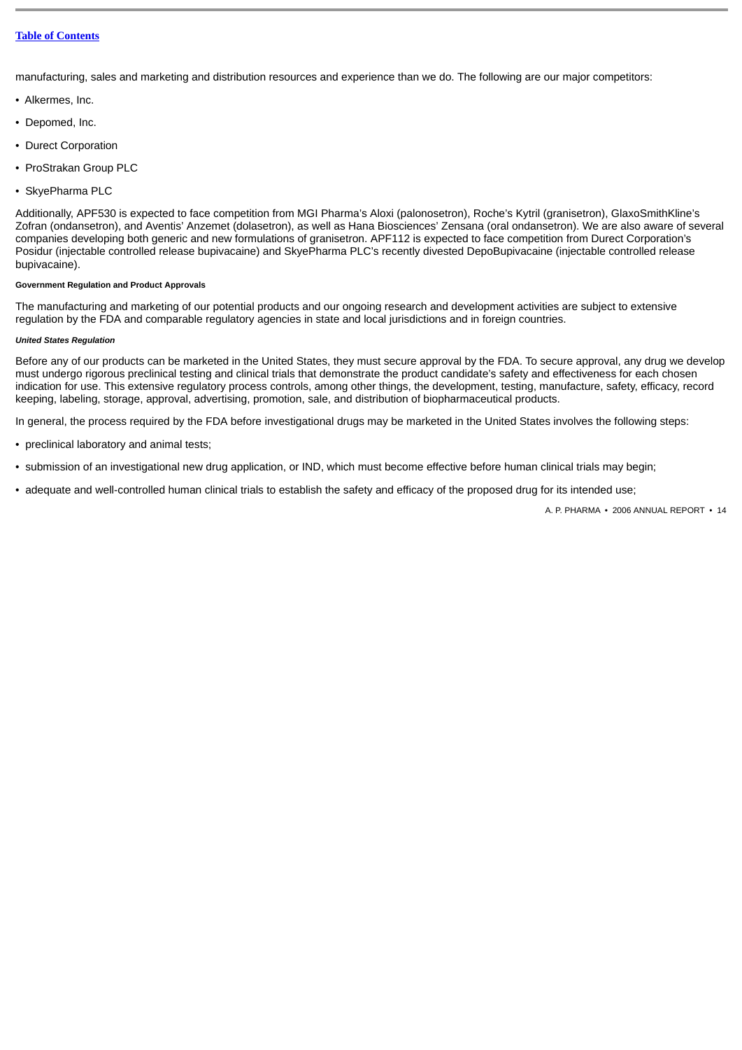manufacturing, sales and marketing and distribution resources and experience than we do. The following are our major competitors:

- Alkermes, Inc.
- Depomed, Inc.
- Durect Corporation
- ProStrakan Group PLC
- SkyePharma PLC

Additionally, APF530 is expected to face competition from MGI Pharma's Aloxi (palonosetron), Roche's Kytril (granisetron), GlaxoSmithKline's Zofran (ondansetron), and Aventis' Anzemet (dolasetron), as well as Hana Biosciences' Zensana (oral ondansetron). We are also aware of several companies developing both generic and new formulations of granisetron. APF112 is expected to face competition from Durect Corporation's Posidur (injectable controlled release bupivacaine) and SkyePharma PLC's recently divested DepoBupivacaine (injectable controlled release bupivacaine).

#### Government Regulation and Product Approvals

The manufacturing and marketing of our potential products and our ongoing research and development activities are subject to extensive regulation by the FDA and comparable regulatory agencies in state and local jurisdictions and in foreign countries.

##### *United States Regulation*

Before any of our products can be marketed in the United States, they must secure approval by the FDA. To secure approval, any drug we develop must undergo rigorous preclinical testing and clinical trials that demonstrate the product candidate's safety and effectiveness for each chosen indication for use. This extensive regulatory process controls, among other things, the development, testing, manufacture, safety, efficacy, record keeping, labeling, storage, approval, advertising, promotion, sale, and distribution of biopharmaceutical products.

In general, the process required by the FDA before investigational drugs may be marketed in the United States involves the following steps:

- preclinical laboratory and animal tests;
- submission of an investigational new drug application, or IND, which must become effective before human clinical trials may begin;
- adequate and well-controlled human clinical trials to establish the safety and efficacy of the proposed drug for its intended use;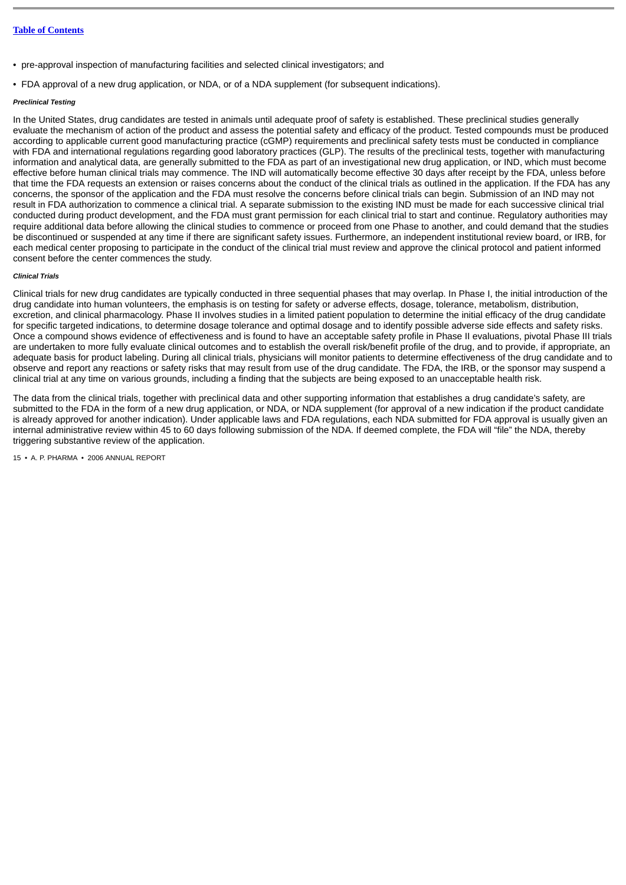- pre-approval inspection of manufacturing facilities and selected clinical investigators; and
- FDA approval of a new drug application, or NDA, or of a NDA supplement (for subsequent indications).

***Preclinical Testing***

In the United States, drug candidates are tested in animals until adequate proof of safety is established. These preclinical studies generally evaluate the mechanism of action of the product and assess the potential safety and efficacy of the product. Tested compounds must be produced according to applicable current good manufacturing practice (cGMP) requirements and preclinical safety tests must be conducted in compliance with FDA and international regulations regarding good laboratory practices (GLP). The results of the preclinical tests, together with manufacturing information and analytical data, are generally submitted to the FDA as part of an investigational new drug application, or IND, which must become effective before human clinical trials may commence. The IND will automatically become effective 30 days after receipt by the FDA, unless before that time the FDA requests an extension or raises concerns about the conduct of the clinical trials as outlined in the application. If the FDA has any concerns, the sponsor of the application and the FDA must resolve the concerns before clinical trials can begin. Submission of an IND may not result in FDA authorization to commence a clinical trial. A separate submission to the existing IND must be made for each successive clinical trial conducted during product development, and the FDA must grant permission for each clinical trial to start and continue. Regulatory authorities may require additional data before allowing the clinical studies to commence or proceed from one Phase to another, and could demand that the studies be discontinued or suspended at any time if there are significant safety issues. Furthermore, an independent institutional review board, or IRB, for each medical center proposing to participate in the conduct of the clinical trial must review and approve the clinical protocol and patient informed consent before the center commences the study.

***Clinical Trials***

Clinical trials for new drug candidates are typically conducted in three sequential phases that may overlap. In Phase I, the initial introduction of the drug candidate into human volunteers, the emphasis is on testing for safety or adverse effects, dosage, tolerance, metabolism, distribution, excretion, and clinical pharmacology. Phase II involves studies in a limited patient population to determine the initial efficacy of the drug candidate for specific targeted indications, to determine dosage tolerance and optimal dosage and to identify possible adverse side effects and safety risks. Once a compound shows evidence of effectiveness and is found to have an acceptable safety profile in Phase II evaluations, pivotal Phase III trials are undertaken to more fully evaluate clinical outcomes and to establish the overall risk/benefit profile of the drug, and to provide, if appropriate, an adequate basis for product labeling. During all clinical trials, physicians will monitor patients to determine effectiveness of the drug candidate and to observe and report any reactions or safety risks that may result from use of the drug candidate. The FDA, the IRB, or the sponsor may suspend a clinical trial at any time on various grounds, including a finding that the subjects are being exposed to an unacceptable health risk.

The data from the clinical trials, together with preclinical data and other supporting information that establishes a drug candidate's safety, are submitted to the FDA in the form of a new drug application, or NDA, or NDA supplement (for approval of a new indication if the product candidate is already approved for another indication). Under applicable laws and FDA regulations, each NDA submitted for FDA approval is usually given an internal administrative review within 45 to 60 days following submission of the NDA. If deemed complete, the FDA will "file" the NDA, thereby triggering substantive review of the application.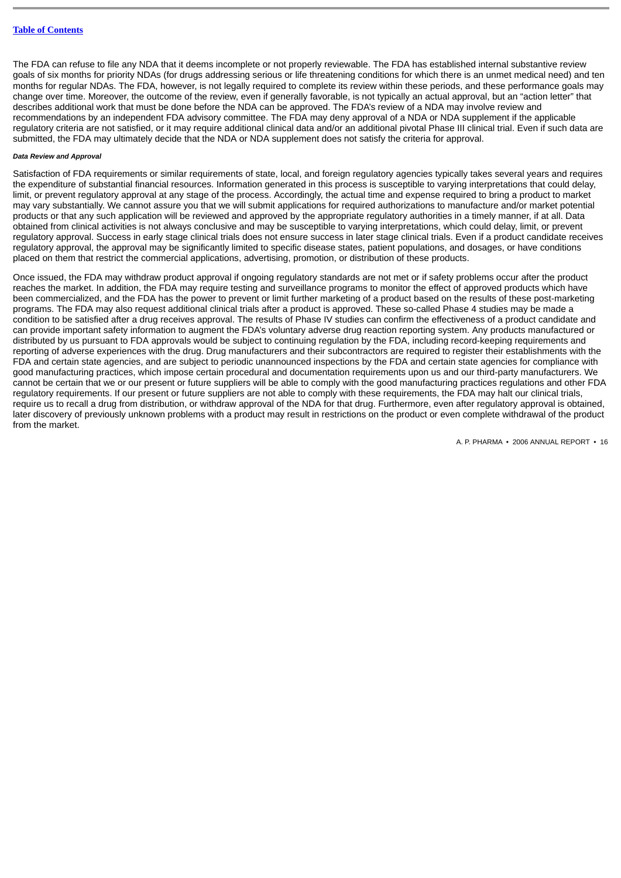The FDA can refuse to file any NDA that it deems incomplete or not properly reviewable. The FDA has established internal substantive review goals of six months for priority NDAs (for drugs addressing serious or life threatening conditions for which there is an unmet medical need) and ten months for regular NDAs. The FDA, however, is not legally required to complete its review within these periods, and these performance goals may change over time. Moreover, the outcome of the review, even if generally favorable, is not typically an actual approval, but an "action letter" that describes additional work that must be done before the NDA can be approved. The FDA's review of a NDA may involve review and recommendations by an independent FDA advisory committee. The FDA may deny approval of a NDA or NDA supplement if the applicable regulatory criteria are not satisfied, or it may require additional clinical data and/or an additional pivotal Phase III clinical trial. Even if such data are submitted, the FDA may ultimately decide that the NDA or NDA supplement does not satisfy the criteria for approval.

***Data Review and Approval***

Satisfaction of FDA requirements or similar requirements of state, local, and foreign regulatory agencies typically takes several years and requires the expenditure of substantial financial resources. Information generated in this process is susceptible to varying interpretations that could delay, limit, or prevent regulatory approval at any stage of the process. Accordingly, the actual time and expense required to bring a product to market may vary substantially. We cannot assure you that we will submit applications for required authorizations to manufacture and/or market potential products or that any such application will be reviewed and approved by the appropriate regulatory authorities in a timely manner, if at all. Data obtained from clinical activities is not always conclusive and may be susceptible to varying interpretations, which could delay, limit, or prevent regulatory approval. Success in early stage clinical trials does not ensure success in later stage clinical trials. Even if a product candidate receives regulatory approval, the approval may be significantly limited to specific disease states, patient populations, and dosages, or have conditions placed on them that restrict the commercial applications, advertising, promotion, or distribution of these products.

Once issued, the FDA may withdraw product approval if ongoing regulatory standards are not met or if safety problems occur after the product reaches the market. In addition, the FDA may require testing and surveillance programs to monitor the effect of approved products which have been commercialized, and the FDA has the power to prevent or limit further marketing of a product based on the results of these post-marketing programs. The FDA may also request additional clinical trials after a product is approved. These so-called Phase 4 studies may be made a condition to be satisfied after a drug receives approval. The results of Phase IV studies can confirm the effectiveness of a product candidate and can provide important safety information to augment the FDA's voluntary adverse drug reaction reporting system. Any products manufactured or distributed by us pursuant to FDA approvals would be subject to continuing regulation by the FDA, including record-keeping requirements and reporting of adverse experiences with the drug. Drug manufacturers and their subcontractors are required to register their establishments with the FDA and certain state agencies, and are subject to periodic unannounced inspections by the FDA and certain state agencies for compliance with good manufacturing practices, which impose certain procedural and documentation requirements upon us and our third-party manufacturers. We cannot be certain that we or our present or future suppliers will be able to comply with the good manufacturing practices regulations and other FDA regulatory requirements. If our present or future suppliers are not able to comply with these requirements, the FDA may halt our clinical trials, require us to recall a drug from distribution, or withdraw approval of the NDA for that drug. Furthermore, even after regulatory approval is obtained, later discovery of previously unknown problems with a product may result in restrictions on the product or even complete withdrawal of the product from the market.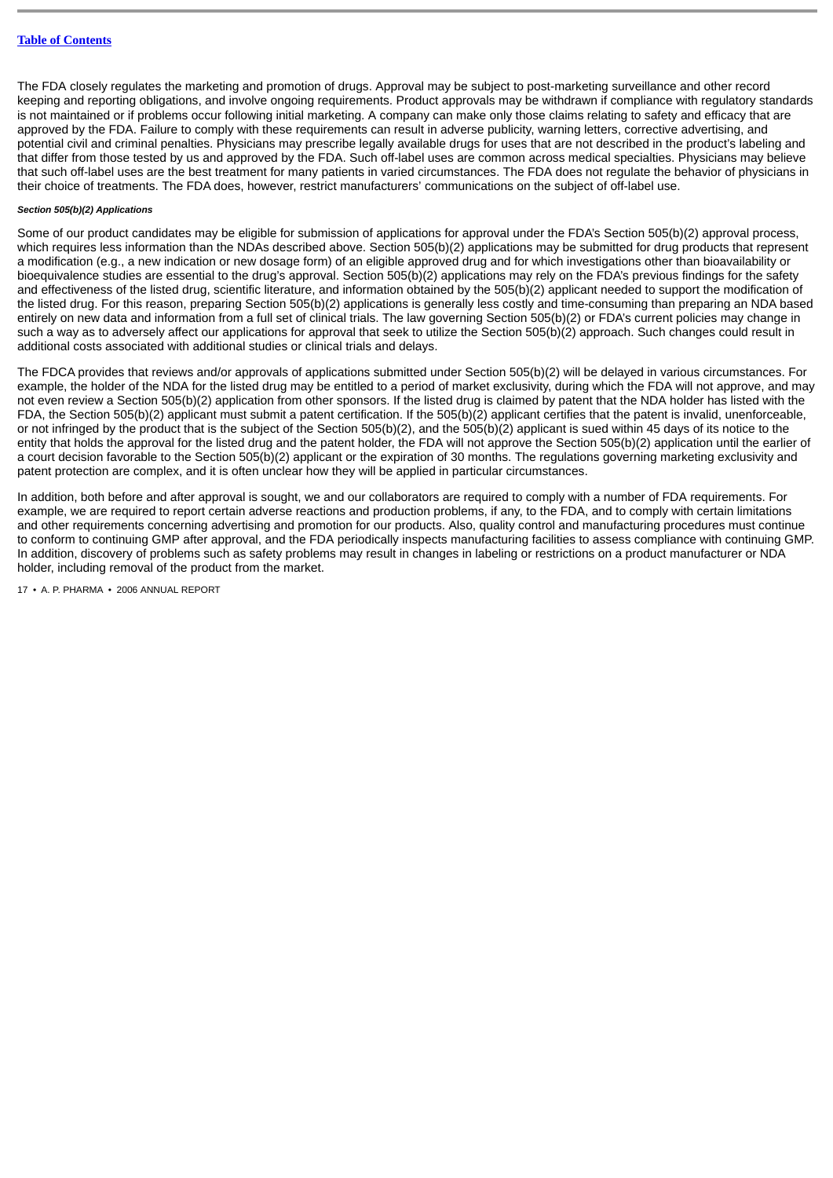The FDA closely regulates the marketing and promotion of drugs. Approval may be subject to post-marketing surveillance and other record keeping and reporting obligations, and involve ongoing requirements. Product approvals may be withdrawn if compliance with regulatory standards is not maintained or if problems occur following initial marketing. A company can make only those claims relating to safety and efficacy that are approved by the FDA. Failure to comply with these requirements can result in adverse publicity, warning letters, corrective advertising, and potential civil and criminal penalties. Physicians may prescribe legally available drugs for uses that are not described in the product's labeling and that differ from those tested by us and approved by the FDA. Such off-label uses are common across medical specialties. Physicians may believe that such off-label uses are the best treatment for many patients in varied circumstances. The FDA does not regulate the behavior of physicians in their choice of treatments. The FDA does, however, restrict manufacturers' communications on the subject of off-label use.

***Section 505(b)(2) Applications***

Some of our product candidates may be eligible for submission of applications for approval under the FDA's Section 505(b)(2) approval process, which requires less information than the NDAs described above. Section 505(b)(2) applications may be submitted for drug products that represent a modification (e.g., a new indication or new dosage form) of an eligible approved drug and for which investigations other than bioavailability or bioequivalence studies are essential to the drug's approval. Section 505(b)(2) applications may rely on the FDA's previous findings for the safety and effectiveness of the listed drug, scientific literature, and information obtained by the 505(b)(2) applicant needed to support the modification of the listed drug. For this reason, preparing Section 505(b)(2) applications is generally less costly and time-consuming than preparing an NDA based entirely on new data and information from a full set of clinical trials. The law governing Section 505(b)(2) or FDA's current policies may change in such a way as to adversely affect our applications for approval that seek to utilize the Section 505(b)(2) approach. Such changes could result in additional costs associated with additional studies or clinical trials and delays.

The FDCA provides that reviews and/or approvals of applications submitted under Section 505(b)(2) will be delayed in various circumstances. For example, the holder of the NDA for the listed drug may be entitled to a period of market exclusivity, during which the FDA will not approve, and may not even review a Section 505(b)(2) application from other sponsors. If the listed drug is claimed by patent that the NDA holder has listed with the FDA, the Section 505(b)(2) applicant must submit a patent certification. If the 505(b)(2) applicant certifies that the patent is invalid, unenforceable, or not infringed by the product that is the subject of the Section 505(b)(2), and the 505(b)(2) applicant is sued within 45 days of its notice to the entity that holds the approval for the listed drug and the patent holder, the FDA will not approve the Section 505(b)(2) application until the earlier of a court decision favorable to the Section 505(b)(2) applicant or the expiration of 30 months. The regulations governing marketing exclusivity and patent protection are complex, and it is often unclear how they will be applied in particular circumstances.

In addition, both before and after approval is sought, we and our collaborators are required to comply with a number of FDA requirements. For example, we are required to report certain adverse reactions and production problems, if any, to the FDA, and to comply with certain limitations and other requirements concerning advertising and promotion for our products. Also, quality control and manufacturing procedures must continue to conform to continuing GMP after approval, and the FDA periodically inspects manufacturing facilities to assess compliance with continuing GMP. In addition, discovery of problems such as safety problems may result in changes in labeling or restrictions on a product manufacturer or NDA holder, including removal of the product from the market.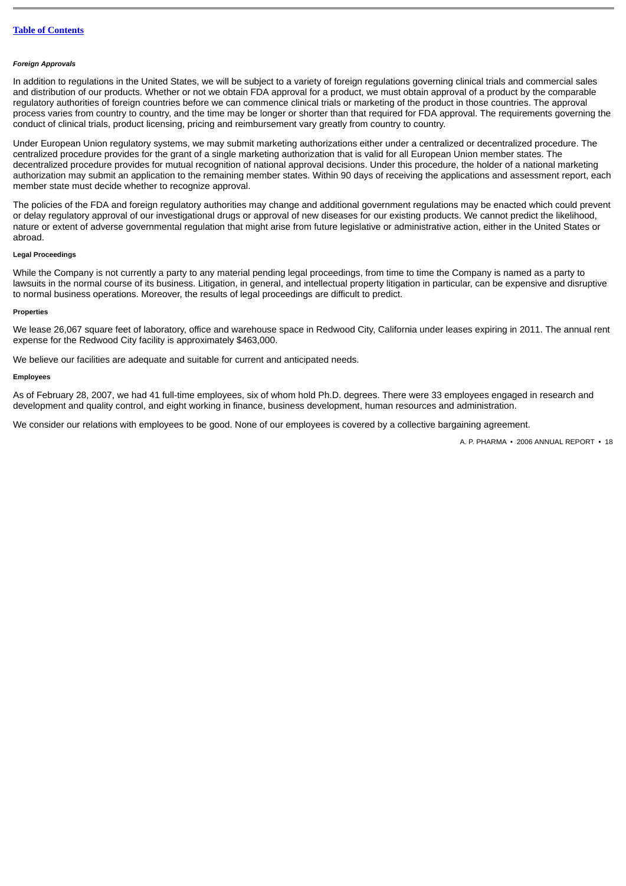#### *Foreign Approvals*

In addition to regulations in the United States, we will be subject to a variety of foreign regulations governing clinical trials and commercial sales and distribution of our products. Whether or not we obtain FDA approval for a product, we must obtain approval of a product by the comparable regulatory authorities of foreign countries before we can commence clinical trials or marketing of the product in those countries. The approval process varies from country to country, and the time may be longer or shorter than that required for FDA approval. The requirements governing the conduct of clinical trials, product licensing, pricing and reimbursement vary greatly from country to country.

Under European Union regulatory systems, we may submit marketing authorizations either under a centralized or decentralized procedure. The centralized procedure provides for the grant of a single marketing authorization that is valid for all European Union member states. The decentralized procedure provides for mutual recognition of national approval decisions. Under this procedure, the holder of a national marketing authorization may submit an application to the remaining member states. Within 90 days of receiving the applications and assessment report, each member state must decide whether to recognize approval.

The policies of the FDA and foreign regulatory authorities may change and additional government regulations may be enacted which could prevent or delay regulatory approval of our investigational drugs or approval of new diseases for our existing products. We cannot predict the likelihood, nature or extent of adverse governmental regulation that might arise from future legislative or administrative action, either in the United States or abroad.

#### Legal Proceedings

While the Company is not currently a party to any material pending legal proceedings, from time to time the Company is named as a party to lawsuits in the normal course of its business. Litigation, in general, and intellectual property litigation in particular, can be expensive and disruptive to normal business operations. Moreover, the results of legal proceedings are difficult to predict.

#### Properties

We lease 26,067 square feet of laboratory, office and warehouse space in Redwood City, California under leases expiring in 2011. The annual rent expense for the Redwood City facility is approximately $463,000.

We believe our facilities are adequate and suitable for current and anticipated needs.

#### Employees

As of February 28, 2007, we had 41 full-time employees, six of whom hold Ph.D. degrees. There were 33 employees engaged in research and development and quality control, and eight working in finance, business development, human resources and administration.

We consider our relations with employees to be good. None of our employees is covered by a collective bargaining agreement.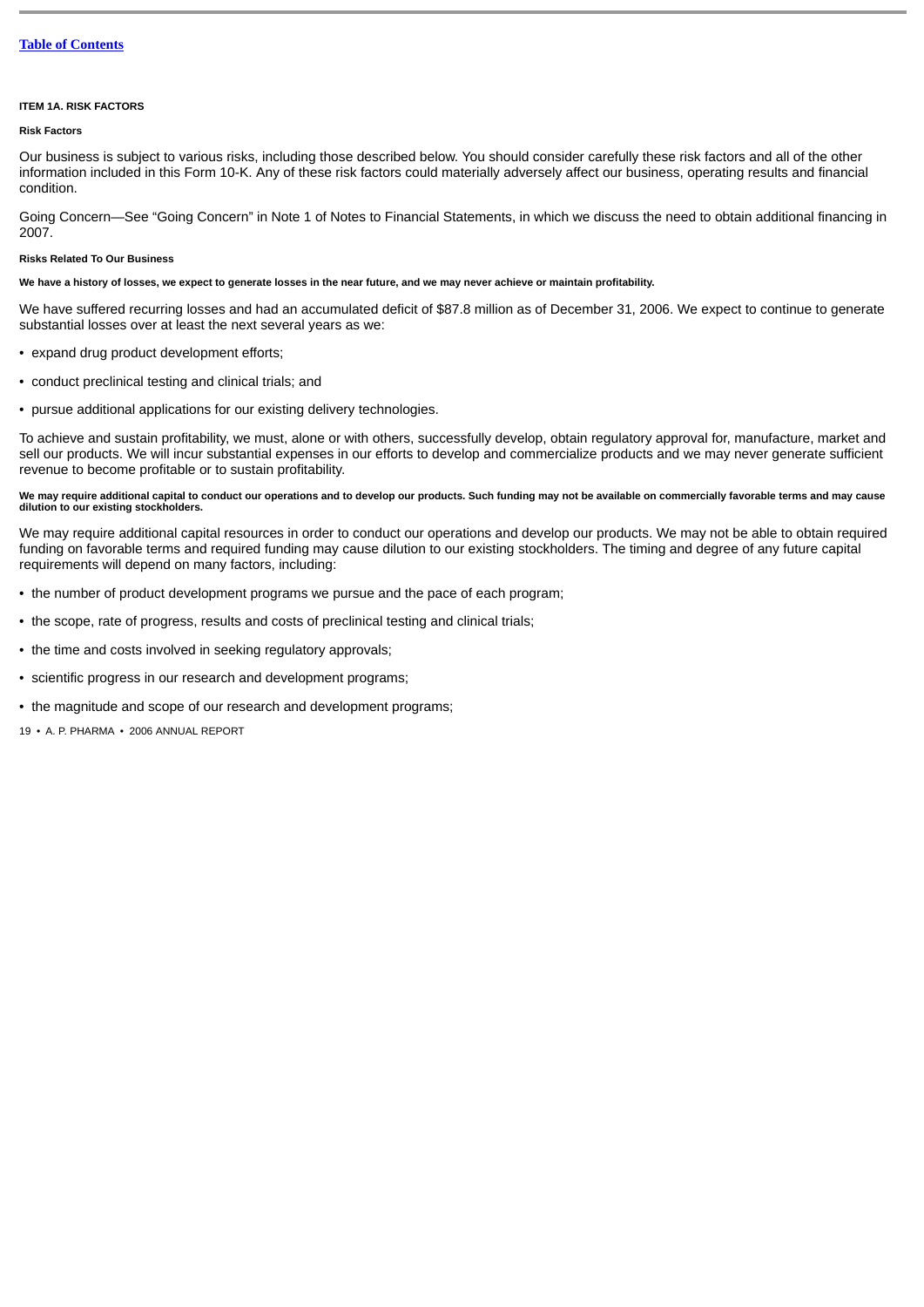## ITEM 1A. RISK FACTORS

### Risk Factors

Our business is subject to various risks, including those described below. You should consider carefully these risk factors and all of the other information included in this Form 10-K. Any of these risk factors could materially adversely affect our business, operating results and financial condition.

Going Concern—See "Going Concern" in Note 1 of Notes to Financial Statements, in which we discuss the need to obtain additional financing in 2007.

### Risks Related To Our Business

**We have a history of losses, we expect to generate losses in the near future, and we may never achieve or maintain profitability.**

We have suffered recurring losses and had an accumulated deficit of $87.8 million as of December 31, 2006. We expect to continue to generate substantial losses over at least the next several years as we:

- expand drug product development efforts;
- conduct preclinical testing and clinical trials; and
- pursue additional applications for our existing delivery technologies.

To achieve and sustain profitability, we must, alone or with others, successfully develop, obtain regulatory approval for, manufacture, market and sell our products. We will incur substantial expenses in our efforts to develop and commercialize products and we may never generate sufficient revenue to become profitable or to sustain profitability.

**We may require additional capital to conduct our operations and to develop our products. Such funding may not be available on commercially favorable terms and may cause dilution to our existing stockholders.**

We may require additional capital resources in order to conduct our operations and develop our products. We may not be able to obtain required funding on favorable terms and required funding may cause dilution to our existing stockholders. The timing and degree of any future capital requirements will depend on many factors, including:

- the number of product development programs we pursue and the pace of each program;
- the scope, rate of progress, results and costs of preclinical testing and clinical trials;
- the time and costs involved in seeking regulatory approvals;
- scientific progress in our research and development programs;
- the magnitude and scope of our research and development programs;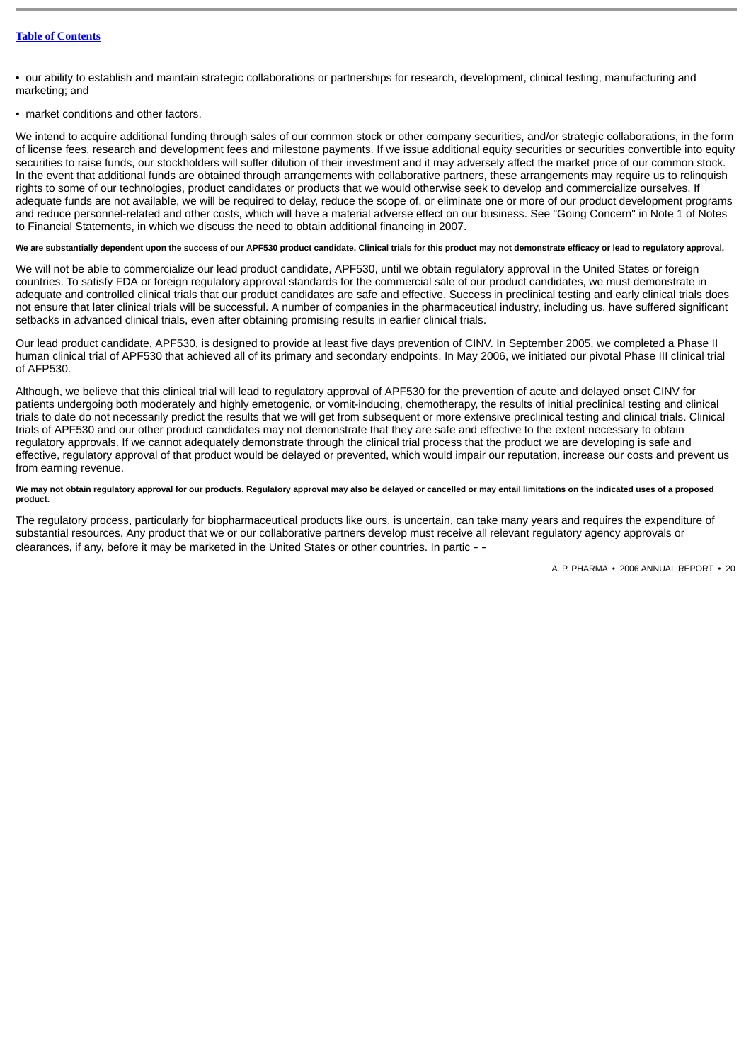- our ability to establish and maintain strategic collaborations or partnerships for research, development, clinical testing, manufacturing and marketing; and
- market conditions and other factors.

We intend to acquire additional funding through sales of our common stock or other company securities, and/or strategic collaborations, in the form of license fees, research and development fees and milestone payments. If we issue additional equity securities or securities convertible into equity securities to raise funds, our stockholders will suffer dilution of their investment and it may adversely affect the market price of our common stock. In the event that additional funds are obtained through arrangements with collaborative partners, these arrangements may require us to relinquish rights to some of our technologies, product candidates or products that we would otherwise seek to develop and commercialize ourselves. If adequate funds are not available, we will be required to delay, reduce the scope of, or eliminate one or more of our product development programs and reduce personnel-related and other costs, which will have a material adverse effect on our business. See "Going Concern" in Note 1 of Notes to Financial Statements, in which we discuss the need to obtain additional financing in 2007.

**We are substantially dependent upon the success of our APF530 product candidate. Clinical trials for this product may not demonstrate efficacy or lead to regulatory approval.**

We will not be able to commercialize our lead product candidate, APF530, until we obtain regulatory approval in the United States or foreign countries. To satisfy FDA or foreign regulatory approval standards for the commercial sale of our product candidates, we must demonstrate in adequate and controlled clinical trials that our product candidates are safe and effective. Success in preclinical testing and early clinical trials does not ensure that later clinical trials will be successful. A number of companies in the pharmaceutical industry, including us, have suffered significant setbacks in advanced clinical trials, even after obtaining promising results in earlier clinical trials.

Our lead product candidate, APF530, is designed to provide at least five days prevention of CINV. In September 2005, we completed a Phase II human clinical trial of APF530 that achieved all of its primary and secondary endpoints. In May 2006, we initiated our pivotal Phase III clinical trial of AFP530.

Although, we believe that this clinical trial will lead to regulatory approval of APF530 for the prevention of acute and delayed onset CINV for patients undergoing both moderately and highly emetogenic, or vomit-inducing, chemotherapy, the results of initial preclinical testing and clinical trials to date do not necessarily predict the results that we will get from subsequent or more extensive preclinical testing and clinical trials. Clinical trials of APF530 and our other product candidates may not demonstrate that they are safe and effective to the extent necessary to obtain regulatory approvals. If we cannot adequately demonstrate through the clinical trial process that the product we are developing is safe and effective, regulatory approval of that product would be delayed or prevented, which would impair our reputation, increase our costs and prevent us from earning revenue.

**We may not obtain regulatory approval for our products. Regulatory approval may also be delayed or cancelled or may entail limitations on the indicated uses of a proposed product.**

The regulatory process, particularly for biopharmaceutical products like ours, is uncertain, can take many years and requires the expenditure of substantial resources. Any product that we or our collaborative partners develop must receive all relevant regulatory agency approvals or clearances, if any, before it may be marketed in the United States or other countries. In partic - -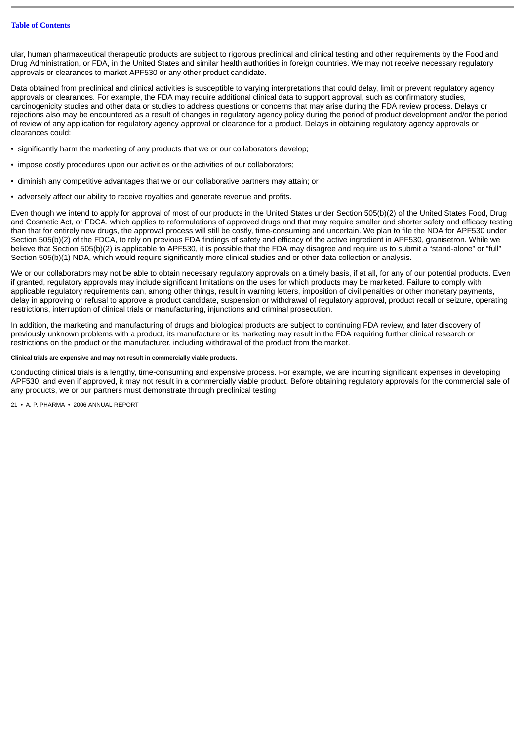ular, human pharmaceutical therapeutic products are subject to rigorous preclinical and clinical testing and other requirements by the Food and Drug Administration, or FDA, in the United States and similar health authorities in foreign countries. We may not receive necessary regulatory approvals or clearances to market APF530 or any other product candidate.

Data obtained from preclinical and clinical activities is susceptible to varying interpretations that could delay, limit or prevent regulatory agency approvals or clearances. For example, the FDA may require additional clinical data to support approval, such as confirmatory studies, carcinogenicity studies and other data or studies to address questions or concerns that may arise during the FDA review process. Delays or rejections also may be encountered as a result of changes in regulatory agency policy during the period of product development and/or the period of review of any application for regulatory agency approval or clearance for a product. Delays in obtaining regulatory agency approvals or clearances could:

- significantly harm the marketing of any products that we or our collaborators develop;
- impose costly procedures upon our activities or the activities of our collaborators;
- diminish any competitive advantages that we or our collaborative partners may attain; or
- adversely affect our ability to receive royalties and generate revenue and profits.

Even though we intend to apply for approval of most of our products in the United States under Section 505(b)(2) of the United States Food, Drug and Cosmetic Act, or FDCA, which applies to reformulations of approved drugs and that may require smaller and shorter safety and efficacy testing than that for entirely new drugs, the approval process will still be costly, time-consuming and uncertain. We plan to file the NDA for APF530 under Section 505(b)(2) of the FDCA, to rely on previous FDA findings of safety and efficacy of the active ingredient in APF530, granisetron. While we believe that Section 505(b)(2) is applicable to APF530, it is possible that the FDA may disagree and require us to submit a "stand-alone" or "full" Section 505(b)(1) NDA, which would require significantly more clinical studies and or other data collection or analysis.

We or our collaborators may not be able to obtain necessary regulatory approvals on a timely basis, if at all, for any of our potential products. Even if granted, regulatory approvals may include significant limitations on the uses for which products may be marketed. Failure to comply with applicable regulatory requirements can, among other things, result in warning letters, imposition of civil penalties or other monetary payments, delay in approving or refusal to approve a product candidate, suspension or withdrawal of regulatory approval, product recall or seizure, operating restrictions, interruption of clinical trials or manufacturing, injunctions and criminal prosecution.

In addition, the marketing and manufacturing of drugs and biological products are subject to continuing FDA review, and later discovery of previously unknown problems with a product, its manufacture or its marketing may result in the FDA requiring further clinical research or restrictions on the product or the manufacturer, including withdrawal of the product from the market.

**Clinical trials are expensive and may not result in commercially viable products.**

Conducting clinical trials is a lengthy, time-consuming and expensive process. For example, we are incurring significant expenses in developing APF530, and even if approved, it may not result in a commercially viable product. Before obtaining regulatory approvals for the commercial sale of any products, we or our partners must demonstrate through preclinical testing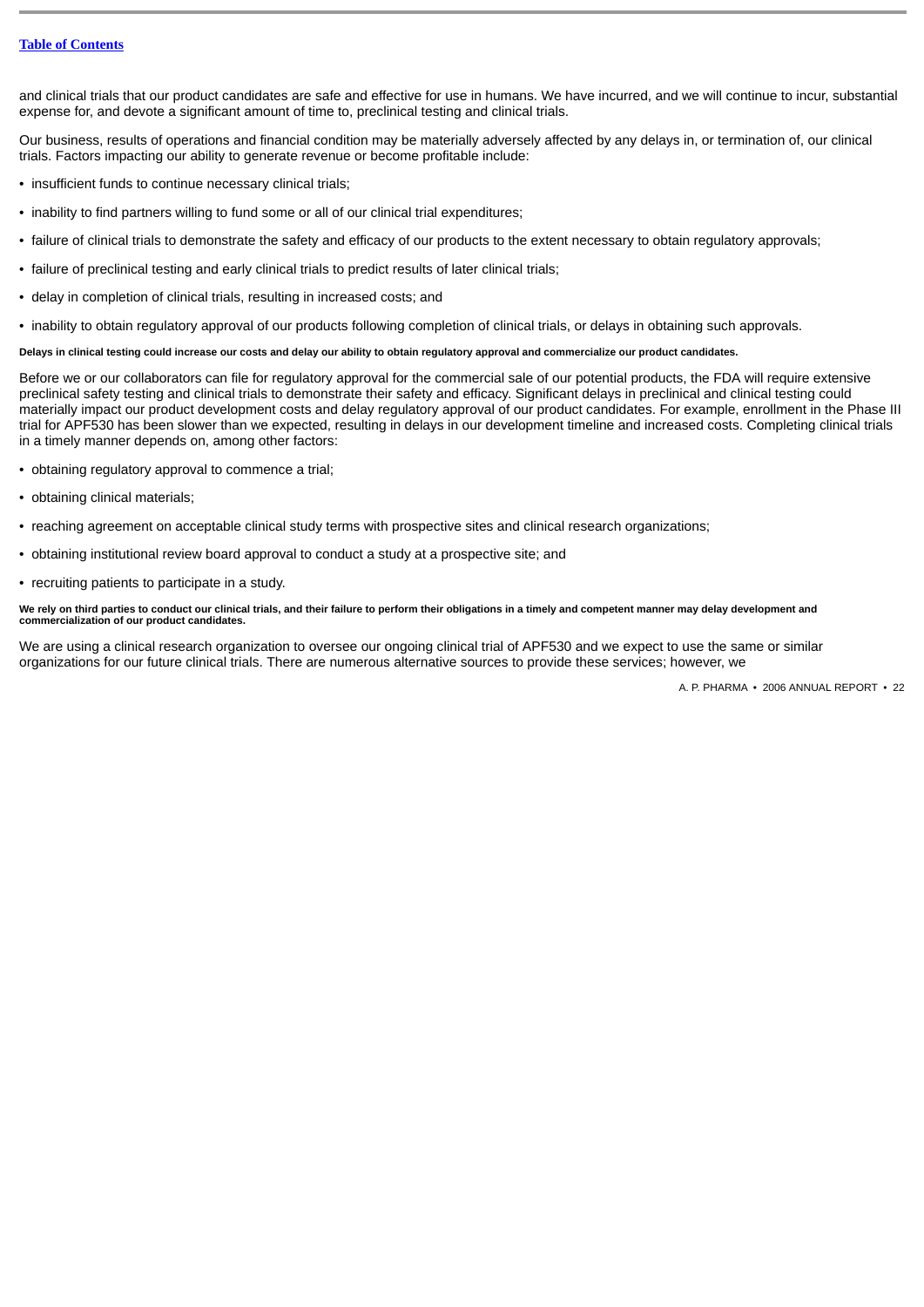and clinical trials that our product candidates are safe and effective for use in humans. We have incurred, and we will continue to incur, substantial expense for, and devote a significant amount of time to, preclinical testing and clinical trials.

Our business, results of operations and financial condition may be materially adversely affected by any delays in, or termination of, our clinical trials. Factors impacting our ability to generate revenue or become profitable include:

- insufficient funds to continue necessary clinical trials;
- inability to find partners willing to fund some or all of our clinical trial expenditures;
- failure of clinical trials to demonstrate the safety and efficacy of our products to the extent necessary to obtain regulatory approvals;
- failure of preclinical testing and early clinical trials to predict results of later clinical trials;
- delay in completion of clinical trials, resulting in increased costs; and
- inability to obtain regulatory approval of our products following completion of clinical trials, or delays in obtaining such approvals.

**Delays in clinical testing could increase our costs and delay our ability to obtain regulatory approval and commercialize our product candidates.**

Before we or our collaborators can file for regulatory approval for the commercial sale of our potential products, the FDA will require extensive preclinical safety testing and clinical trials to demonstrate their safety and efficacy. Significant delays in preclinical and clinical testing could materially impact our product development costs and delay regulatory approval of our product candidates. For example, enrollment in the Phase III trial for APF530 has been slower than we expected, resulting in delays in our development timeline and increased costs. Completing clinical trials in a timely manner depends on, among other factors:

- obtaining regulatory approval to commence a trial;
- obtaining clinical materials;
- reaching agreement on acceptable clinical study terms with prospective sites and clinical research organizations;
- obtaining institutional review board approval to conduct a study at a prospective site; and
- recruiting patients to participate in a study.

**We rely on third parties to conduct our clinical trials, and their failure to perform their obligations in a timely and competent manner may delay development and commercialization of our product candidates.**

We are using a clinical research organization to oversee our ongoing clinical trial of APF530 and we expect to use the same or similar organizations for our future clinical trials. There are numerous alternative sources to provide these services; however, we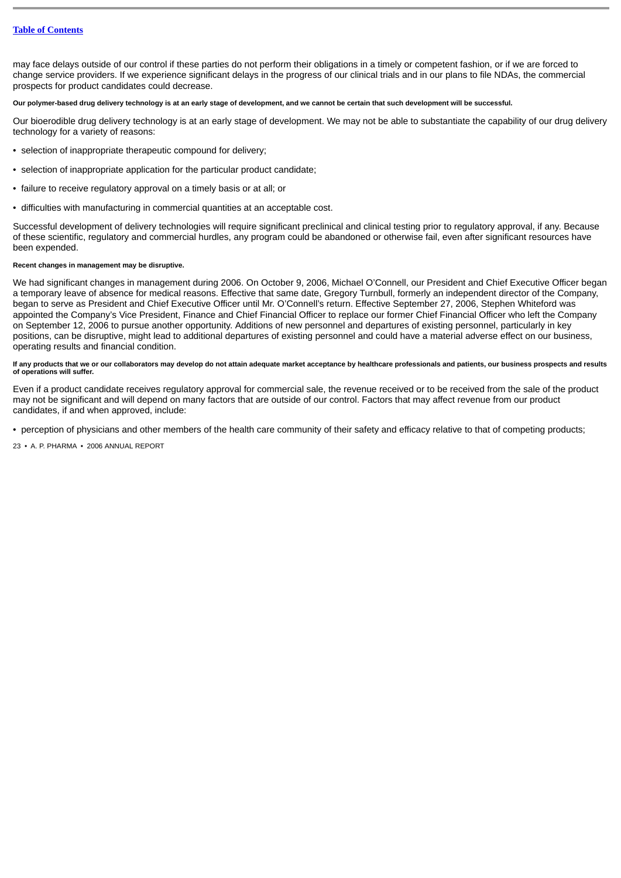may face delays outside of our control if these parties do not perform their obligations in a timely or competent fashion, or if we are forced to change service providers. If we experience significant delays in the progress of our clinical trials and in our plans to file NDAs, the commercial prospects for product candidates could decrease.

**Our polymer-based drug delivery technology is at an early stage of development, and we cannot be certain that such development will be successful.**

Our bioerodible drug delivery technology is at an early stage of development. We may not be able to substantiate the capability of our drug delivery technology for a variety of reasons:

- selection of inappropriate therapeutic compound for delivery;
- selection of inappropriate application for the particular product candidate;
- failure to receive regulatory approval on a timely basis or at all; or
- difficulties with manufacturing in commercial quantities at an acceptable cost.

Successful development of delivery technologies will require significant preclinical and clinical testing prior to regulatory approval, if any. Because of these scientific, regulatory and commercial hurdles, any program could be abandoned or otherwise fail, even after significant resources have been expended.

**Recent changes in management may be disruptive.**

We had significant changes in management during 2006. On October 9, 2006, Michael O'Connell, our President and Chief Executive Officer began a temporary leave of absence for medical reasons. Effective that same date, Gregory Turnbull, formerly an independent director of the Company, began to serve as President and Chief Executive Officer until Mr. O'Connell's return. Effective September 27, 2006, Stephen Whiteford was appointed the Company's Vice President, Finance and Chief Financial Officer to replace our former Chief Financial Officer who left the Company on September 12, 2006 to pursue another opportunity. Additions of new personnel and departures of existing personnel, particularly in key positions, can be disruptive, might lead to additional departures of existing personnel and could have a material adverse effect on our business, operating results and financial condition.

**If any products that we or our collaborators may develop do not attain adequate market acceptance by healthcare professionals and patients, our business prospects and results of operations will suffer.**

Even if a product candidate receives regulatory approval for commercial sale, the revenue received or to be received from the sale of the product may not be significant and will depend on many factors that are outside of our control. Factors that may affect revenue from our product candidates, if and when approved, include:

- perception of physicians and other members of the health care community of their safety and efficacy relative to that of competing products;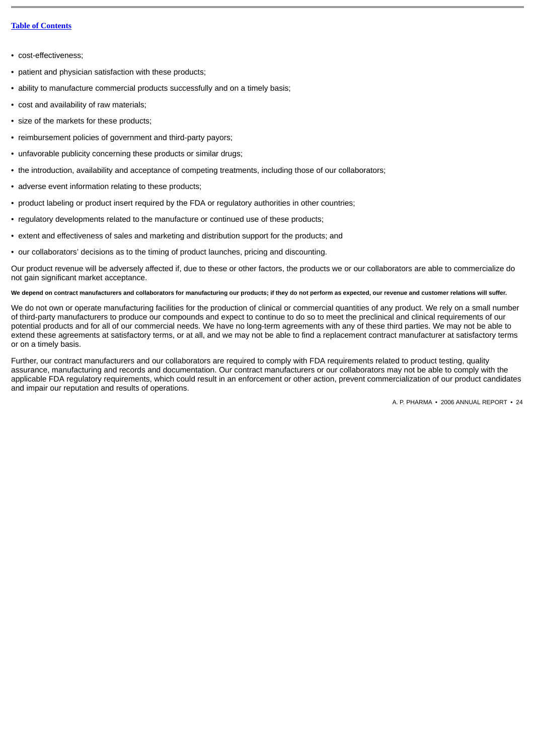- cost-effectiveness;
- patient and physician satisfaction with these products;
- ability to manufacture commercial products successfully and on a timely basis;
- cost and availability of raw materials;
- size of the markets for these products;
- reimbursement policies of government and third-party payors;
- unfavorable publicity concerning these products or similar drugs;
- the introduction, availability and acceptance of competing treatments, including those of our collaborators;
- adverse event information relating to these products;
- product labeling or product insert required by the FDA or regulatory authorities in other countries;
- regulatory developments related to the manufacture or continued use of these products;
- extent and effectiveness of sales and marketing and distribution support for the products; and
- our collaborators' decisions as to the timing of product launches, pricing and discounting.

Our product revenue will be adversely affected if, due to these or other factors, the products we or our collaborators are able to commercialize do not gain significant market acceptance.

**We depend on contract manufacturers and collaborators for manufacturing our products; if they do not perform as expected, our revenue and customer relations will suffer.**

We do not own or operate manufacturing facilities for the production of clinical or commercial quantities of any product. We rely on a small number of third-party manufacturers to produce our compounds and expect to continue to do so to meet the preclinical and clinical requirements of our potential products and for all of our commercial needs. We have no long-term agreements with any of these third parties. We may not be able to extend these agreements at satisfactory terms, or at all, and we may not be able to find a replacement contract manufacturer at satisfactory terms or on a timely basis.

Further, our contract manufacturers and our collaborators are required to comply with FDA requirements related to product testing, quality assurance, manufacturing and records and documentation. Our contract manufacturers or our collaborators may not be able to comply with the applicable FDA regulatory requirements, which could result in an enforcement or other action, prevent commercialization of our product candidates and impair our reputation and results of operations.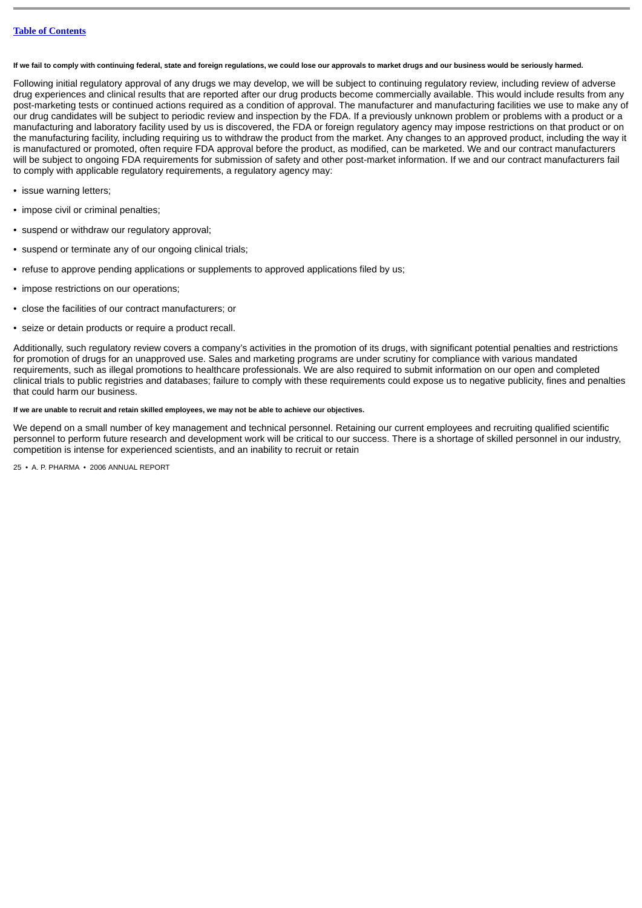**If we fail to comply with continuing federal, state and foreign regulations, we could lose our approvals to market drugs and our business would be seriously harmed.**

Following initial regulatory approval of any drugs we may develop, we will be subject to continuing regulatory review, including review of adverse drug experiences and clinical results that are reported after our drug products become commercially available. This would include results from any post-marketing tests or continued actions required as a condition of approval. The manufacturer and manufacturing facilities we use to make any of our drug candidates will be subject to periodic review and inspection by the FDA. If a previously unknown problem or problems with a product or a manufacturing and laboratory facility used by us is discovered, the FDA or foreign regulatory agency may impose restrictions on that product or on the manufacturing facility, including requiring us to withdraw the product from the market. Any changes to an approved product, including the way it is manufactured or promoted, often require FDA approval before the product, as modified, can be marketed. We and our contract manufacturers will be subject to ongoing FDA requirements for submission of safety and other post-market information. If we and our contract manufacturers fail to comply with applicable regulatory requirements, a regulatory agency may:

- issue warning letters;
- impose civil or criminal penalties;
- suspend or withdraw our regulatory approval;
- suspend or terminate any of our ongoing clinical trials;
- refuse to approve pending applications or supplements to approved applications filed by us;
- impose restrictions on our operations;
- close the facilities of our contract manufacturers; or
- seize or detain products or require a product recall.

Additionally, such regulatory review covers a company's activities in the promotion of its drugs, with significant potential penalties and restrictions for promotion of drugs for an unapproved use. Sales and marketing programs are under scrutiny for compliance with various mandated requirements, such as illegal promotions to healthcare professionals. We are also required to submit information on our open and completed clinical trials to public registries and databases; failure to comply with these requirements could expose us to negative publicity, fines and penalties that could harm our business.

**If we are unable to recruit and retain skilled employees, we may not be able to achieve our objectives.**

We depend on a small number of key management and technical personnel. Retaining our current employees and recruiting qualified scientific personnel to perform future research and development work will be critical to our success. There is a shortage of skilled personnel in our industry, competition is intense for experienced scientists, and an inability to recruit or retain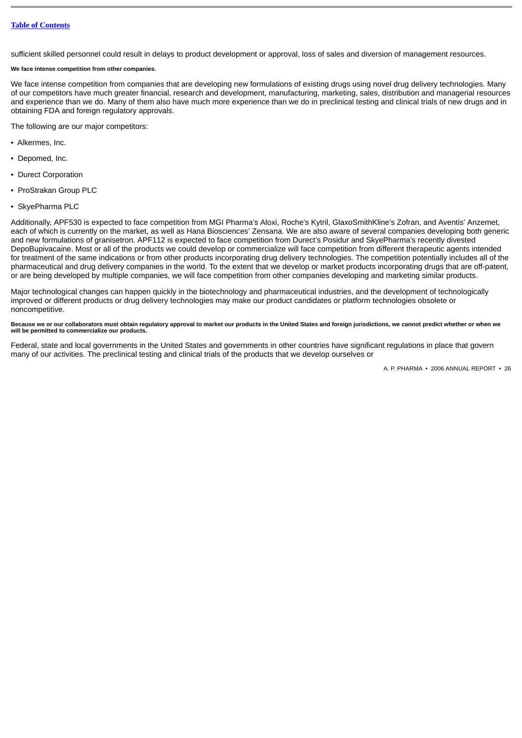sufficient skilled personnel could result in delays to product development or approval, loss of sales and diversion of management resources.

**We face intense competition from other companies.**

We face intense competition from companies that are developing new formulations of existing drugs using novel drug delivery technologies. Many of our competitors have much greater financial, research and development, manufacturing, marketing, sales, distribution and managerial resources and experience than we do. Many of them also have much more experience than we do in preclinical testing and clinical trials of new drugs and in obtaining FDA and foreign regulatory approvals.

The following are our major competitors:

- Alkermes, Inc.
- Depomed, Inc.
- Durect Corporation
- ProStrakan Group PLC
- SkyePharma PLC

Additionally, APF530 is expected to face competition from MGI Pharma's Aloxi, Roche's Kytril, GlaxoSmithKline's Zofran, and Aventis' Anzemet, each of which is currently on the market, as well as Hana Biosciences' Zensana. We are also aware of several companies developing both generic and new formulations of granisetron. APF112 is expected to face competition from Durect's Posidur and SkyePharma's recently divested DepoBupivacaine. Most or all of the products we could develop or commercialize will face competition from different therapeutic agents intended for treatment of the same indications or from other products incorporating drug delivery technologies. The competition potentially includes all of the pharmaceutical and drug delivery companies in the world. To the extent that we develop or market products incorporating drugs that are off-patent, or are being developed by multiple companies, we will face competition from other companies developing and marketing similar products.

Major technological changes can happen quickly in the biotechnology and pharmaceutical industries, and the development of technologically improved or different products or drug delivery technologies may make our product candidates or platform technologies obsolete or noncompetitive.

**Because we or our collaborators must obtain regulatory approval to market our products in the United States and foreign jurisdictions, we cannot predict whether or when we will be permitted to commercialize our products.**

Federal, state and local governments in the United States and governments in other countries have significant regulations in place that govern many of our activities. The preclinical testing and clinical trials of the products that we develop ourselves or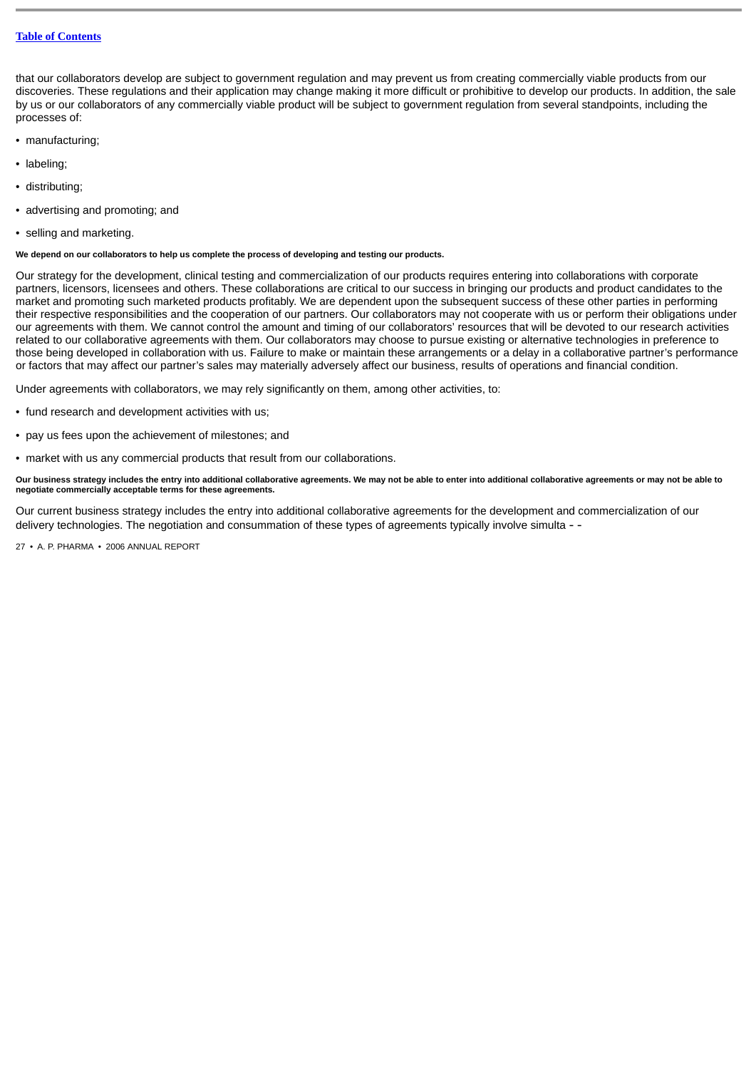that our collaborators develop are subject to government regulation and may prevent us from creating commercially viable products from our discoveries. These regulations and their application may change making it more difficult or prohibitive to develop our products. In addition, the sale by us or our collaborators of any commercially viable product will be subject to government regulation from several standpoints, including the processes of:

- manufacturing;
- labeling;
- distributing;
- advertising and promoting; and
- selling and marketing.

**We depend on our collaborators to help us complete the process of developing and testing our products.**

Our strategy for the development, clinical testing and commercialization of our products requires entering into collaborations with corporate partners, licensors, licensees and others. These collaborations are critical to our success in bringing our products and product candidates to the market and promoting such marketed products profitably. We are dependent upon the subsequent success of these other parties in performing their respective responsibilities and the cooperation of our partners. Our collaborators may not cooperate with us or perform their obligations under our agreements with them. We cannot control the amount and timing of our collaborators' resources that will be devoted to our research activities related to our collaborative agreements with them. Our collaborators may choose to pursue existing or alternative technologies in preference to those being developed in collaboration with us. Failure to make or maintain these arrangements or a delay in a collaborative partner's performance or factors that may affect our partner's sales may materially adversely affect our business, results of operations and financial condition.

Under agreements with collaborators, we may rely significantly on them, among other activities, to:

- fund research and development activities with us;
- pay us fees upon the achievement of milestones; and
- market with us any commercial products that result from our collaborations.

**Our business strategy includes the entry into additional collaborative agreements. We may not be able to enter into additional collaborative agreements or may not be able to negotiate commercially acceptable terms for these agreements.**

Our current business strategy includes the entry into additional collaborative agreements for the development and commercialization of our delivery technologies. The negotiation and consummation of these types of agreements typically involve simulta - -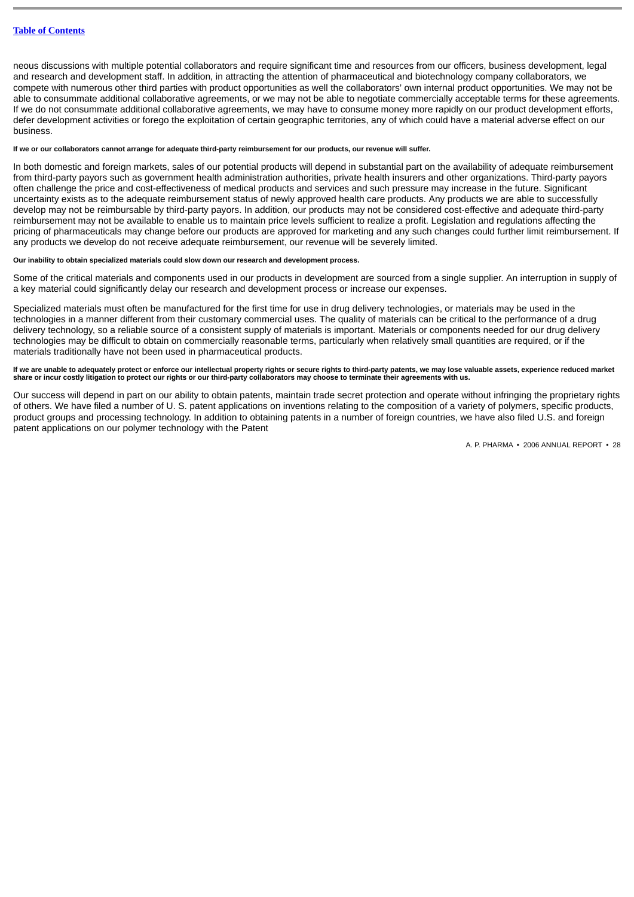neous discussions with multiple potential collaborators and require significant time and resources from our officers, business development, legal and research and development staff. In addition, in attracting the attention of pharmaceutical and biotechnology company collaborators, we compete with numerous other third parties with product opportunities as well the collaborators' own internal product opportunities. We may not be able to consummate additional collaborative agreements, or we may not be able to negotiate commercially acceptable terms for these agreements. If we do not consummate additional collaborative agreements, we may have to consume money more rapidly on our product development efforts, defer development activities or forego the exploitation of certain geographic territories, any of which could have a material adverse effect on our business.

**If we or our collaborators cannot arrange for adequate third-party reimbursement for our products, our revenue will suffer.**

In both domestic and foreign markets, sales of our potential products will depend in substantial part on the availability of adequate reimbursement from third-party payors such as government health administration authorities, private health insurers and other organizations. Third-party payors often challenge the price and cost-effectiveness of medical products and services and such pressure may increase in the future. Significant uncertainty exists as to the adequate reimbursement status of newly approved health care products. Any products we are able to successfully develop may not be reimbursable by third-party payors. In addition, our products may not be considered cost-effective and adequate third-party reimbursement may not be available to enable us to maintain price levels sufficient to realize a profit. Legislation and regulations affecting the pricing of pharmaceuticals may change before our products are approved for marketing and any such changes could further limit reimbursement. If any products we develop do not receive adequate reimbursement, our revenue will be severely limited.

**Our inability to obtain specialized materials could slow down our research and development process.**

Some of the critical materials and components used in our products in development are sourced from a single supplier. An interruption in supply of a key material could significantly delay our research and development process or increase our expenses.

Specialized materials must often be manufactured for the first time for use in drug delivery technologies, or materials may be used in the technologies in a manner different from their customary commercial uses. The quality of materials can be critical to the performance of a drug delivery technology, so a reliable source of a consistent supply of materials is important. Materials or components needed for our drug delivery technologies may be difficult to obtain on commercially reasonable terms, particularly when relatively small quantities are required, or if the materials traditionally have not been used in pharmaceutical products.

**If we are unable to adequately protect or enforce our intellectual property rights or secure rights to third-party patents, we may lose valuable assets, experience reduced market share or incur costly litigation to protect our rights or our third-party collaborators may choose to terminate their agreements with us.**

Our success will depend in part on our ability to obtain patents, maintain trade secret protection and operate without infringing the proprietary rights of others. We have filed a number of U. S. patent applications on inventions relating to the composition of a variety of polymers, specific products, product groups and processing technology. In addition to obtaining patents in a number of foreign countries, we have also filed U.S. and foreign patent applications on our polymer technology with the Patent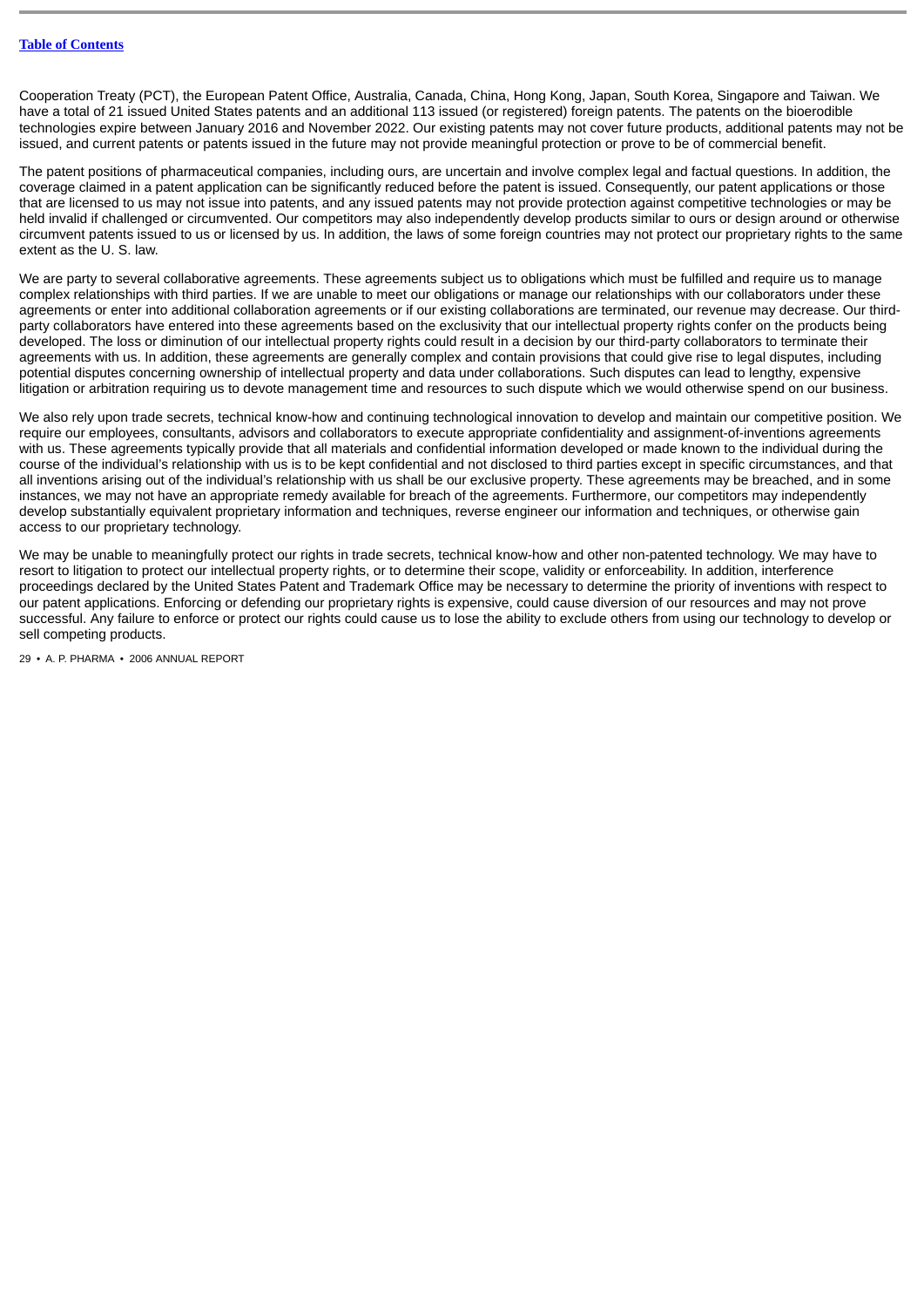Cooperation Treaty (PCT), the European Patent Office, Australia, Canada, China, Hong Kong, Japan, South Korea, Singapore and Taiwan. We have a total of 21 issued United States patents and an additional 113 issued (or registered) foreign patents. The patents on the bioerodible technologies expire between January 2016 and November 2022. Our existing patents may not cover future products, additional patents may not be issued, and current patents or patents issued in the future may not provide meaningful protection or prove to be of commercial benefit.

The patent positions of pharmaceutical companies, including ours, are uncertain and involve complex legal and factual questions. In addition, the coverage claimed in a patent application can be significantly reduced before the patent is issued. Consequently, our patent applications or those that are licensed to us may not issue into patents, and any issued patents may not provide protection against competitive technologies or may be held invalid if challenged or circumvented. Our competitors may also independently develop products similar to ours or design around or otherwise circumvent patents issued to us or licensed by us. In addition, the laws of some foreign countries may not protect our proprietary rights to the same extent as the U. S. law.

We are party to several collaborative agreements. These agreements subject us to obligations which must be fulfilled and require us to manage complex relationships with third parties. If we are unable to meet our obligations or manage our relationships with our collaborators under these agreements or enter into additional collaboration agreements or if our existing collaborations are terminated, our revenue may decrease. Our third-party collaborators have entered into these agreements based on the exclusivity that our intellectual property rights confer on the products being developed. The loss or diminution of our intellectual property rights could result in a decision by our third-party collaborators to terminate their agreements with us. In addition, these agreements are generally complex and contain provisions that could give rise to legal disputes, including potential disputes concerning ownership of intellectual property and data under collaborations. Such disputes can lead to lengthy, expensive litigation or arbitration requiring us to devote management time and resources to such dispute which we would otherwise spend on our business.

We also rely upon trade secrets, technical know-how and continuing technological innovation to develop and maintain our competitive position. We require our employees, consultants, advisors and collaborators to execute appropriate confidentiality and assignment-of-inventions agreements with us. These agreements typically provide that all materials and confidential information developed or made known to the individual during the course of the individual's relationship with us is to be kept confidential and not disclosed to third parties except in specific circumstances, and that all inventions arising out of the individual's relationship with us shall be our exclusive property. These agreements may be breached, and in some instances, we may not have an appropriate remedy available for breach of the agreements. Furthermore, our competitors may independently develop substantially equivalent proprietary information and techniques, reverse engineer our information and techniques, or otherwise gain access to our proprietary technology.

We may be unable to meaningfully protect our rights in trade secrets, technical know-how and other non-patented technology. We may have to resort to litigation to protect our intellectual property rights, or to determine their scope, validity or enforceability. In addition, interference proceedings declared by the United States Patent and Trademark Office may be necessary to determine the priority of inventions with respect to our patent applications. Enforcing or defending our proprietary rights is expensive, could cause diversion of our resources and may not prove successful. Any failure to enforce or protect our rights could cause us to lose the ability to exclude others from using our technology to develop or sell competing products.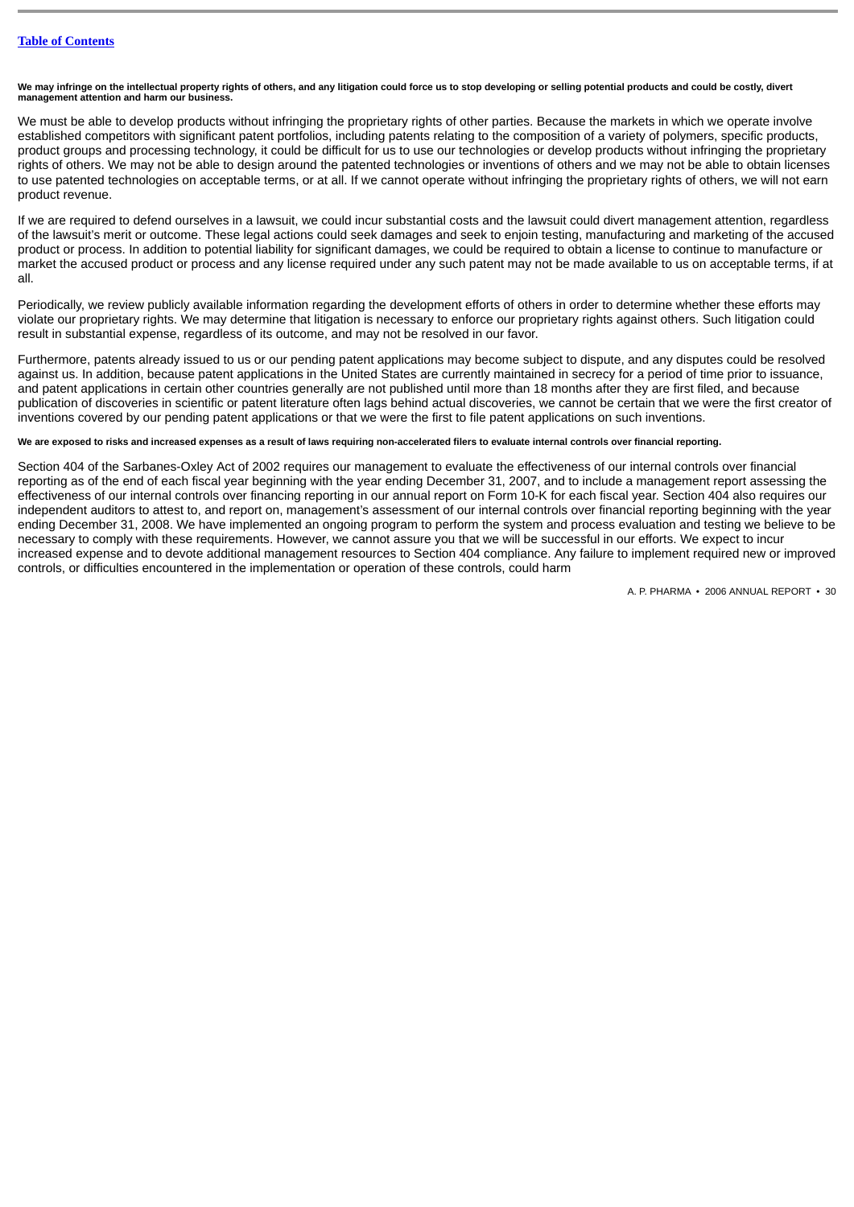**We may infringe on the intellectual property rights of others, and any litigation could force us to stop developing or selling potential products and could be costly, divert management attention and harm our business.**

We must be able to develop products without infringing the proprietary rights of other parties. Because the markets in which we operate involve established competitors with significant patent portfolios, including patents relating to the composition of a variety of polymers, specific products, product groups and processing technology, it could be difficult for us to use our technologies or develop products without infringing the proprietary rights of others. We may not be able to design around the patented technologies or inventions of others and we may not be able to obtain licenses to use patented technologies on acceptable terms, or at all. If we cannot operate without infringing the proprietary rights of others, we will not earn product revenue.

If we are required to defend ourselves in a lawsuit, we could incur substantial costs and the lawsuit could divert management attention, regardless of the lawsuit's merit or outcome. These legal actions could seek damages and seek to enjoin testing, manufacturing and marketing of the accused product or process. In addition to potential liability for significant damages, we could be required to obtain a license to continue to manufacture or market the accused product or process and any license required under any such patent may not be made available to us on acceptable terms, if at all.

Periodically, we review publicly available information regarding the development efforts of others in order to determine whether these efforts may violate our proprietary rights. We may determine that litigation is necessary to enforce our proprietary rights against others. Such litigation could result in substantial expense, regardless of its outcome, and may not be resolved in our favor.

Furthermore, patents already issued to us or our pending patent applications may become subject to dispute, and any disputes could be resolved against us. In addition, because patent applications in the United States are currently maintained in secrecy for a period of time prior to issuance, and patent applications in certain other countries generally are not published until more than 18 months after they are first filed, and because publication of discoveries in scientific or patent literature often lags behind actual discoveries, we cannot be certain that we were the first creator of inventions covered by our pending patent applications or that we were the first to file patent applications on such inventions.

**We are exposed to risks and increased expenses as a result of laws requiring non-accelerated filers to evaluate internal controls over financial reporting.**

Section 404 of the Sarbanes-Oxley Act of 2002 requires our management to evaluate the effectiveness of our internal controls over financial reporting as of the end of each fiscal year beginning with the year ending December 31, 2007, and to include a management report assessing the effectiveness of our internal controls over financing reporting in our annual report on Form 10-K for each fiscal year. Section 404 also requires our independent auditors to attest to, and report on, management's assessment of our internal controls over financial reporting beginning with the year ending December 31, 2008. We have implemented an ongoing program to perform the system and process evaluation and testing we believe to be necessary to comply with these requirements. However, we cannot assure you that we will be successful in our efforts. We expect to incur increased expense and to devote additional management resources to Section 404 compliance. Any failure to implement required new or improved controls, or difficulties encountered in the implementation or operation of these controls, could harm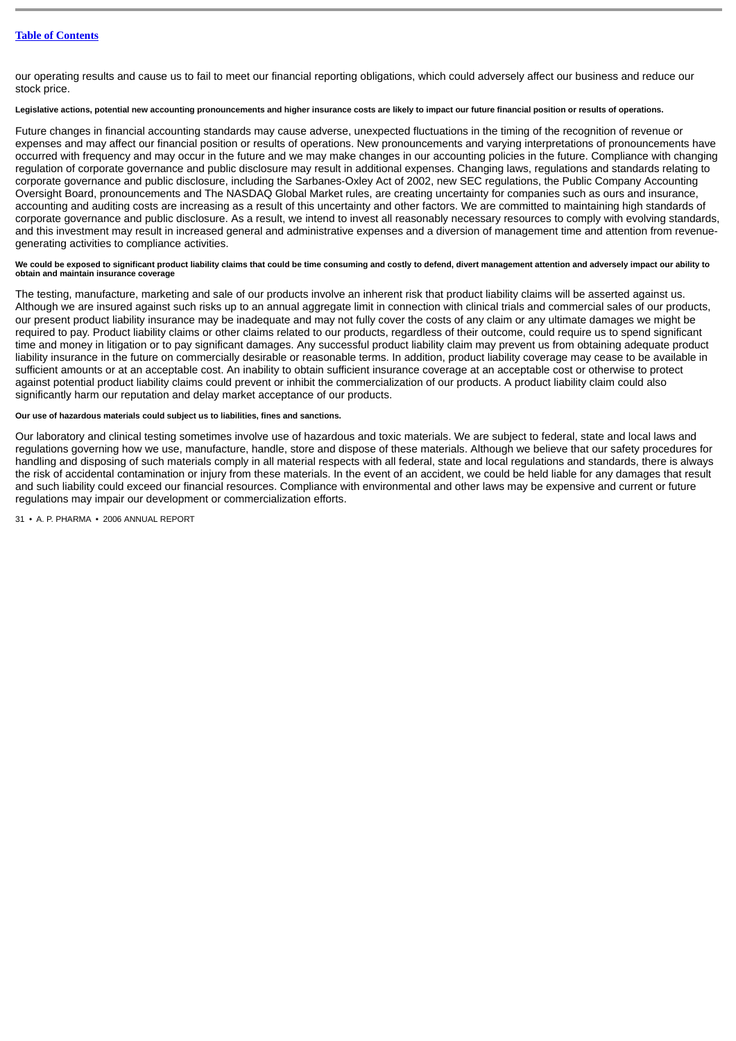our operating results and cause us to fail to meet our financial reporting obligations, which could adversely affect our business and reduce our stock price.

**Legislative actions, potential new accounting pronouncements and higher insurance costs are likely to impact our future financial position or results of operations.**

Future changes in financial accounting standards may cause adverse, unexpected fluctuations in the timing of the recognition of revenue or expenses and may affect our financial position or results of operations. New pronouncements and varying interpretations of pronouncements have occurred with frequency and may occur in the future and we may make changes in our accounting policies in the future. Compliance with changing regulation of corporate governance and public disclosure may result in additional expenses. Changing laws, regulations and standards relating to corporate governance and public disclosure, including the Sarbanes-Oxley Act of 2002, new SEC regulations, the Public Company Accounting Oversight Board, pronouncements and The NASDAQ Global Market rules, are creating uncertainty for companies such as ours and insurance, accounting and auditing costs are increasing as a result of this uncertainty and other factors. We are committed to maintaining high standards of corporate governance and public disclosure. As a result, we intend to invest all reasonably necessary resources to comply with evolving standards, and this investment may result in increased general and administrative expenses and a diversion of management time and attention from revenue-generating activities to compliance activities.

**We could be exposed to significant product liability claims that could be time consuming and costly to defend, divert management attention and adversely impact our ability to obtain and maintain insurance coverage**

The testing, manufacture, marketing and sale of our products involve an inherent risk that product liability claims will be asserted against us. Although we are insured against such risks up to an annual aggregate limit in connection with clinical trials and commercial sales of our products, our present product liability insurance may be inadequate and may not fully cover the costs of any claim or any ultimate damages we might be required to pay. Product liability claims or other claims related to our products, regardless of their outcome, could require us to spend significant time and money in litigation or to pay significant damages. Any successful product liability claim may prevent us from obtaining adequate product liability insurance in the future on commercially desirable or reasonable terms. In addition, product liability coverage may cease to be available in sufficient amounts or at an acceptable cost. An inability to obtain sufficient insurance coverage at an acceptable cost or otherwise to protect against potential product liability claims could prevent or inhibit the commercialization of our products. A product liability claim could also significantly harm our reputation and delay market acceptance of our products.

**Our use of hazardous materials could subject us to liabilities, fines and sanctions.**

Our laboratory and clinical testing sometimes involve use of hazardous and toxic materials. We are subject to federal, state and local laws and regulations governing how we use, manufacture, handle, store and dispose of these materials. Although we believe that our safety procedures for handling and disposing of such materials comply in all material respects with all federal, state and local regulations and standards, there is always the risk of accidental contamination or injury from these materials. In the event of an accident, we could be held liable for any damages that result and such liability could exceed our financial resources. Compliance with environmental and other laws may be expensive and current or future regulations may impair our development or commercialization efforts.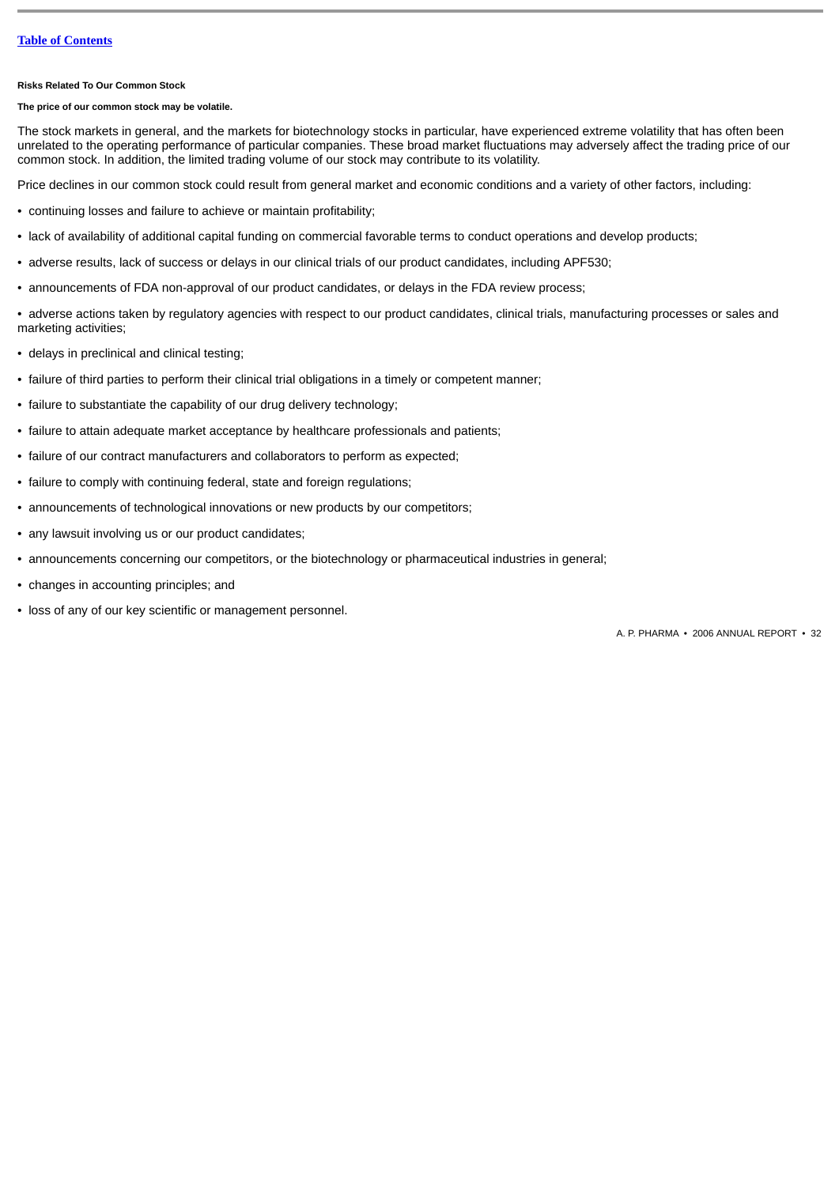**Risks Related To Our Common Stock**

**The price of our common stock may be volatile.**

The stock markets in general, and the markets for biotechnology stocks in particular, have experienced extreme volatility that has often been unrelated to the operating performance of particular companies. These broad market fluctuations may adversely affect the trading price of our common stock. In addition, the limited trading volume of our stock may contribute to its volatility.

Price declines in our common stock could result from general market and economic conditions and a variety of other factors, including:

- continuing losses and failure to achieve or maintain profitability;
- lack of availability of additional capital funding on commercial favorable terms to conduct operations and develop products;
- adverse results, lack of success or delays in our clinical trials of our product candidates, including APF530;
- announcements of FDA non-approval of our product candidates, or delays in the FDA review process;
- adverse actions taken by regulatory agencies with respect to our product candidates, clinical trials, manufacturing processes or sales and marketing activities;
- delays in preclinical and clinical testing;
- failure of third parties to perform their clinical trial obligations in a timely or competent manner;
- failure to substantiate the capability of our drug delivery technology;
- failure to attain adequate market acceptance by healthcare professionals and patients;
- failure of our contract manufacturers and collaborators to perform as expected;
- failure to comply with continuing federal, state and foreign regulations;
- announcements of technological innovations or new products by our competitors;
- any lawsuit involving us or our product candidates;
- announcements concerning our competitors, or the biotechnology or pharmaceutical industries in general;
- changes in accounting principles; and
- loss of any of our key scientific or management personnel.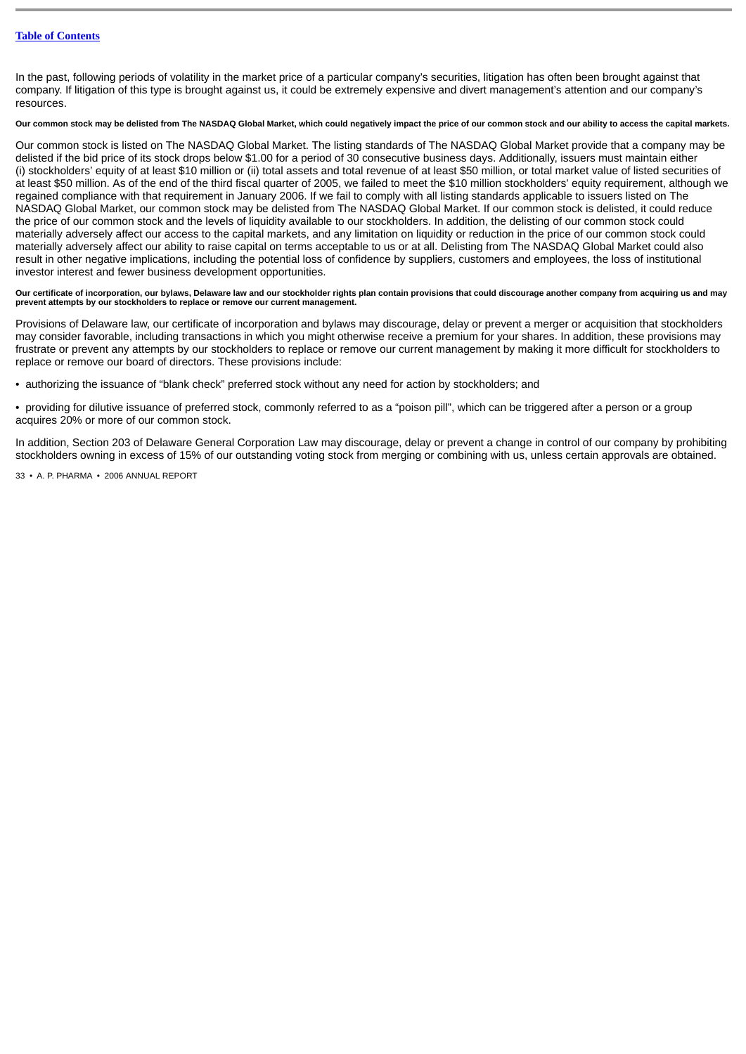In the past, following periods of volatility in the market price of a particular company's securities, litigation has often been brought against that company. If litigation of this type is brought against us, it could be extremely expensive and divert management's attention and our company's resources.

**Our common stock may be delisted from The NASDAQ Global Market, which could negatively impact the price of our common stock and our ability to access the capital markets.**

Our common stock is listed on The NASDAQ Global Market. The listing standards of The NASDAQ Global Market provide that a company may be delisted if the bid price of its stock drops below $1.00 for a period of 30 consecutive business days. Additionally, issuers must maintain either (i) stockholders' equity of at least $10 million or (ii) total assets and total revenue of at least $50 million, or total market value of listed securities of at least $50 million. As of the end of the third fiscal quarter of 2005, we failed to meet the $10 million stockholders' equity requirement, although we regained compliance with that requirement in January 2006. If we fail to comply with all listing standards applicable to issuers listed on The NASDAQ Global Market, our common stock may be delisted from The NASDAQ Global Market. If our common stock is delisted, it could reduce the price of our common stock and the levels of liquidity available to our stockholders. In addition, the delisting of our common stock could materially adversely affect our access to the capital markets, and any limitation on liquidity or reduction in the price of our common stock could materially adversely affect our ability to raise capital on terms acceptable to us or at all. Delisting from The NASDAQ Global Market could also result in other negative implications, including the potential loss of confidence by suppliers, customers and employees, the loss of institutional investor interest and fewer business development opportunities.

**Our certificate of incorporation, our bylaws, Delaware law and our stockholder rights plan contain provisions that could discourage another company from acquiring us and may prevent attempts by our stockholders to replace or remove our current management.**

Provisions of Delaware law, our certificate of incorporation and bylaws may discourage, delay or prevent a merger or acquisition that stockholders may consider favorable, including transactions in which you might otherwise receive a premium for your shares. In addition, these provisions may frustrate or prevent any attempts by our stockholders to replace or remove our current management by making it more difficult for stockholders to replace or remove our board of directors. These provisions include:

- authorizing the issuance of "blank check" preferred stock without any need for action by stockholders; and
- providing for dilutive issuance of preferred stock, commonly referred to as a "poison pill", which can be triggered after a person or a group acquires 20% or more of our common stock.

In addition, Section 203 of Delaware General Corporation Law may discourage, delay or prevent a change in control of our company by prohibiting stockholders owning in excess of 15% of our outstanding voting stock from merging or combining with us, unless certain approvals are obtained.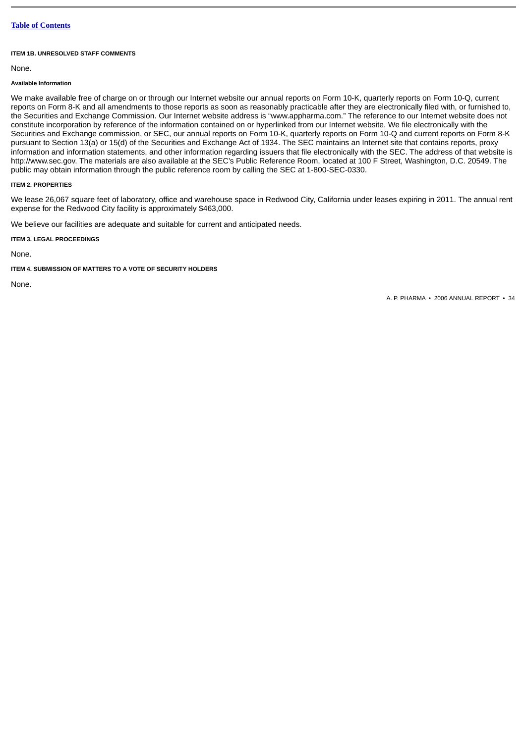#### ITEM 1B. UNRESOLVED STAFF COMMENTS

None.

#### Available Information

We make available free of charge on or through our Internet website our annual reports on Form 10-K, quarterly reports on Form 10-Q, current reports on Form 8-K and all amendments to those reports as soon as reasonably practicable after they are electronically filed with, or furnished to, the Securities and Exchange Commission. Our Internet website address is "www.appharma.com." The reference to our Internet website does not constitute incorporation by reference of the information contained on or hyperlinked from our Internet website. We file electronically with the Securities and Exchange commission, or SEC, our annual reports on Form 10-K, quarterly reports on Form 10-Q and current reports on Form 8-K pursuant to Section 13(a) or 15(d) of the Securities and Exchange Act of 1934. The SEC maintains an Internet site that contains reports, proxy information and information statements, and other information regarding issuers that file electronically with the SEC. The address of that website is http://www.sec.gov. The materials are also available at the SEC's Public Reference Room, located at 100 F Street, Washington, D.C. 20549. The public may obtain information through the public reference room by calling the SEC at 1-800-SEC-0330.

#### ITEM 2. PROPERTIES

We lease 26,067 square feet of laboratory, office and warehouse space in Redwood City, California under leases expiring in 2011. The annual rent expense for the Redwood City facility is approximately $463,000.

We believe our facilities are adequate and suitable for current and anticipated needs.

#### ITEM 3. LEGAL PROCEEDINGS

None.

#### ITEM 4. SUBMISSION OF MATTERS TO A VOTE OF SECURITY HOLDERS

None.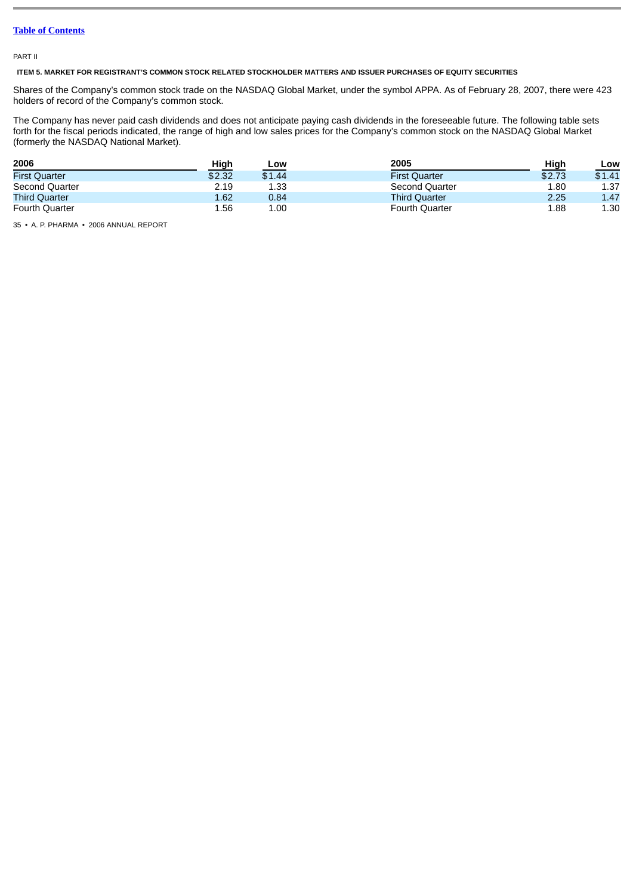Table of Contents

PART II

### ITEM 5. MARKET FOR REGISTRANT'S COMMON STOCK RELATED STOCKHOLDER MATTERS AND ISSUER PURCHASES OF EQUITY SECURITIES

Shares of the Company's common stock trade on the NASDAQ Global Market, under the symbol APPA. As of February 28, 2007, there were 423 holders of record of the Company's common stock.

The Company has never paid cash dividends and does not anticipate paying cash dividends in the foreseeable future. The following table sets forth for the fiscal periods indicated, the range of high and low sales prices for the Company's common stock on the NASDAQ Global Market (formerly the NASDAQ National Market).

| 2006 | High | Low | 2005 | High | Low |
|---|---|---|---|---|---|
| First Quarter | $2.32 | $1.44 | First Quarter | $2.73 | $1.41 |
| Second Quarter | 2.19 | 1.33 | Second Quarter | 1.80 | 1.37 |
| Third Quarter | 1.62 | 0.84 | Third Quarter | 2.25 | 1.47 |
| Fourth Quarter | 1.56 | 1.00 | Fourth Quarter | 1.88 | 1.30 |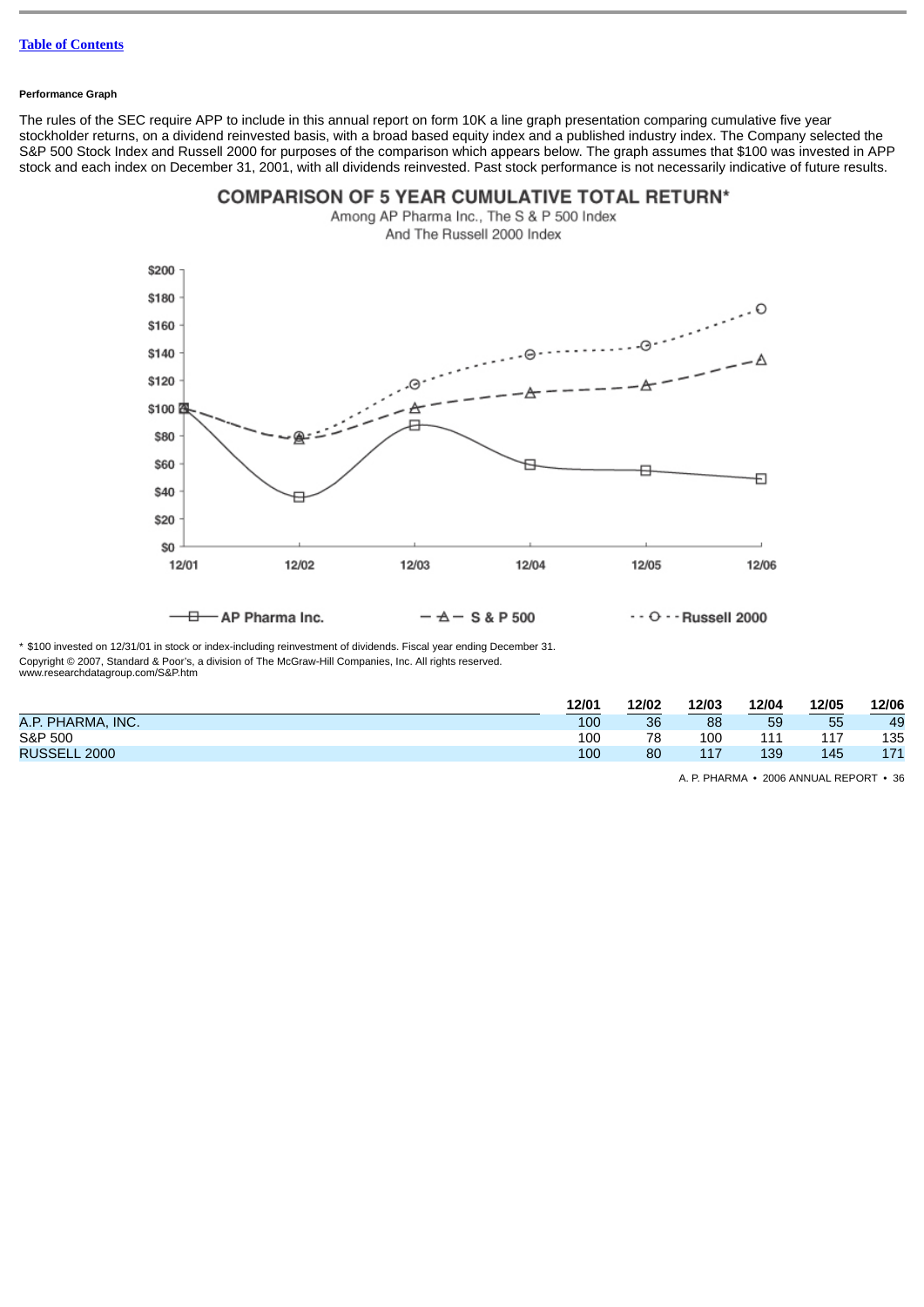[Table of Contents](#)

#### Performance Graph

The rules of the SEC require APP to include in this annual report on form 10K a line graph presentation comparing cumulative five year stockholder returns, on a dividend reinvested basis, with a broad based equity index and a published industry index. The Company selected the S&P 500 Stock Index and Russell 2000 for purposes of the comparison which appears below. The graph assumes that $100 was invested in APP stock and each index on December 31, 2001, with all dividends reinvested. Past stock performance is not necessarily indicative of future results.

**COMPARISON OF 5 YEAR CUMULATIVE TOTAL RETURN***

Among AP Pharma Inc., The S & P 500 Index And The Russell 2000 Index

* $100 invested on 12/31/01 in stock or index-including reinvestment of dividends. Fiscal year ending December 31.

Copyright © 2007, Standard & Poor's, a division of The McGraw-Hill Companies, Inc. All rights reserved.
www.researchdatagroup.com/S&P.htm

| | 12/01 | 12/02 | 12/03 | 12/04 | 12/05 | 12/06 |
|---|---|---|---|---|---|---|
| A.P. PHARMA, INC. | 100 | 36 | 88 | 59 | 55 | 49 |
| S&P 500 | 100 | 78 | 100 | 111 | 117 | 135 |
| RUSSELL 2000 | 100 | 80 | 117 | 139 | 145 | 171 |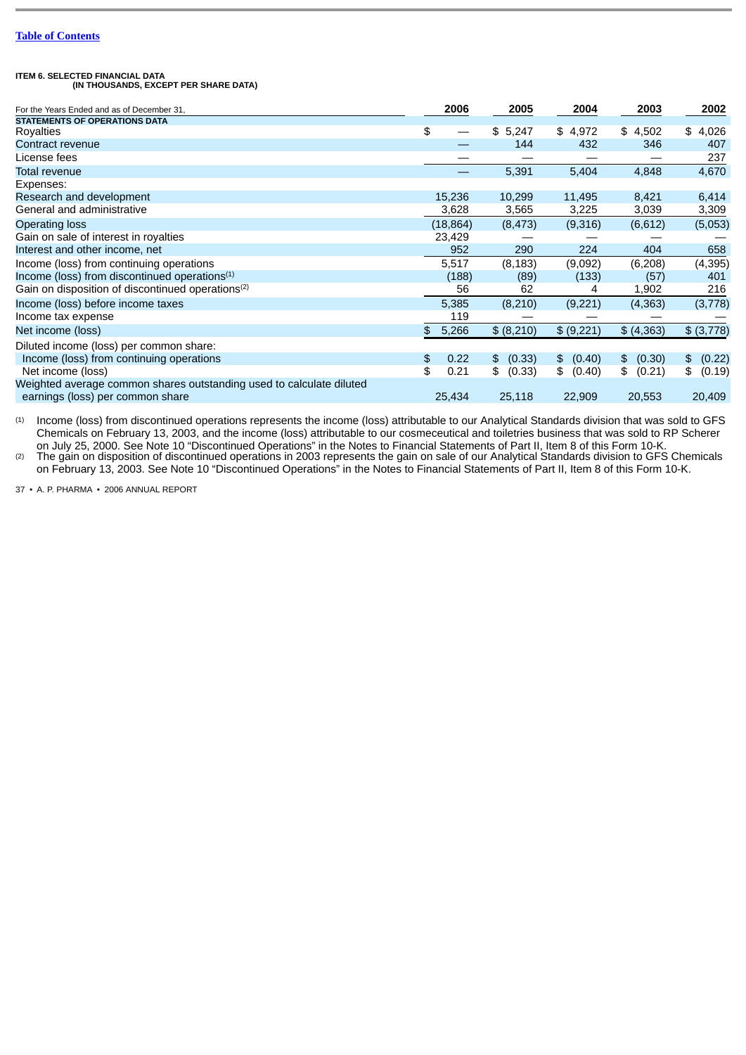[Table of Contents](#)

**ITEM 6. SELECTED FINANCIAL DATA**
**(IN THOUSANDS, EXCEPT PER SHARE DATA)**

| For the Years Ended and as of December 31, | 2006 | 2005 | 2004 | 2003 | 2002 |
|---|---|---|---|---|---|
| **STATEMENTS OF OPERATIONS DATA** | | | | | |
| Royalties | $ — | $ 5,247 | $ 4,972 | $ 4,502 | $ 4,026 |
| Contract revenue | — | 144 | 432 | 346 | 407 |
| License fees | — | — | — | — | 237 |
| Total revenue | — | 5,391 | 5,404 | 4,848 | 4,670 |
| Expenses: | | | | | |
| Research and development | 15,236 | 10,299 | 11,495 | 8,421 | 6,414 |
| General and administrative | 3,628 | 3,565 | 3,225 | 3,039 | 3,309 |
| Operating loss | (18,864) | (8,473) | (9,316) | (6,612) | (5,053) |
| Gain on sale of interest in royalties | 23,429 | — | — | — | — |
| Interest and other income, net | 952 | 290 | 224 | 404 | 658 |
| Income (loss) from continuing operations | 5,517 | (8,183) | (9,092) | (6,208) | (4,395) |
| Income (loss) from discontinued operations[1] | (188) | (89) | (133) | (57) | 401 |
| Gain on disposition of discontinued operations[2] | 56 | 62 | 4 | 1,902 | 216 |
| Income (loss) before income taxes | 5,385 | (8,210) | (9,221) | (4,363) | (3,778) |
| Income tax expense | 119 | — | — | — | — |
| Net income (loss) | $ 5,266 | $ (8,210) | $ (9,221) | $ (4,363) | $ (3,778) |
| Diluted income (loss) per common share: | | | | | |
| Income (loss) from continuing operations | $ 0.22 | $ (0.33) | $ (0.40) | $ (0.30) | $ (0.22) |
| Net income (loss) | $ 0.21 | $ (0.33) | $ (0.40) | $ (0.21) | $ (0.19) |
| Weighted average common shares outstanding used to calculate diluted earnings (loss) per common share | 25,434 | 25,118 | 22,909 | 20,553 | 20,409 |

(1) Income (loss) from discontinued operations represents the income (loss) attributable to our Analytical Standards division that was sold to GFS Chemicals on February 13, 2003, and the income (loss) attributable to our cosmeceutical and toiletries business that was sold to RP Scherer on July 25, 2000. See Note 10 "Discontinued Operations" in the Notes to Financial Statements of Part II, Item 8 of this Form 10-K.

(2) The gain on disposition of discontinued operations in 2003 represents the gain on sale of our Analytical Standards division to GFS Chemicals on February 13, 2003. See Note 10 "Discontinued Operations" in the Notes to Financial Statements of Part II, Item 8 of this Form 10-K.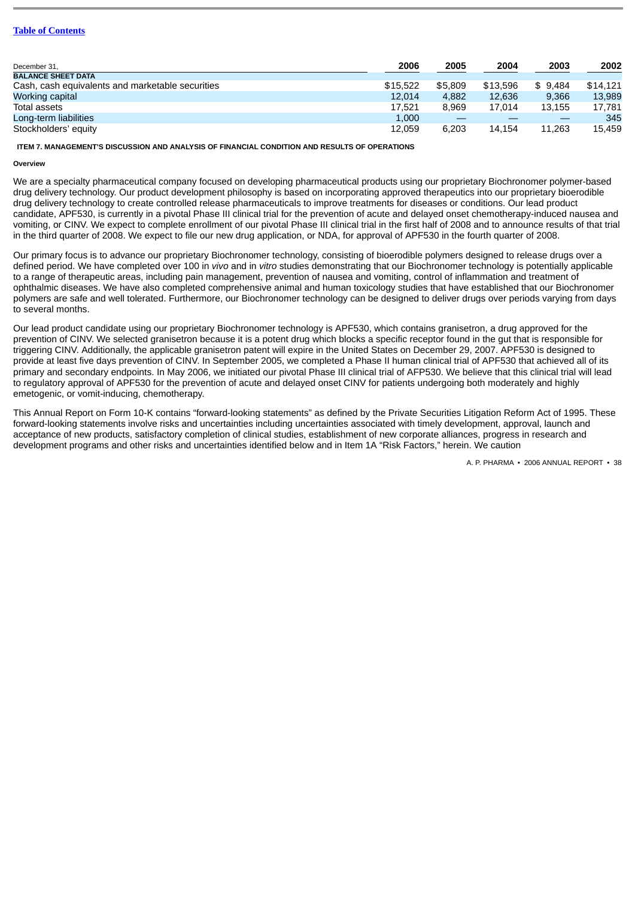[Table of Contents](#)

| December 31, | 2006 | 2005 | 2004 | 2003 | 2002 |
|---|---|---|---|---|---|
| **BALANCE SHEET DATA** | | | | | |
| Cash, cash equivalents and marketable securities | $15,522 | $5,809 | $13,596 | $ 9,484 | $14,121 |
| Working capital | 12,014 | 4,882 | 12,636 | 9,366 | 13,989 |
| Total assets | 17,521 | 8,969 | 17,014 | 13,155 | 17,781 |
| Long-term liabilities | 1,000 | — | — | — | 345 |
| Stockholders' equity | 12,059 | 6,203 | 14,154 | 11,263 | 15,459 |

## ITEM 7. MANAGEMENT'S DISCUSSION AND ANALYSIS OF FINANCIAL CONDITION AND RESULTS OF OPERATIONS

### Overview

We are a specialty pharmaceutical company focused on developing pharmaceutical products using our proprietary Biochronomer polymer-based drug delivery technology. Our product development philosophy is based on incorporating approved therapeutics into our proprietary bioerodible drug delivery technology to create controlled release pharmaceuticals to improve treatments for diseases or conditions. Our lead product candidate, APF530, is currently in a pivotal Phase III clinical trial for the prevention of acute and delayed onset chemotherapy-induced nausea and vomiting, or CINV. We expect to complete enrollment of our pivotal Phase III clinical trial in the first half of 2008 and to announce results of that trial in the third quarter of 2008. We expect to file our new drug application, or NDA, for approval of APF530 in the fourth quarter of 2008.

Our primary focus is to advance our proprietary Biochronomer technology, consisting of bioerodible polymers designed to release drugs over a defined period. We have completed over 100 in *vivo* and in *vitro* studies demonstrating that our Biochronomer technology is potentially applicable to a range of therapeutic areas, including pain management, prevention of nausea and vomiting, control of inflammation and treatment of ophthalmic diseases. We have also completed comprehensive animal and human toxicology studies that have established that our Biochronomer polymers are safe and well tolerated. Furthermore, our Biochronomer technology can be designed to deliver drugs over periods varying from days to several months.

Our lead product candidate using our proprietary Biochronomer technology is APF530, which contains granisetron, a drug approved for the prevention of CINV. We selected granisetron because it is a potent drug which blocks a specific receptor found in the gut that is responsible for triggering CINV. Additionally, the applicable granisetron patent will expire in the United States on December 29, 2007. APF530 is designed to provide at least five days prevention of CINV. In September 2005, we completed a Phase II human clinical trial of APF530 that achieved all of its primary and secondary endpoints. In May 2006, we initiated our pivotal Phase III clinical trial of AFP530. We believe that this clinical trial will lead to regulatory approval of APF530 for the prevention of acute and delayed onset CINV for patients undergoing both moderately and highly emetogenic, or vomit-inducing, chemotherapy.

This Annual Report on Form 10-K contains "forward-looking statements" as defined by the Private Securities Litigation Reform Act of 1995. These forward-looking statements involve risks and uncertainties including uncertainties associated with timely development, approval, launch and acceptance of new products, satisfactory completion of clinical studies, establishment of new corporate alliances, progress in research and development programs and other risks and uncertainties identified below and in Item 1A "Risk Factors," herein. We caution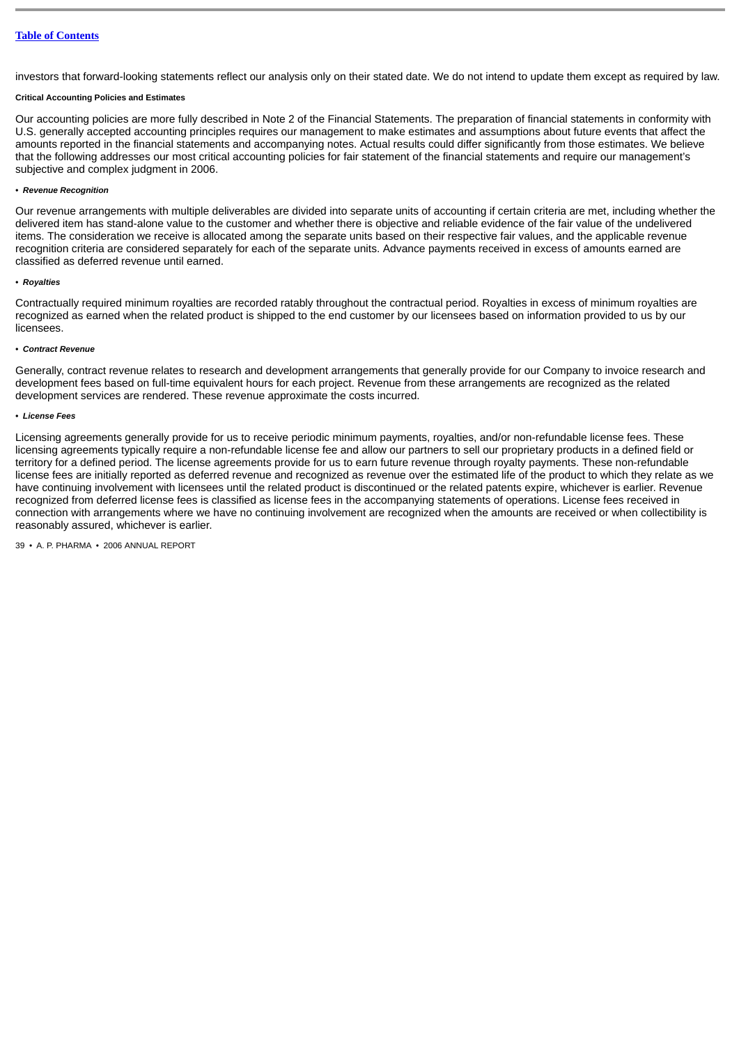investors that forward-looking statements reflect our analysis only on their stated date. We do not intend to update them except as required by law.

**Critical Accounting Policies and Estimates**

Our accounting policies are more fully described in Note 2 of the Financial Statements. The preparation of financial statements in conformity with U.S. generally accepted accounting principles requires our management to make estimates and assumptions about future events that affect the amounts reported in the financial statements and accompanying notes. Actual results could differ significantly from those estimates. We believe that the following addresses our most critical accounting policies for fair statement of the financial statements and require our management's subjective and complex judgment in 2006.

• ***Revenue Recognition***

Our revenue arrangements with multiple deliverables are divided into separate units of accounting if certain criteria are met, including whether the delivered item has stand-alone value to the customer and whether there is objective and reliable evidence of the fair value of the undelivered items. The consideration we receive is allocated among the separate units based on their respective fair values, and the applicable revenue recognition criteria are considered separately for each of the separate units. Advance payments received in excess of amounts earned are classified as deferred revenue until earned.

• ***Royalties***

Contractually required minimum royalties are recorded ratably throughout the contractual period. Royalties in excess of minimum royalties are recognized as earned when the related product is shipped to the end customer by our licensees based on information provided to us by our licensees.

• ***Contract Revenue***

Generally, contract revenue relates to research and development arrangements that generally provide for our Company to invoice research and development fees based on full-time equivalent hours for each project. Revenue from these arrangements are recognized as the related development services are rendered. These revenue approximate the costs incurred.

• ***License Fees***

Licensing agreements generally provide for us to receive periodic minimum payments, royalties, and/or non-refundable license fees. These licensing agreements typically require a non-refundable license fee and allow our partners to sell our proprietary products in a defined field or territory for a defined period. The license agreements provide for us to earn future revenue through royalty payments. These non-refundable license fees are initially reported as deferred revenue and recognized as revenue over the estimated life of the product to which they relate as we have continuing involvement with licensees until the related product is discontinued or the related patents expire, whichever is earlier. Revenue recognized from deferred license fees is classified as license fees in the accompanying statements of operations. License fees received in connection with arrangements where we have no continuing involvement are recognized when the amounts are received or when collectibility is reasonably assured, whichever is earlier.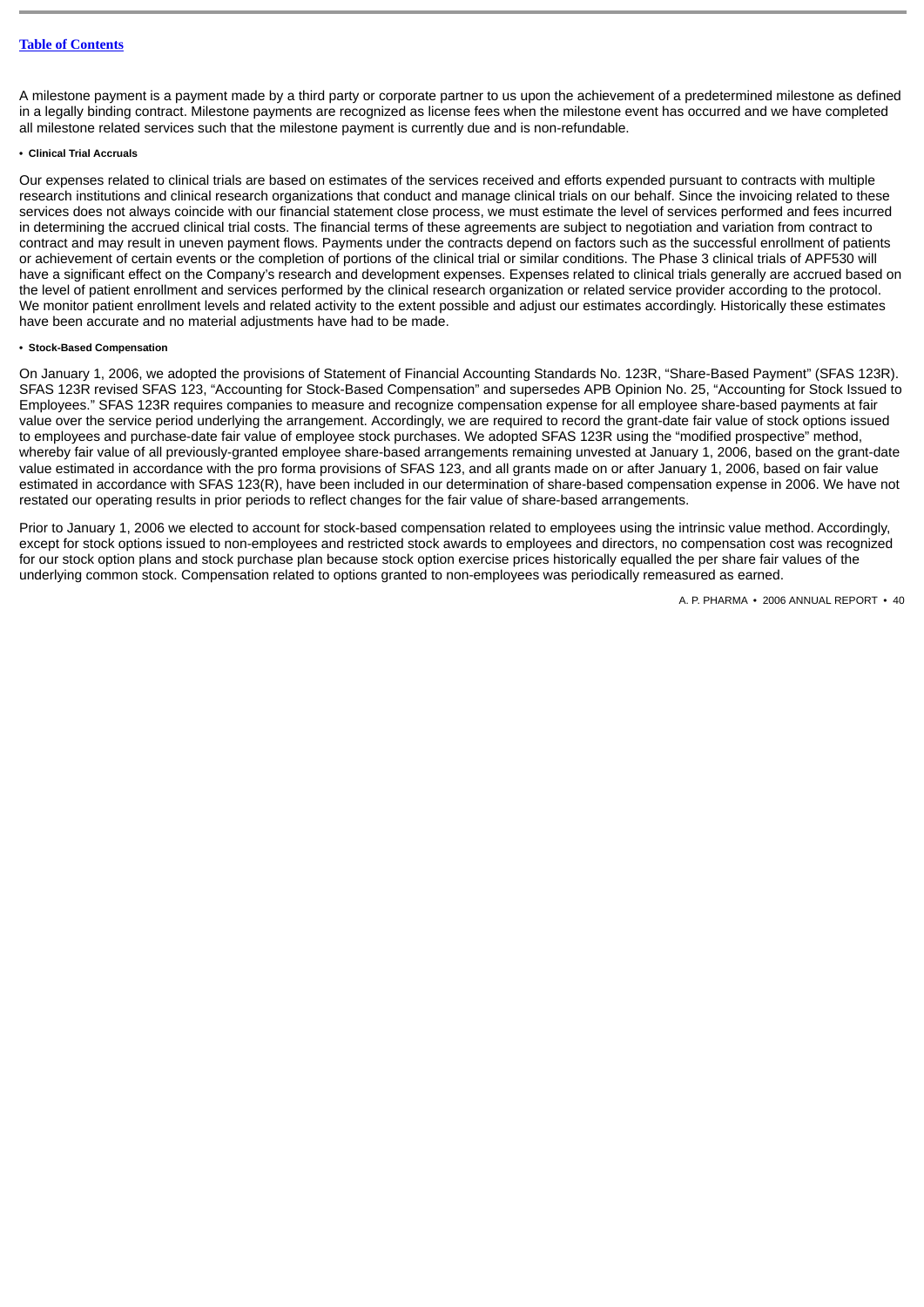A milestone payment is a payment made by a third party or corporate partner to us upon the achievement of a predetermined milestone as defined in a legally binding contract. Milestone payments are recognized as license fees when the milestone event has occurred and we have completed all milestone related services such that the milestone payment is currently due and is non-refundable.

- **Clinical Trial Accruals**

Our expenses related to clinical trials are based on estimates of the services received and efforts expended pursuant to contracts with multiple research institutions and clinical research organizations that conduct and manage clinical trials on our behalf. Since the invoicing related to these services does not always coincide with our financial statement close process, we must estimate the level of services performed and fees incurred in determining the accrued clinical trial costs. The financial terms of these agreements are subject to negotiation and variation from contract to contract and may result in uneven payment flows. Payments under the contracts depend on factors such as the successful enrollment of patients or achievement of certain events or the completion of portions of the clinical trial or similar conditions. The Phase 3 clinical trials of APF530 will have a significant effect on the Company's research and development expenses. Expenses related to clinical trials generally are accrued based on the level of patient enrollment and services performed by the clinical research organization or related service provider according to the protocol. We monitor patient enrollment levels and related activity to the extent possible and adjust our estimates accordingly. Historically these estimates have been accurate and no material adjustments have had to be made.

- **Stock-Based Compensation**

On January 1, 2006, we adopted the provisions of Statement of Financial Accounting Standards No. 123R, "Share-Based Payment" (SFAS 123R). SFAS 123R revised SFAS 123, "Accounting for Stock-Based Compensation" and supersedes APB Opinion No. 25, "Accounting for Stock Issued to Employees." SFAS 123R requires companies to measure and recognize compensation expense for all employee share-based payments at fair value over the service period underlying the arrangement. Accordingly, we are required to record the grant-date fair value of stock options issued to employees and purchase-date fair value of employee stock purchases. We adopted SFAS 123R using the "modified prospective" method, whereby fair value of all previously-granted employee share-based arrangements remaining unvested at January 1, 2006, based on the grant-date value estimated in accordance with the pro forma provisions of SFAS 123, and all grants made on or after January 1, 2006, based on fair value estimated in accordance with SFAS 123(R), have been included in our determination of share-based compensation expense in 2006. We have not restated our operating results in prior periods to reflect changes for the fair value of share-based arrangements.

Prior to January 1, 2006 we elected to account for stock-based compensation related to employees using the intrinsic value method. Accordingly, except for stock options issued to non-employees and restricted stock awards to employees and directors, no compensation cost was recognized for our stock option plans and stock purchase plan because stock option exercise prices historically equalled the per share fair values of the underlying common stock. Compensation related to options granted to non-employees was periodically remeasured as earned.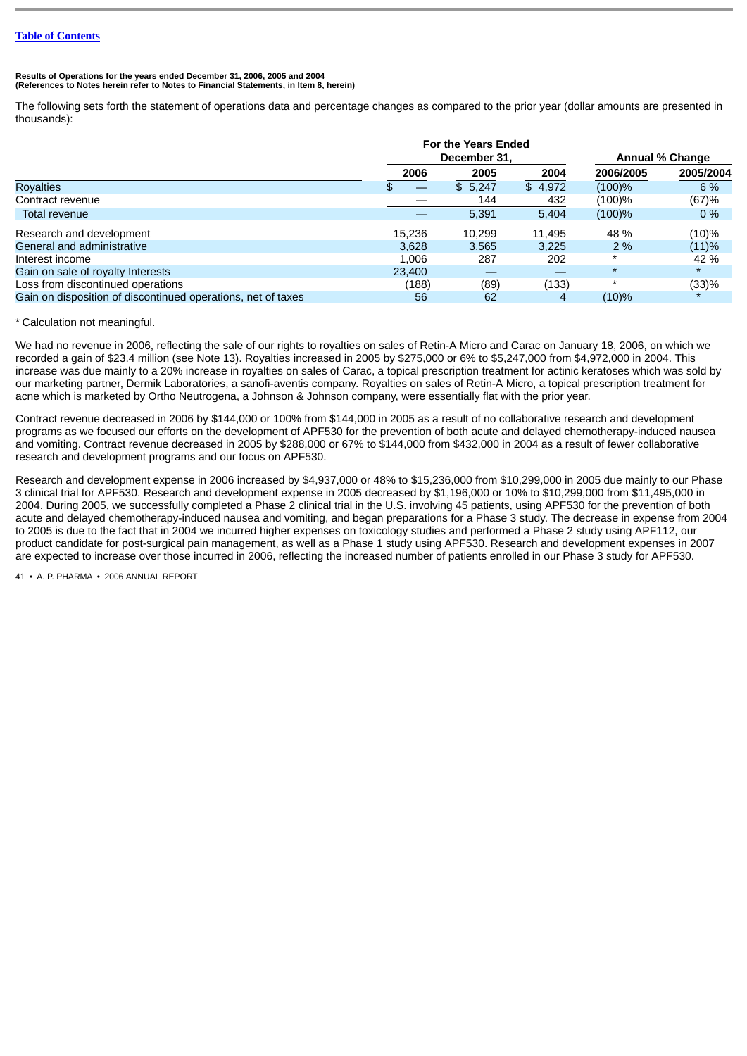Table of Contents

**Results of Operations for the years ended December 31, 2006, 2005 and 2004**
**(References to Notes herein refer to Notes to Financial Statements, in Item 8, herein)**

The following sets forth the statement of operations data and percentage changes as compared to the prior year (dollar amounts are presented in thousands):

| | For the Years Ended December 31, | | | Annual % Change | |
|---|---|---|---|---|---|
| | 2006 | 2005 | 2004 | 2006/2005 | 2005/2004 |
| Royalties | $ — | $ 5,247 | $ 4,972 | (100)% | 6 % |
| Contract revenue | — | 144 | 432 | (100)% | (67)% |
| Total revenue | — | 5,391 | 5,404 | (100)% | 0 % |
| Research and development | 15,236 | 10,299 | 11,495 | 48 % | (10)% |
| General and administrative | 3,628 | 3,565 | 3,225 | 2 % | (11)% |
| Interest income | 1,006 | 287 | 202 | * | 42 % |
| Gain on sale of royalty Interests | 23,400 | — | — | * | * |
| Loss from discontinued operations | (188) | (89) | (133) | * | (33)% |
| Gain on disposition of discontinued operations, net of taxes | 56 | 62 | 4 | (10)% | * |

* Calculation not meaningful.

We had no revenue in 2006, reflecting the sale of our rights to royalties on sales of Retin-A Micro and Carac on January 18, 2006, on which we recorded a gain of $23.4 million (see Note 13). Royalties increased in 2005 by $275,000 or 6% to $5,247,000 from $4,972,000 in 2004. This increase was due mainly to a 20% increase in royalties on sales of Carac, a topical prescription treatment for actinic keratoses which was sold by our marketing partner, Dermik Laboratories, a sanofi-aventis company. Royalties on sales of Retin-A Micro, a topical prescription treatment for acne which is marketed by Ortho Neutrogena, a Johnson & Johnson company, were essentially flat with the prior year.

Contract revenue decreased in 2006 by $144,000 or 100% from $144,000 in 2005 as a result of no collaborative research and development programs as we focused our efforts on the development of APF530 for the prevention of both acute and delayed chemotherapy-induced nausea and vomiting. Contract revenue decreased in 2005 by $288,000 or 67% to $144,000 from $432,000 in 2004 as a result of fewer collaborative research and development programs and our focus on APF530.

Research and development expense in 2006 increased by $4,937,000 or 48% to $15,236,000 from $10,299,000 in 2005 due mainly to our Phase 3 clinical trial for APF530. Research and development expense in 2005 decreased by $1,196,000 or 10% to $10,299,000 from $11,495,000 in 2004. During 2005, we successfully completed a Phase 2 clinical trial in the U.S. involving 45 patients, using APF530 for the prevention of both acute and delayed chemotherapy-induced nausea and vomiting, and began preparations for a Phase 3 study. The decrease in expense from 2004 to 2005 is due to the fact that in 2004 we incurred higher expenses on toxicology studies and performed a Phase 2 study using APF112, our product candidate for post-surgical pain management, as well as a Phase 1 study using APF530. Research and development expenses in 2007 are expected to increase over those incurred in 2006, reflecting the increased number of patients enrolled in our Phase 3 study for APF530.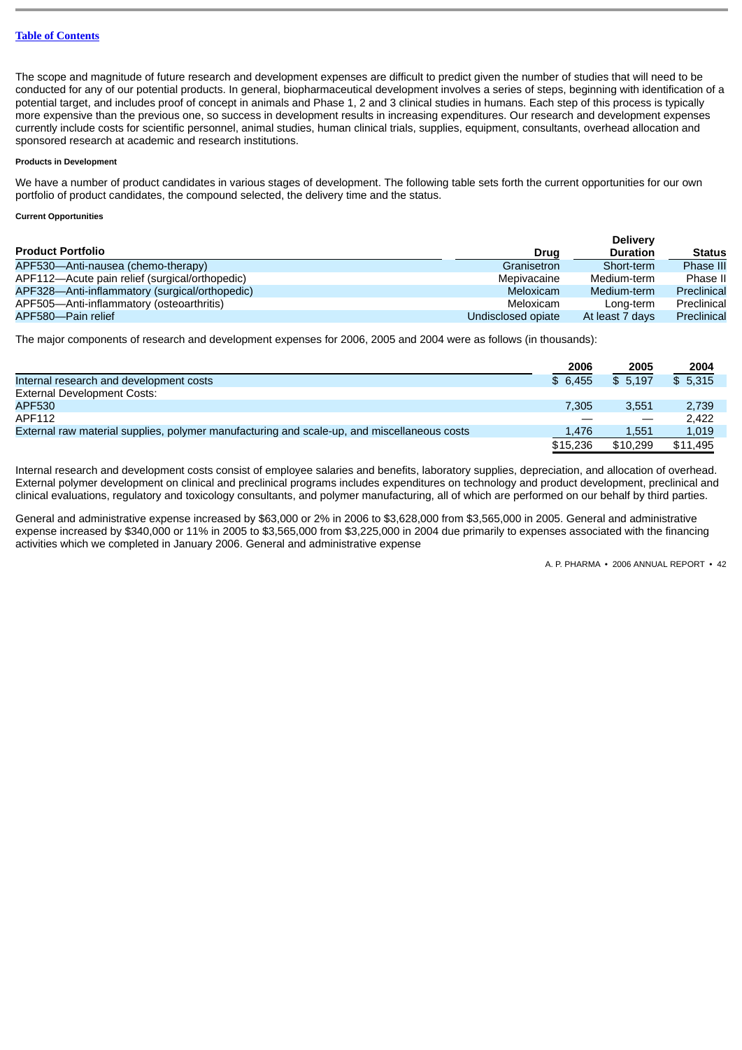The scope and magnitude of future research and development expenses are difficult to predict given the number of studies that will need to be conducted for any of our potential products. In general, biopharmaceutical development involves a series of steps, beginning with identification of a potential target, and includes proof of concept in animals and Phase 1, 2 and 3 clinical studies in humans. Each step of this process is typically more expensive than the previous one, so success in development results in increasing expenditures. Our research and development expenses currently include costs for scientific personnel, animal studies, human clinical trials, supplies, equipment, consultants, overhead allocation and sponsored research at academic and research institutions.

#### Products in Development

We have a number of product candidates in various stages of development. The following table sets forth the current opportunities for our own portfolio of product candidates, the compound selected, the delivery time and the status.

#### Current Opportunities

| Product Portfolio | Drug | Delivery Duration | Status |
|---|---|---|---|
| APF530—Anti-nausea (chemo-therapy) | Granisetron | Short-term | Phase III |
| APF112—Acute pain relief (surgical/orthopedic) | Mepivacaine | Medium-term | Phase II |
| APF328—Anti-inflammatory (surgical/orthopedic) | Meloxicam | Medium-term | Preclinical |
| APF505—Anti-inflammatory (osteoarthritis) | Meloxicam | Long-term | Preclinical |
| APF580—Pain relief | Undisclosed opiate | At least 7 days | Preclinical |

The major components of research and development expenses for 2006, 2005 and 2004 were as follows (in thousands):

| | 2006 | 2005 | 2004 |
|---|---|---|---|
| Internal research and development costs | $ 6,455 | $ 5,197 | $ 5,315 |
| External Development Costs: | | | |
| APF530 | 7,305 | 3,551 | 2,739 |
| APF112 | — | — | 2,422 |
| External raw material supplies, polymer manufacturing and scale-up, and miscellaneous costs | 1,476 | 1,551 | 1,019 |
| | $15,236 | $10,299 | $11,495 |

Internal research and development costs consist of employee salaries and benefits, laboratory supplies, depreciation, and allocation of overhead. External polymer development on clinical and preclinical programs includes expenditures on technology and product development, preclinical and clinical evaluations, regulatory and toxicology consultants, and polymer manufacturing, all of which are performed on our behalf by third parties.

General and administrative expense increased by $63,000 or 2% in 2006 to $3,628,000 from $3,565,000 in 2005. General and administrative expense increased by $340,000 or 11% in 2005 to $3,565,000 from $3,225,000 in 2004 due primarily to expenses associated with the financing activities which we completed in January 2006. General and administrative expense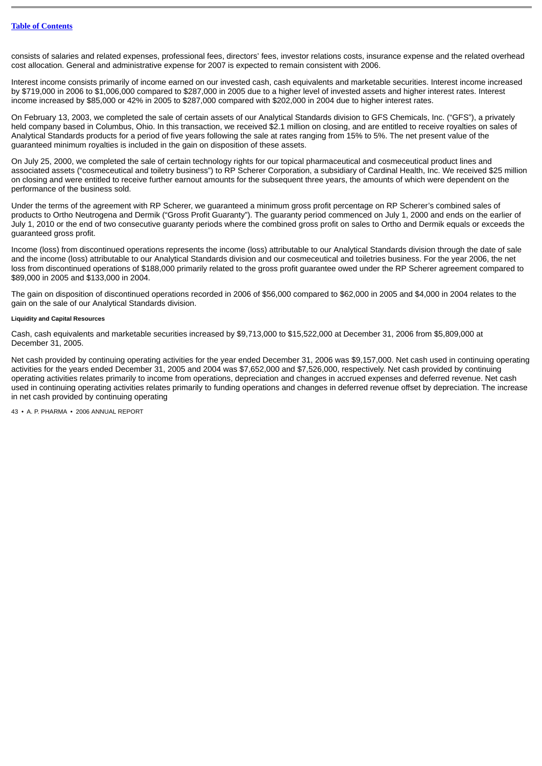consists of salaries and related expenses, professional fees, directors' fees, investor relations costs, insurance expense and the related overhead cost allocation. General and administrative expense for 2007 is expected to remain consistent with 2006.

Interest income consists primarily of income earned on our invested cash, cash equivalents and marketable securities. Interest income increased by $719,000 in 2006 to $1,006,000 compared to $287,000 in 2005 due to a higher level of invested assets and higher interest rates. Interest income increased by $85,000 or 42% in 2005 to $287,000 compared with $202,000 in 2004 due to higher interest rates.

On February 13, 2003, we completed the sale of certain assets of our Analytical Standards division to GFS Chemicals, Inc. ("GFS"), a privately held company based in Columbus, Ohio. In this transaction, we received $2.1 million on closing, and are entitled to receive royalties on sales of Analytical Standards products for a period of five years following the sale at rates ranging from 15% to 5%. The net present value of the guaranteed minimum royalties is included in the gain on disposition of these assets.

On July 25, 2000, we completed the sale of certain technology rights for our topical pharmaceutical and cosmeceutical product lines and associated assets ("cosmeceutical and toiletry business") to RP Scherer Corporation, a subsidiary of Cardinal Health, Inc. We received $25 million on closing and were entitled to receive further earnout amounts for the subsequent three years, the amounts of which were dependent on the performance of the business sold.

Under the terms of the agreement with RP Scherer, we guaranteed a minimum gross profit percentage on RP Scherer's combined sales of products to Ortho Neutrogena and Dermik ("Gross Profit Guaranty"). The guaranty period commenced on July 1, 2000 and ends on the earlier of July 1, 2010 or the end of two consecutive guaranty periods where the combined gross profit on sales to Ortho and Dermik equals or exceeds the guaranteed gross profit.

Income (loss) from discontinued operations represents the income (loss) attributable to our Analytical Standards division through the date of sale and the income (loss) attributable to our Analytical Standards division and our cosmeceutical and toiletries business. For the year 2006, the net loss from discontinued operations of $188,000 primarily related to the gross profit guarantee owed under the RP Scherer agreement compared to $89,000 in 2005 and $133,000 in 2004.

The gain on disposition of discontinued operations recorded in 2006 of $56,000 compared to $62,000 in 2005 and $4,000 in 2004 relates to the gain on the sale of our Analytical Standards division.

#### Liquidity and Capital Resources

Cash, cash equivalents and marketable securities increased by $9,713,000 to $15,522,000 at December 31, 2006 from $5,809,000 at December 31, 2005.

Net cash provided by continuing operating activities for the year ended December 31, 2006 was $9,157,000. Net cash used in continuing operating activities for the years ended December 31, 2005 and 2004 was $7,652,000 and $7,526,000, respectively. Net cash provided by continuing operating activities relates primarily to income from operations, depreciation and changes in accrued expenses and deferred revenue. Net cash used in continuing operating activities relates primarily to funding operations and changes in deferred revenue offset by depreciation. The increase in net cash provided by continuing operating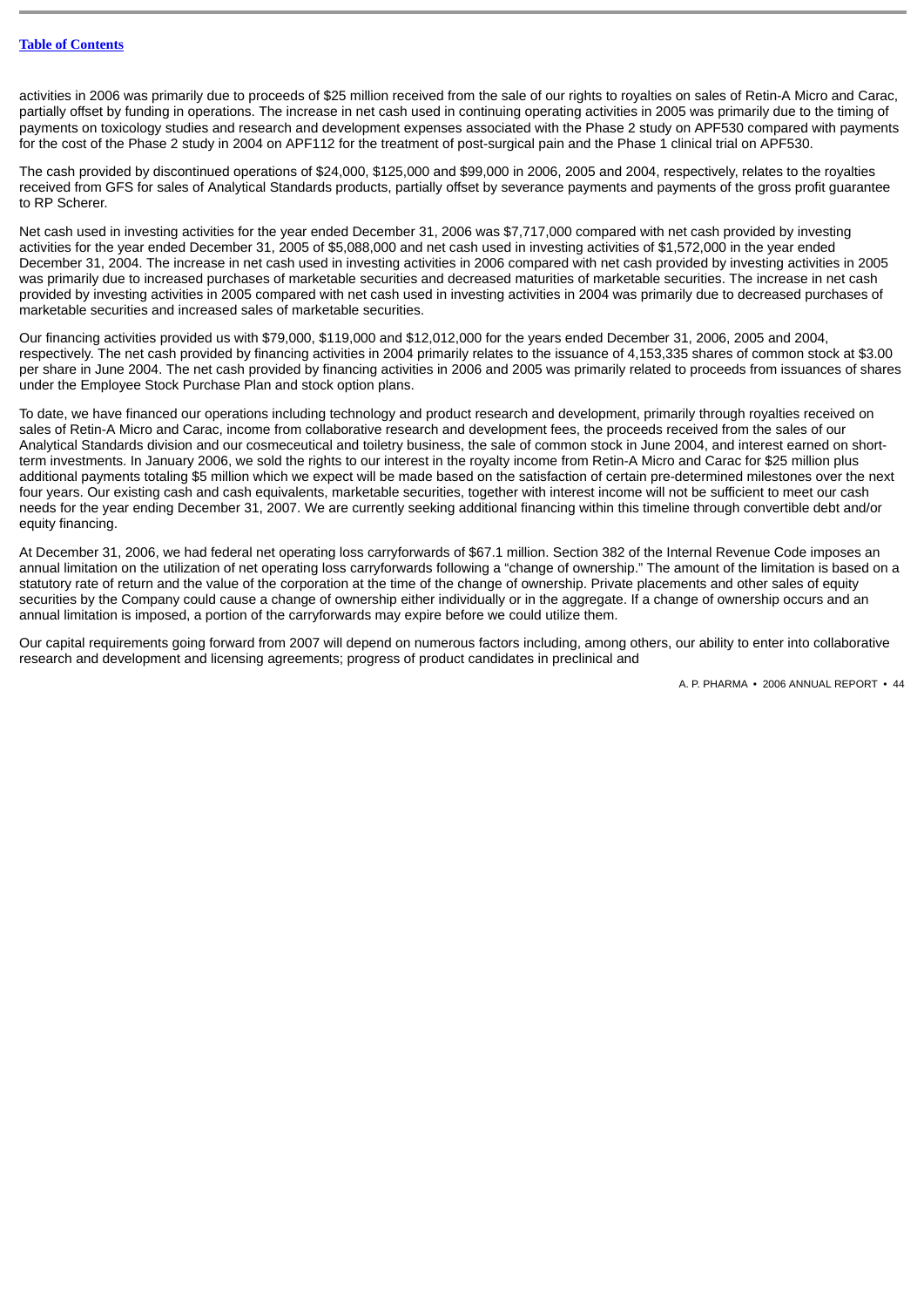activities in 2006 was primarily due to proceeds of $25 million received from the sale of our rights to royalties on sales of Retin-A Micro and Carac, partially offset by funding in operations. The increase in net cash used in continuing operating activities in 2005 was primarily due to the timing of payments on toxicology studies and research and development expenses associated with the Phase 2 study on APF530 compared with payments for the cost of the Phase 2 study in 2004 on APF112 for the treatment of post-surgical pain and the Phase 1 clinical trial on APF530.

The cash provided by discontinued operations of $24,000, $125,000 and $99,000 in 2006, 2005 and 2004, respectively, relates to the royalties received from GFS for sales of Analytical Standards products, partially offset by severance payments and payments of the gross profit guarantee to RP Scherer.

Net cash used in investing activities for the year ended December 31, 2006 was $7,717,000 compared with net cash provided by investing activities for the year ended December 31, 2005 of $5,088,000 and net cash used in investing activities of $1,572,000 in the year ended December 31, 2004. The increase in net cash used in investing activities in 2006 compared with net cash provided by investing activities in 2005 was primarily due to increased purchases of marketable securities and decreased maturities of marketable securities. The increase in net cash provided by investing activities in 2005 compared with net cash used in investing activities in 2004 was primarily due to decreased purchases of marketable securities and increased sales of marketable securities.

Our financing activities provided us with $79,000, $119,000 and $12,012,000 for the years ended December 31, 2006, 2005 and 2004, respectively. The net cash provided by financing activities in 2004 primarily relates to the issuance of 4,153,335 shares of common stock at $3.00 per share in June 2004. The net cash provided by financing activities in 2006 and 2005 was primarily related to proceeds from issuances of shares under the Employee Stock Purchase Plan and stock option plans.

To date, we have financed our operations including technology and product research and development, primarily through royalties received on sales of Retin-A Micro and Carac, income from collaborative research and development fees, the proceeds received from the sales of our Analytical Standards division and our cosmeceutical and toiletry business, the sale of common stock in June 2004, and interest earned on short-term investments. In January 2006, we sold the rights to our interest in the royalty income from Retin-A Micro and Carac for $25 million plus additional payments totaling $5 million which we expect will be made based on the satisfaction of certain pre-determined milestones over the next four years. Our existing cash and cash equivalents, marketable securities, together with interest income will not be sufficient to meet our cash needs for the year ending December 31, 2007. We are currently seeking additional financing within this timeline through convertible debt and/or equity financing.

At December 31, 2006, we had federal net operating loss carryforwards of $67.1 million. Section 382 of the Internal Revenue Code imposes an annual limitation on the utilization of net operating loss carryforwards following a "change of ownership." The amount of the limitation is based on a statutory rate of return and the value of the corporation at the time of the change of ownership. Private placements and other sales of equity securities by the Company could cause a change of ownership either individually or in the aggregate. If a change of ownership occurs and an annual limitation is imposed, a portion of the carryforwards may expire before we could utilize them.

Our capital requirements going forward from 2007 will depend on numerous factors including, among others, our ability to enter into collaborative research and development and licensing agreements; progress of product candidates in preclinical and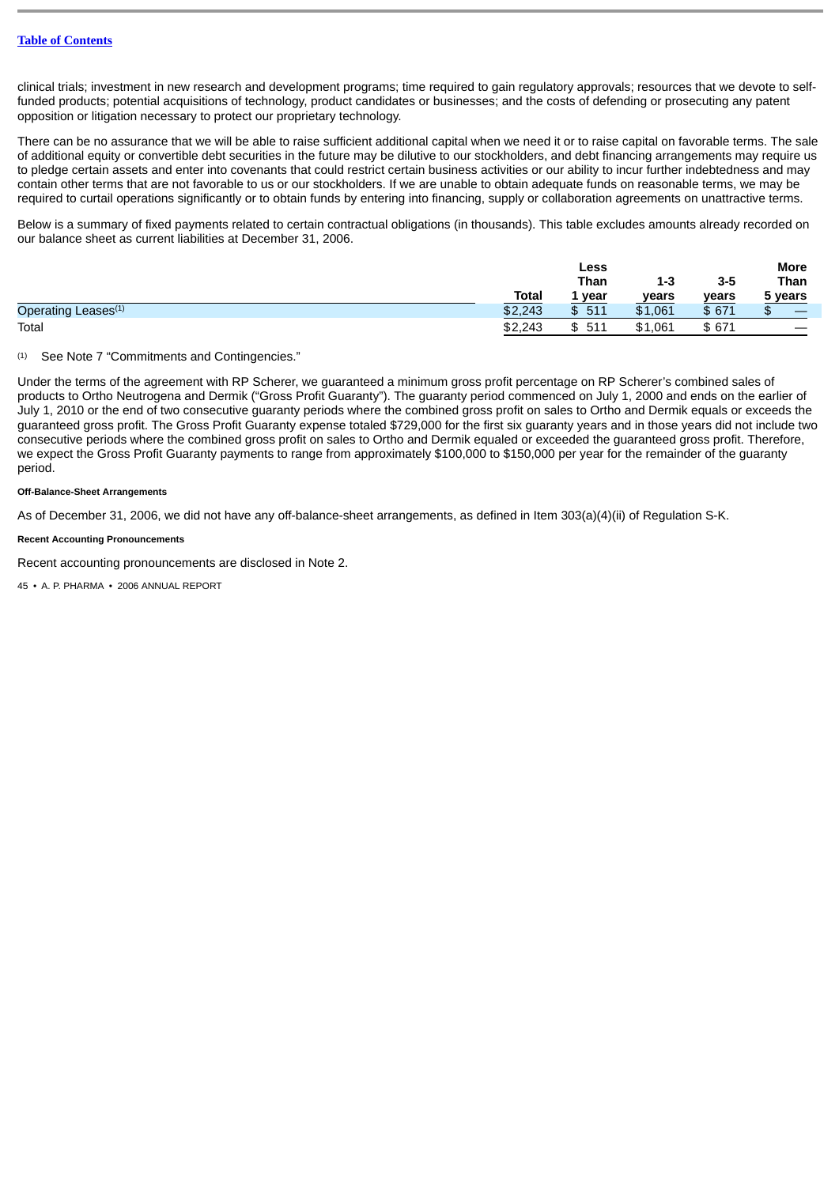clinical trials; investment in new research and development programs; time required to gain regulatory approvals; resources that we devote to self-funded products; potential acquisitions of technology, product candidates or businesses; and the costs of defending or prosecuting any patent opposition or litigation necessary to protect our proprietary technology.

There can be no assurance that we will be able to raise sufficient additional capital when we need it or to raise capital on favorable terms. The sale of additional equity or convertible debt securities in the future may be dilutive to our stockholders, and debt financing arrangements may require us to pledge certain assets and enter into covenants that could restrict certain business activities or our ability to incur further indebtedness and may contain other terms that are not favorable to us or our stockholders. If we are unable to obtain adequate funds on reasonable terms, we may be required to curtail operations significantly or to obtain funds by entering into financing, supply or collaboration agreements on unattractive terms.

Below is a summary of fixed payments related to certain contractual obligations (in thousands). This table excludes amounts already recorded on our balance sheet as current liabilities at December 31, 2006.

| | Total | Less Than 1 year | 1-3 years | 3-5 years | More Than 5 years |
|---|---|---|---|---|---|
| Operating Leases[1] | $2,243 | $ 511 | $1,061 | $ 671 | $ — |
| Total | $2,243 | $ 511 | $1,061 | $ 671 | — |

(1) See Note 7 "Commitments and Contingencies."

Under the terms of the agreement with RP Scherer, we guaranteed a minimum gross profit percentage on RP Scherer's combined sales of products to Ortho Neutrogena and Dermik ("Gross Profit Guaranty"). The guaranty period commenced on July 1, 2000 and ends on the earlier of July 1, 2010 or the end of two consecutive guaranty periods where the combined gross profit on sales to Ortho and Dermik equals or exceeds the guaranteed gross profit. The Gross Profit Guaranty expense totaled $729,000 for the first six guaranty years and in those years did not include two consecutive periods where the combined gross profit on sales to Ortho and Dermik equaled or exceeded the guaranteed gross profit. Therefore, we expect the Gross Profit Guaranty payments to range from approximately $100,000 to $150,000 per year for the remainder of the guaranty period.

#### Off-Balance-Sheet Arrangements

As of December 31, 2006, we did not have any off-balance-sheet arrangements, as defined in Item 303(a)(4)(ii) of Regulation S-K.

#### Recent Accounting Pronouncements

Recent accounting pronouncements are disclosed in Note 2.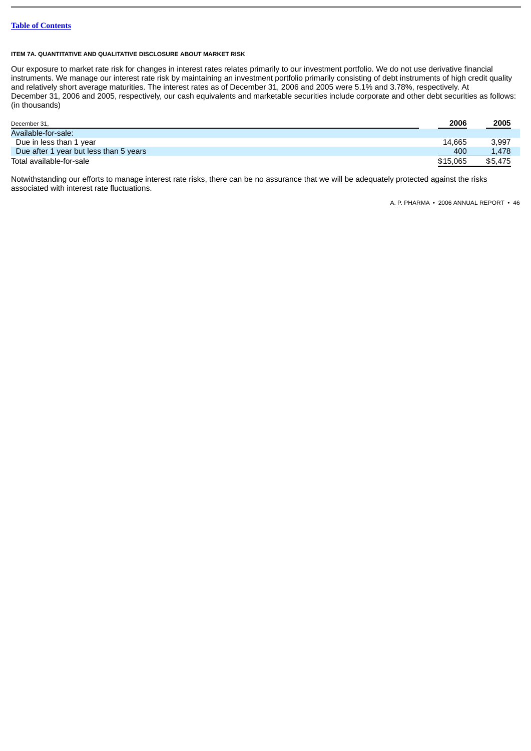[Table of Contents](#)

**ITEM 7A. QUANTITATIVE AND QUALITATIVE DISCLOSURE ABOUT MARKET RISK**

Our exposure to market rate risk for changes in interest rates relates primarily to our investment portfolio. We do not use derivative financial instruments. We manage our interest rate risk by maintaining an investment portfolio primarily consisting of debt instruments of high credit quality and relatively short average maturities. The interest rates as of December 31, 2006 and 2005 were 5.1% and 3.78%, respectively. At December 31, 2006 and 2005, respectively, our cash equivalents and marketable securities include corporate and other debt securities as follows: (in thousands)

| December 31, | 2006 | 2005 |
|---|---|---|
| Available-for-sale: | | |
| Due in less than 1 year | 14,665 | 3,997 |
| Due after 1 year but less than 5 years | 400 | 1,478 |
| Total available-for-sale | $15,065 | $5,475 |

Notwithstanding our efforts to manage interest rate risks, there can be no assurance that we will be adequately protected against the risks associated with interest rate fluctuations.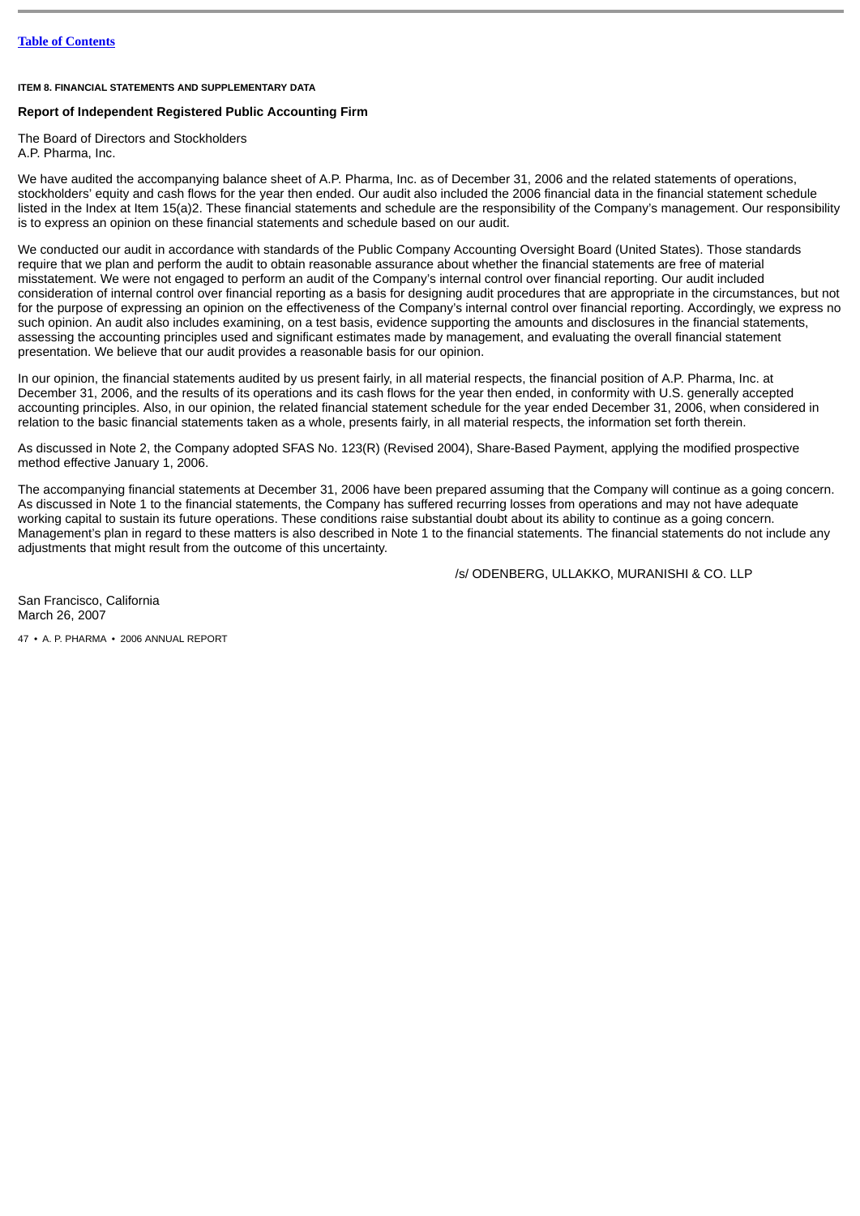ITEM 8. FINANCIAL STATEMENTS AND SUPPLEMENTARY DATA

**Report of Independent Registered Public Accounting Firm**

The Board of Directors and Stockholders
A.P. Pharma, Inc.

We have audited the accompanying balance sheet of A.P. Pharma, Inc. as of December 31, 2006 and the related statements of operations, stockholders' equity and cash flows for the year then ended. Our audit also included the 2006 financial data in the financial statement schedule listed in the Index at Item 15(a)2. These financial statements and schedule are the responsibility of the Company's management. Our responsibility is to express an opinion on these financial statements and schedule based on our audit.

We conducted our audit in accordance with standards of the Public Company Accounting Oversight Board (United States). Those standards require that we plan and perform the audit to obtain reasonable assurance about whether the financial statements are free of material misstatement. We were not engaged to perform an audit of the Company's internal control over financial reporting. Our audit included consideration of internal control over financial reporting as a basis for designing audit procedures that are appropriate in the circumstances, but not for the purpose of expressing an opinion on the effectiveness of the Company's internal control over financial reporting. Accordingly, we express no such opinion. An audit also includes examining, on a test basis, evidence supporting the amounts and disclosures in the financial statements, assessing the accounting principles used and significant estimates made by management, and evaluating the overall financial statement presentation. We believe that our audit provides a reasonable basis for our opinion.

In our opinion, the financial statements audited by us present fairly, in all material respects, the financial position of A.P. Pharma, Inc. at December 31, 2006, and the results of its operations and its cash flows for the year then ended, in conformity with U.S. generally accepted accounting principles. Also, in our opinion, the related financial statement schedule for the year ended December 31, 2006, when considered in relation to the basic financial statements taken as a whole, presents fairly, in all material respects, the information set forth therein.

As discussed in Note 2, the Company adopted SFAS No. 123(R) (Revised 2004), Share-Based Payment, applying the modified prospective method effective January 1, 2006.

The accompanying financial statements at December 31, 2006 have been prepared assuming that the Company will continue as a going concern. As discussed in Note 1 to the financial statements, the Company has suffered recurring losses from operations and may not have adequate working capital to sustain its future operations. These conditions raise substantial doubt about its ability to continue as a going concern. Management's plan in regard to these matters is also described in Note 1 to the financial statements. The financial statements do not include any adjustments that might result from the outcome of this uncertainty.

/s/ ODENBERG, ULLAKKO, MURANISHI & CO. LLP

San Francisco, California
March 26, 2007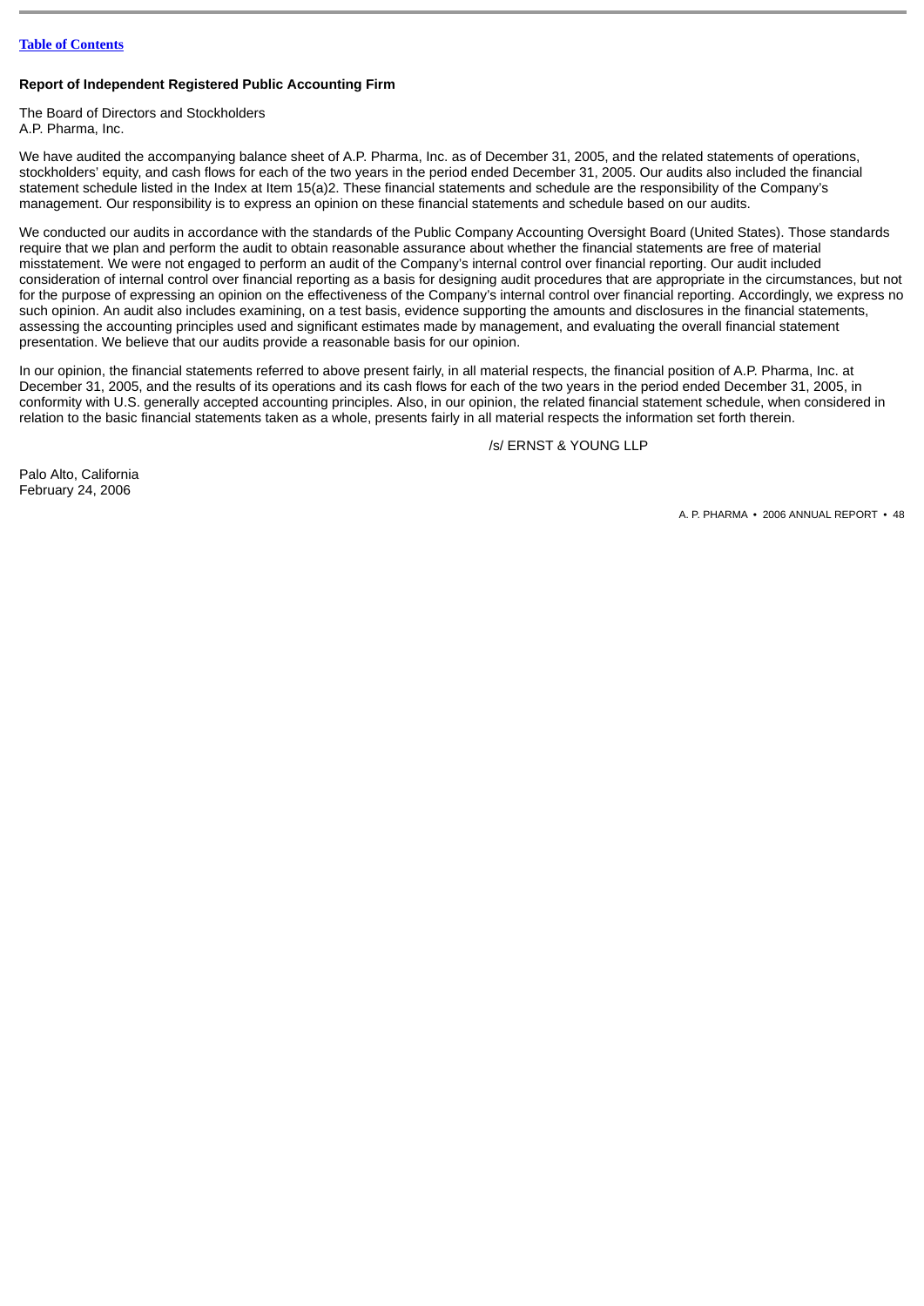Table of Contents

**Report of Independent Registered Public Accounting Firm**

The Board of Directors and Stockholders
A.P. Pharma, Inc.

We have audited the accompanying balance sheet of A.P. Pharma, Inc. as of December 31, 2005, and the related statements of operations, stockholders' equity, and cash flows for each of the two years in the period ended December 31, 2005. Our audits also included the financial statement schedule listed in the Index at Item 15(a)2. These financial statements and schedule are the responsibility of the Company's management. Our responsibility is to express an opinion on these financial statements and schedule based on our audits.

We conducted our audits in accordance with the standards of the Public Company Accounting Oversight Board (United States). Those standards require that we plan and perform the audit to obtain reasonable assurance about whether the financial statements are free of material misstatement. We were not engaged to perform an audit of the Company's internal control over financial reporting. Our audit included consideration of internal control over financial reporting as a basis for designing audit procedures that are appropriate in the circumstances, but not for the purpose of expressing an opinion on the effectiveness of the Company's internal control over financial reporting. Accordingly, we express no such opinion. An audit also includes examining, on a test basis, evidence supporting the amounts and disclosures in the financial statements, assessing the accounting principles used and significant estimates made by management, and evaluating the overall financial statement presentation. We believe that our audits provide a reasonable basis for our opinion.

In our opinion, the financial statements referred to above present fairly, in all material respects, the financial position of A.P. Pharma, Inc. at December 31, 2005, and the results of its operations and its cash flows for each of the two years in the period ended December 31, 2005, in conformity with U.S. generally accepted accounting principles. Also, in our opinion, the related financial statement schedule, when considered in relation to the basic financial statements taken as a whole, presents fairly in all material respects the information set forth therein.

/s/ ERNST & YOUNG LLP

Palo Alto, California
February 24, 2006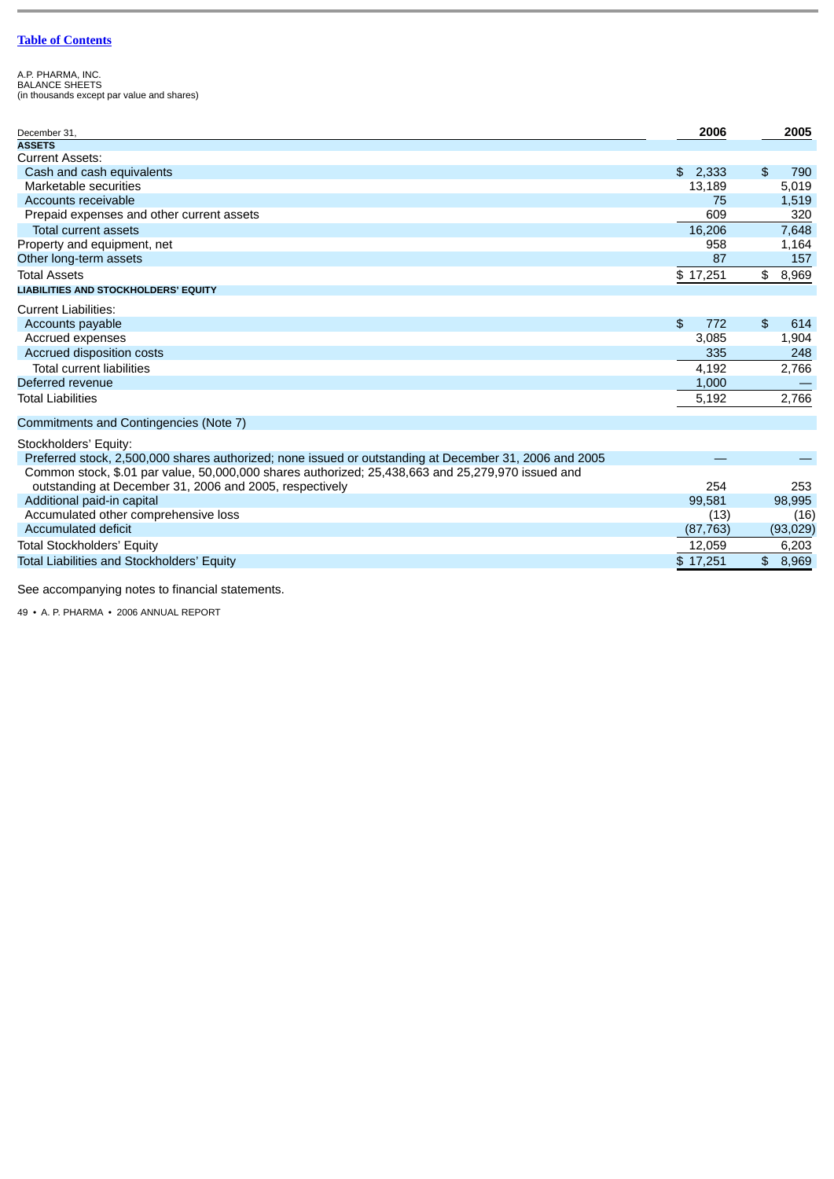[Table of Contents](#)

A.P. PHARMA, INC.
BALANCE SHEETS
(in thousands except par value and shares)

| December 31, | 2006 | 2005 |
|---|---|---|
| **ASSETS** | | |
| Current Assets: | | |
| Cash and cash equivalents | $ 2,333 | $ 790 |
| Marketable securities | 13,189 | 5,019 |
| Accounts receivable | 75 | 1,519 |
| Prepaid expenses and other current assets | 609 | 320 |
| Total current assets | 16,206 | 7,648 |
| Property and equipment, net | 958 | 1,164 |
| Other long-term assets | 87 | 157 |
| Total Assets | $ 17,251 | $ 8,969 |
| **LIABILITIES AND STOCKHOLDERS' EQUITY** | | |
| Current Liabilities: | | |
| Accounts payable | $ 772 | $ 614 |
| Accrued expenses | 3,085 | 1,904 |
| Accrued disposition costs | 335 | 248 |
| Total current liabilities | 4,192 | 2,766 |
| Deferred revenue | 1,000 | — |
| Total Liabilities | 5,192 | 2,766 |
| Commitments and Contingencies (Note 7) | | |
| Stockholders' Equity: | | |
| Preferred stock, 2,500,000 shares authorized; none issued or outstanding at December 31, 2006 and 2005 | — | — |
| Common stock, $.01 par value, 50,000,000 shares authorized; 25,438,663 and 25,279,970 issued and outstanding at December 31, 2006 and 2005, respectively | 254 | 253 |
| Additional paid-in capital | 99,581 | 98,995 |
| Accumulated other comprehensive loss | (13) | (16) |
| Accumulated deficit | (87,763) | (93,029) |
| Total Stockholders' Equity | 12,059 | 6,203 |
| Total Liabilities and Stockholders' Equity | $ 17,251 | $ 8,969 |

See accompanying notes to financial statements.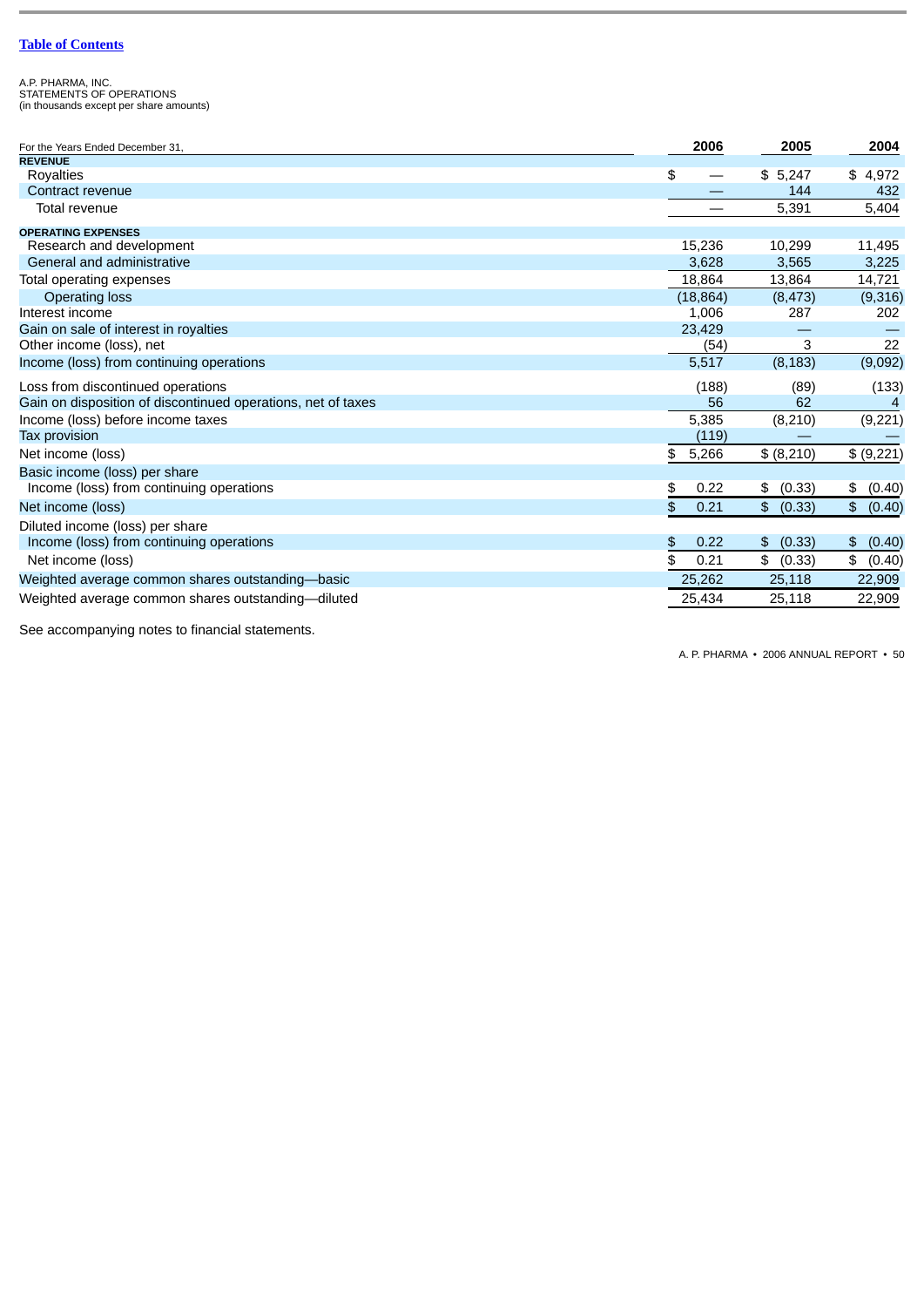[Table of Contents](#)

A.P. PHARMA, INC.
STATEMENTS OF OPERATIONS
(in thousands except per share amounts)

| For the Years Ended December 31, | 2006 | 2005 | 2004 |
|---|---|---|---|
| **REVENUE** | | | |
| Royalties | $ — | $ 5,247 | $ 4,972 |
| Contract revenue | — | 144 | 432 |
| Total revenue | — | 5,391 | 5,404 |
| **OPERATING EXPENSES** | | | |
| Research and development | 15,236 | 10,299 | 11,495 |
| General and administrative | 3,628 | 3,565 | 3,225 |
| Total operating expenses | 18,864 | 13,864 | 14,721 |
| Operating loss | (18,864) | (8,473) | (9,316) |
| Interest income | 1,006 | 287 | 202 |
| Gain on sale of interest in royalties | 23,429 | — | — |
| Other income (loss), net | (54) | 3 | 22 |
| Income (loss) from continuing operations | 5,517 | (8,183) | (9,092) |
| Loss from discontinued operations | (188) | (89) | (133) |
| Gain on disposition of discontinued operations, net of taxes | 56 | 62 | 4 |
| Income (loss) before income taxes | 5,385 | (8,210) | (9,221) |
| Tax provision | (119) | — | — |
| Net income (loss) | $ 5,266 | $ (8,210) | $ (9,221) |
| Basic income (loss) per share | | | |
| Income (loss) from continuing operations | $ 0.22 | $ (0.33) | $ (0.40) |
| Net income (loss) | $ 0.21 | $ (0.33) | $ (0.40) |
| Diluted income (loss) per share | | | |
| Income (loss) from continuing operations | $ 0.22 | $ (0.33) | $ (0.40) |
| Net income (loss) | $ 0.21 | $ (0.33) | $ (0.40) |
| Weighted average common shares outstanding—basic | 25,262 | 25,118 | 22,909 |
| Weighted average common shares outstanding—diluted | 25,434 | 25,118 | 22,909 |

See accompanying notes to financial statements.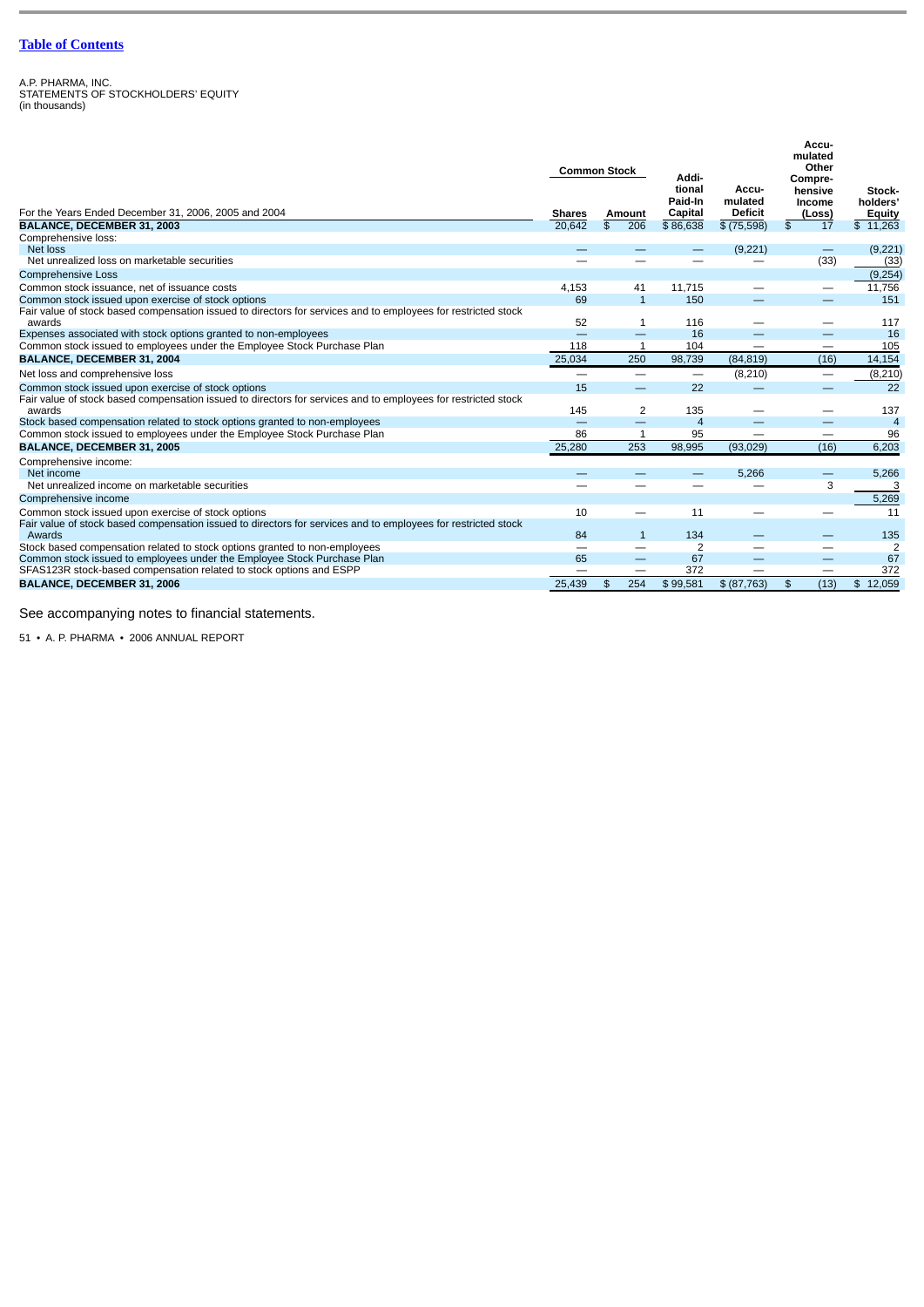[Table of Contents](#)

A.P. PHARMA, INC.
STATEMENTS OF STOCKHOLDERS' EQUITY
(in thousands)

| For the Years Ended December 31, 2006, 2005 and 2004 | Common Stock Shares | Common Stock Amount | Additional Paid-In Capital | Accumulated Deficit | Accumulated Other Comprehensive Income (Loss) | Stockholders' Equity |
|---|---|---|---|---|---|---|
| **BALANCE, DECEMBER 31, 2003** | 20,642 | $ 206 | $ 86,638 | $ (75,598) | $ 17 | $ 11,263 |
| Comprehensive loss: | | | | | | |
| Net loss | — | — | — | (9,221) | — | (9,221) |
| Net unrealized loss on marketable securities | — | — | — | — | (33) | (33) |
| Comprehensive Loss | | | | | | (9,254) |
| Common stock issuance, net of issuance costs | 4,153 | 41 | 11,715 | — | — | 11,756 |
| Common stock issued upon exercise of stock options | 69 | 1 | 150 | — | — | 151 |
| Fair value of stock based compensation issued to directors for services and to employees for restricted stock awards | 52 | 1 | 116 | — | — | 117 |
| Expenses associated with stock options granted to non-employees | — | — | 16 | — | — | 16 |
| Common stock issued to employees under the Employee Stock Purchase Plan | 118 | 1 | 104 | — | — | 105 |
| **BALANCE, DECEMBER 31, 2004** | 25,034 | 250 | 98,739 | (84,819) | (16) | 14,154 |
| Net loss and comprehensive loss | — | — | — | (8,210) | — | (8,210) |
| Common stock issued upon exercise of stock options | 15 | — | 22 | — | — | 22 |
| Fair value of stock based compensation issued to directors for services and to employees for restricted stock awards | 145 | 2 | 135 | — | — | 137 |
| Stock based compensation related to stock options granted to non-employees | — | — | 4 | — | — | 4 |
| Common stock issued to employees under the Employee Stock Purchase Plan | 86 | 1 | 95 | — | — | 96 |
| **BALANCE, DECEMBER 31, 2005** | 25,280 | 253 | 98,995 | (93,029) | (16) | 6,203 |
| Comprehensive income: | | | | | | |
| Net income | — | — | — | 5,266 | — | 5,266 |
| Net unrealized income on marketable securities | — | — | — | — | 3 | 3 |
| Comprehensive income | | | | | | 5,269 |
| Common stock issued upon exercise of stock options | 10 | — | 11 | — | — | 11 |
| Fair value of stock based compensation issued to directors for services and to employees for restricted stock Awards | 84 | 1 | 134 | — | — | 135 |
| Stock based compensation related to stock options granted to non-employees | — | — | 2 | — | — | 2 |
| Common stock issued to employees under the Employee Stock Purchase Plan | 65 | — | 67 | — | — | 67 |
| SFAS123R stock-based compensation related to stock options and ESPP | — | — | 372 | — | — | 372 |
| **BALANCE, DECEMBER 31, 2006** | 25,439 | $ 254 | $ 99,581 | $ (87,763) | $ (13) | $ 12,059 |

See accompanying notes to financial statements.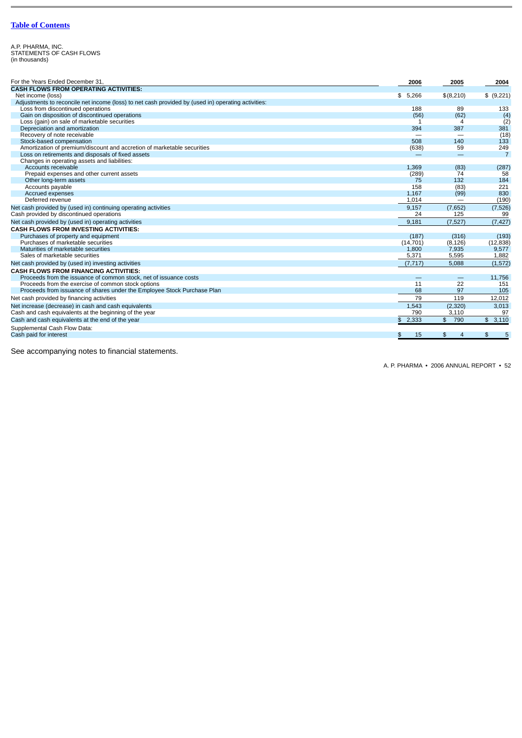[Table of Contents]

A.P. PHARMA, INC.
STATEMENTS OF CASH FLOWS
(in thousands)

| For the Years Ended December 31, | 2006 | 2005 | 2004 |
|---|---|---|---|
| **CASH FLOWS FROM OPERATING ACTIVITIES:** | | | |
| Net income (loss) | $ 5,266 | $(8,210) | $ (9,221) |
| Adjustments to reconcile net income (loss) to net cash provided by (used in) operating activities: | | | |
| Loss from discontinued operations | 188 | 89 | 133 |
| Gain on disposition of discontinued operations | (56) | (62) | (4) |
| Loss (gain) on sale of marketable securities | 1 | 4 | (2) |
| Depreciation and amortization | 394 | 387 | 381 |
| Recovery of note receivable | — | — | (18) |
| Stock-based compensation | 508 | 140 | 133 |
| Amortization of premium/discount and accretion of marketable securities | (638) | 59 | 249 |
| Loss on retirements and disposals of fixed assets | — | — | 7 |
| Changes in operating assets and liabilities: | | | |
| Accounts receivable | 1,369 | (83) | (287) |
| Prepaid expenses and other current assets | (289) | 74 | 58 |
| Other long-term assets | 75 | 132 | 184 |
| Accounts payable | 158 | (83) | 221 |
| Accrued expenses | 1,167 | (99) | 830 |
| Deferred revenue | 1,014 | — | (190) |
| Net cash provided by (used in) continuing operating activities | 9,157 | (7,652) | (7,526) |
| Cash provided by discontinued operations | 24 | 125 | 99 |
| Net cash provided by (used in) operating activities | 9,181 | (7,527) | (7,427) |
| **CASH FLOWS FROM INVESTING ACTIVITIES:** | | | |
| Purchases of property and equipment | (187) | (316) | (193) |
| Purchases of marketable securities | (14,701) | (8,126) | (12,838) |
| Maturities of marketable securities | 1,800 | 7,935 | 9,577 |
| Sales of marketable securities | 5,371 | 5,595 | 1,882 |
| Net cash provided by (used in) investing activities | (7,717) | 5,088 | (1,572) |
| **CASH FLOWS FROM FINANCING ACTIVITIES:** | | | |
| Proceeds from the issuance of common stock, net of issuance costs | — | — | 11,756 |
| Proceeds from the exercise of common stock options | 11 | 22 | 151 |
| Proceeds from issuance of shares under the Employee Stock Purchase Plan | 68 | 97 | 105 |
| Net cash provided by financing activities | 79 | 119 | 12,012 |
| Net increase (decrease) in cash and cash equivalents | 1,543 | (2,320) | 3,013 |
| Cash and cash equivalents at the beginning of the year | 790 | 3,110 | 97 |
| Cash and cash equivalents at the end of the year | $ 2,333 | $ 790 | $ 3,110 |
| Supplemental Cash Flow Data: | | | |
| Cash paid for interest | $ 15 | $ 4 | $ 5 |

See accompanying notes to financial statements.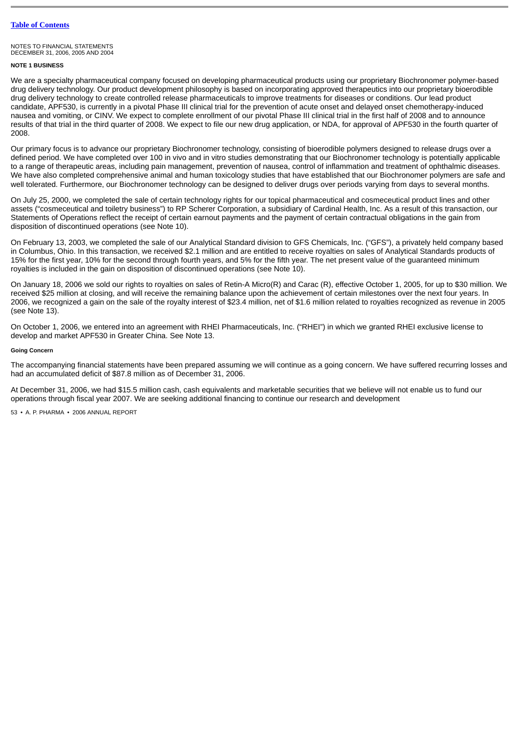NOTES TO FINANCIAL STATEMENTS
DECEMBER 31, 2006, 2005 AND 2004

**NOTE 1 BUSINESS**

We are a specialty pharmaceutical company focused on developing pharmaceutical products using our proprietary Biochronomer polymer-based drug delivery technology. Our product development philosophy is based on incorporating approved therapeutics into our proprietary bioerodible drug delivery technology to create controlled release pharmaceuticals to improve treatments for diseases or conditions. Our lead product candidate, APF530, is currently in a pivotal Phase III clinical trial for the prevention of acute onset and delayed onset chemotherapy-induced nausea and vomiting, or CINV. We expect to complete enrollment of our pivotal Phase III clinical trial in the first half of 2008 and to announce results of that trial in the third quarter of 2008. We expect to file our new drug application, or NDA, for approval of APF530 in the fourth quarter of 2008.

Our primary focus is to advance our proprietary Biochronomer technology, consisting of bioerodible polymers designed to release drugs over a defined period. We have completed over 100 in vivo and in vitro studies demonstrating that our Biochronomer technology is potentially applicable to a range of therapeutic areas, including pain management, prevention of nausea, control of inflammation and treatment of ophthalmic diseases. We have also completed comprehensive animal and human toxicology studies that have established that our Biochronomer polymers are safe and well tolerated. Furthermore, our Biochronomer technology can be designed to deliver drugs over periods varying from days to several months.

On July 25, 2000, we completed the sale of certain technology rights for our topical pharmaceutical and cosmeceutical product lines and other assets ("cosmeceutical and toiletry business") to RP Scherer Corporation, a subsidiary of Cardinal Health, Inc. As a result of this transaction, our Statements of Operations reflect the receipt of certain earnout payments and the payment of certain contractual obligations in the gain from disposition of discontinued operations (see Note 10).

On February 13, 2003, we completed the sale of our Analytical Standard division to GFS Chemicals, Inc. ("GFS"), a privately held company based in Columbus, Ohio. In this transaction, we received $2.1 million and are entitled to receive royalties on sales of Analytical Standards products of 15% for the first year, 10% for the second through fourth years, and 5% for the fifth year. The net present value of the guaranteed minimum royalties is included in the gain on disposition of discontinued operations (see Note 10).

On January 18, 2006 we sold our rights to royalties on sales of Retin-A Micro(R) and Carac (R), effective October 1, 2005, for up to $30 million. We received $25 million at closing, and will receive the remaining balance upon the achievement of certain milestones over the next four years. In 2006, we recognized a gain on the sale of the royalty interest of $23.4 million, net of $1.6 million related to royalties recognized as revenue in 2005 (see Note 13).

On October 1, 2006, we entered into an agreement with RHEI Pharmaceuticals, Inc. ("RHEI") in which we granted RHEI exclusive license to develop and market APF530 in Greater China. See Note 13.

**Going Concern**

The accompanying financial statements have been prepared assuming we will continue as a going concern. We have suffered recurring losses and had an accumulated deficit of $87.8 million as of December 31, 2006.

At December 31, 2006, we had $15.5 million cash, cash equivalents and marketable securities that we believe will not enable us to fund our operations through fiscal year 2007. We are seeking additional financing to continue our research and development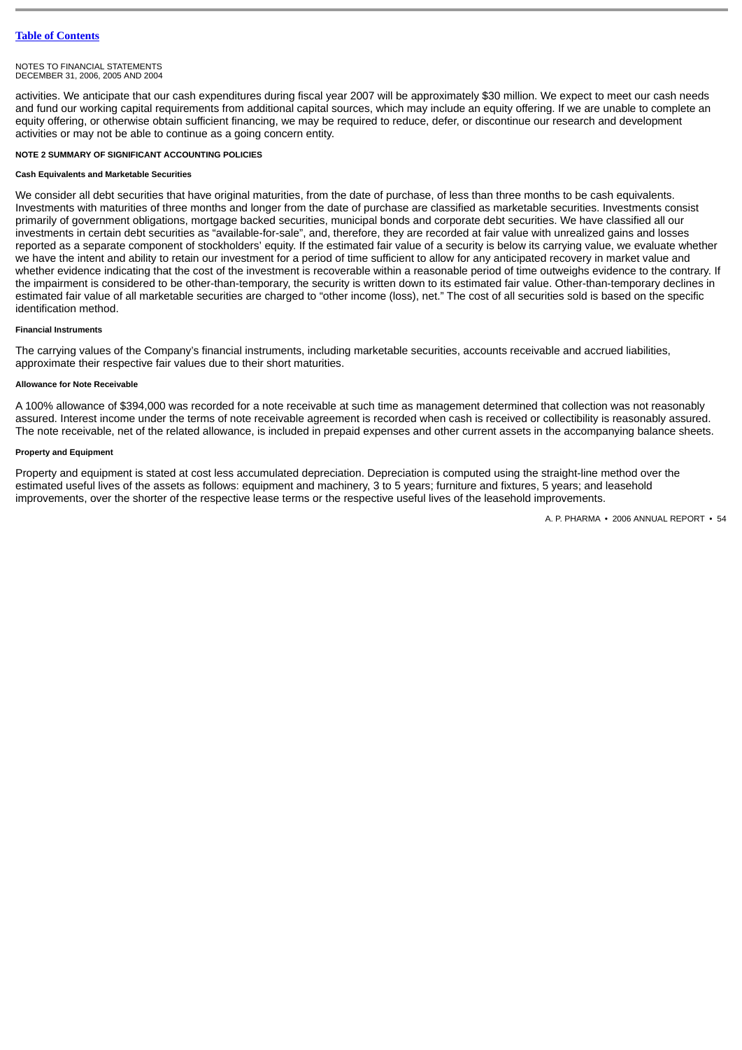activities. We anticipate that our cash expenditures during fiscal year 2007 will be approximately $30 million. We expect to meet our cash needs and fund our working capital requirements from additional capital sources, which may include an equity offering. If we are unable to complete an equity offering, or otherwise obtain sufficient financing, we may be required to reduce, defer, or discontinue our research and development activities or may not be able to continue as a going concern entity.

## NOTE 2 SUMMARY OF SIGNIFICANT ACCOUNTING POLICIES

### Cash Equivalents and Marketable Securities

We consider all debt securities that have original maturities, from the date of purchase, of less than three months to be cash equivalents. Investments with maturities of three months and longer from the date of purchase are classified as marketable securities. Investments consist primarily of government obligations, mortgage backed securities, municipal bonds and corporate debt securities. We have classified all our investments in certain debt securities as "available-for-sale", and, therefore, they are recorded at fair value with unrealized gains and losses reported as a separate component of stockholders' equity. If the estimated fair value of a security is below its carrying value, we evaluate whether we have the intent and ability to retain our investment for a period of time sufficient to allow for any anticipated recovery in market value and whether evidence indicating that the cost of the investment is recoverable within a reasonable period of time outweighs evidence to the contrary. If the impairment is considered to be other-than-temporary, the security is written down to its estimated fair value. Other-than-temporary declines in estimated fair value of all marketable securities are charged to "other income (loss), net." The cost of all securities sold is based on the specific identification method.

### Financial Instruments

The carrying values of the Company's financial instruments, including marketable securities, accounts receivable and accrued liabilities, approximate their respective fair values due to their short maturities.

### Allowance for Note Receivable

A 100% allowance of $394,000 was recorded for a note receivable at such time as management determined that collection was not reasonably assured. Interest income under the terms of note receivable agreement is recorded when cash is received or collectibility is reasonably assured. The note receivable, net of the related allowance, is included in prepaid expenses and other current assets in the accompanying balance sheets.

### Property and Equipment

Property and equipment is stated at cost less accumulated depreciation. Depreciation is computed using the straight-line method over the estimated useful lives of the assets as follows: equipment and machinery, 3 to 5 years; furniture and fixtures, 5 years; and leasehold improvements, over the shorter of the respective lease terms or the respective useful lives of the leasehold improvements.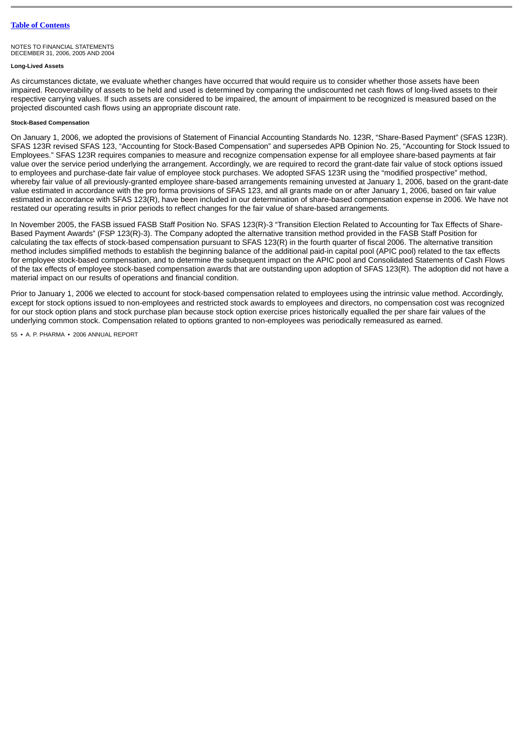NOTES TO FINANCIAL STATEMENTS
DECEMBER 31, 2006, 2005 AND 2004

#### Long-Lived Assets

As circumstances dictate, we evaluate whether changes have occurred that would require us to consider whether those assets have been impaired. Recoverability of assets to be held and used is determined by comparing the undiscounted net cash flows of long-lived assets to their respective carrying values. If such assets are considered to be impaired, the amount of impairment to be recognized is measured based on the projected discounted cash flows using an appropriate discount rate.

#### Stock-Based Compensation

On January 1, 2006, we adopted the provisions of Statement of Financial Accounting Standards No. 123R, "Share-Based Payment" (SFAS 123R). SFAS 123R revised SFAS 123, "Accounting for Stock-Based Compensation" and supersedes APB Opinion No. 25, "Accounting for Stock Issued to Employees." SFAS 123R requires companies to measure and recognize compensation expense for all employee share-based payments at fair value over the service period underlying the arrangement. Accordingly, we are required to record the grant-date fair value of stock options issued to employees and purchase-date fair value of employee stock purchases. We adopted SFAS 123R using the "modified prospective" method, whereby fair value of all previously-granted employee share-based arrangements remaining unvested at January 1, 2006, based on the grant-date value estimated in accordance with the pro forma provisions of SFAS 123, and all grants made on or after January 1, 2006, based on fair value estimated in accordance with SFAS 123(R), have been included in our determination of share-based compensation expense in 2006. We have not restated our operating results in prior periods to reflect changes for the fair value of share-based arrangements.

In November 2005, the FASB issued FASB Staff Position No. SFAS 123(R)-3 "Transition Election Related to Accounting for Tax Effects of Share-Based Payment Awards" (FSP 123(R)-3). The Company adopted the alternative transition method provided in the FASB Staff Position for calculating the tax effects of stock-based compensation pursuant to SFAS 123(R) in the fourth quarter of fiscal 2006. The alternative transition method includes simplified methods to establish the beginning balance of the additional paid-in capital pool (APIC pool) related to the tax effects for employee stock-based compensation, and to determine the subsequent impact on the APIC pool and Consolidated Statements of Cash Flows of the tax effects of employee stock-based compensation awards that are outstanding upon adoption of SFAS 123(R). The adoption did not have a material impact on our results of operations and financial condition.

Prior to January 1, 2006 we elected to account for stock-based compensation related to employees using the intrinsic value method. Accordingly, except for stock options issued to non-employees and restricted stock awards to employees and directors, no compensation cost was recognized for our stock option plans and stock purchase plan because stock option exercise prices historically equalled the per share fair values of the underlying common stock. Compensation related to options granted to non-employees was periodically remeasured as earned.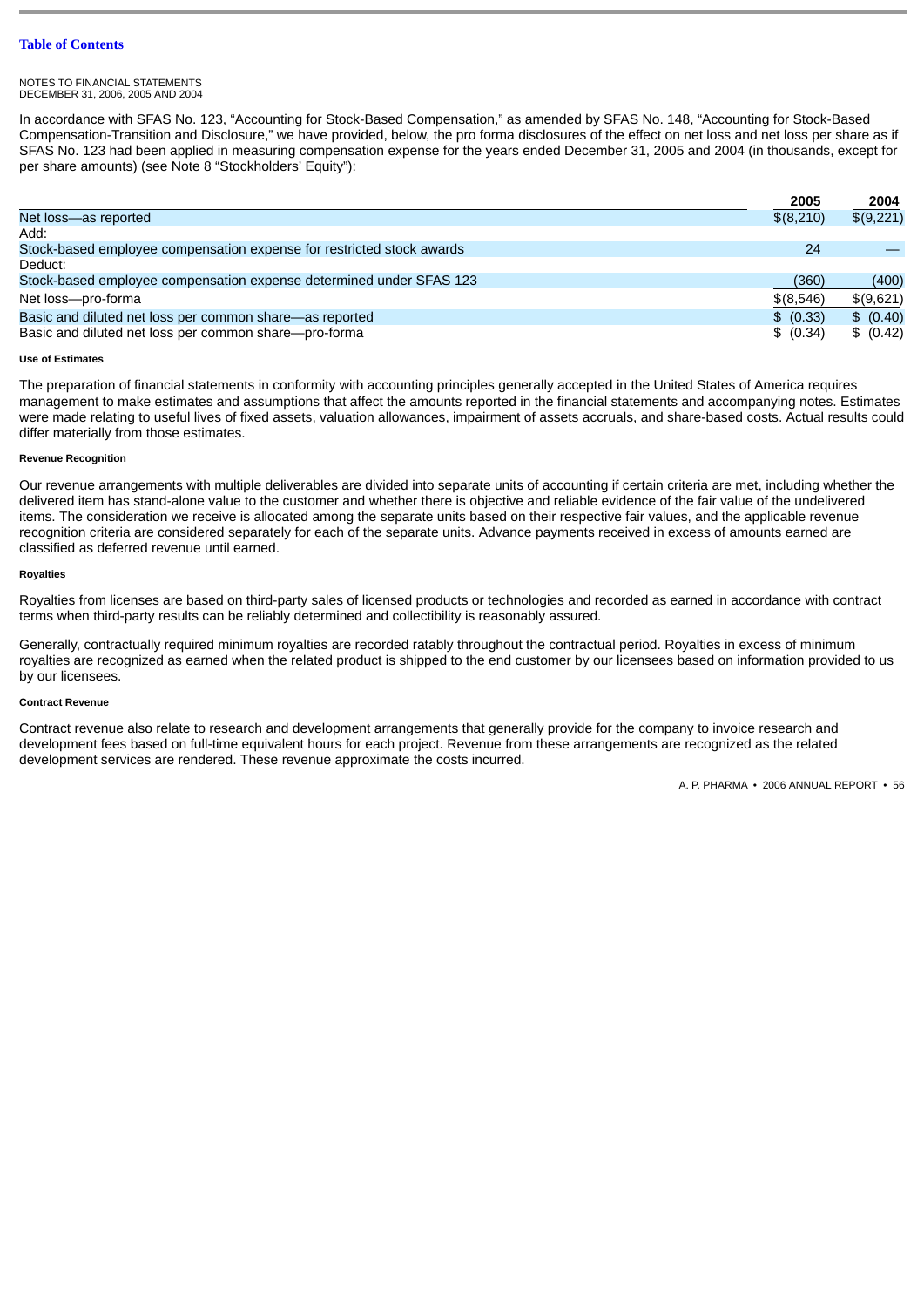NOTES TO FINANCIAL STATEMENTS
DECEMBER 31, 2006, 2005 AND 2004

In accordance with SFAS No. 123, "Accounting for Stock-Based Compensation," as amended by SFAS No. 148, "Accounting for Stock-Based Compensation-Transition and Disclosure," we have provided, below, the pro forma disclosures of the effect on net loss and net loss per share as if SFAS No. 123 had been applied in measuring compensation expense for the years ended December 31, 2005 and 2004 (in thousands, except for per share amounts) (see Note 8 "Stockholders' Equity"):

| | 2005 | 2004 |
|---|---|---|
| Net loss—as reported | $(8,210) | $(9,221) |
| Add: | | |
| Stock-based employee compensation expense for restricted stock awards | 24 | — |
| Deduct: | | |
| Stock-based employee compensation expense determined under SFAS 123 | (360) | (400) |
| Net loss—pro-forma | $(8,546) | $(9,621) |
| Basic and diluted net loss per common share—as reported | $ (0.33) | $ (0.40) |
| Basic and diluted net loss per common share—pro-forma | $ (0.34) | $ (0.42) |

#### Use of Estimates

The preparation of financial statements in conformity with accounting principles generally accepted in the United States of America requires management to make estimates and assumptions that affect the amounts reported in the financial statements and accompanying notes. Estimates were made relating to useful lives of fixed assets, valuation allowances, impairment of assets accruals, and share-based costs. Actual results could differ materially from those estimates.

#### Revenue Recognition

Our revenue arrangements with multiple deliverables are divided into separate units of accounting if certain criteria are met, including whether the delivered item has stand-alone value to the customer and whether there is objective and reliable evidence of the fair value of the undelivered items. The consideration we receive is allocated among the separate units based on their respective fair values, and the applicable revenue recognition criteria are considered separately for each of the separate units. Advance payments received in excess of amounts earned are classified as deferred revenue until earned.

#### Royalties

Royalties from licenses are based on third-party sales of licensed products or technologies and recorded as earned in accordance with contract terms when third-party results can be reliably determined and collectibility is reasonably assured.

Generally, contractually required minimum royalties are recorded ratably throughout the contractual period. Royalties in excess of minimum royalties are recognized as earned when the related product is shipped to the end customer by our licensees based on information provided to us by our licensees.

#### Contract Revenue

Contract revenue also relate to research and development arrangements that generally provide for the company to invoice research and development fees based on full-time equivalent hours for each project. Revenue from these arrangements are recognized as the related development services are rendered. These revenue approximate the costs incurred.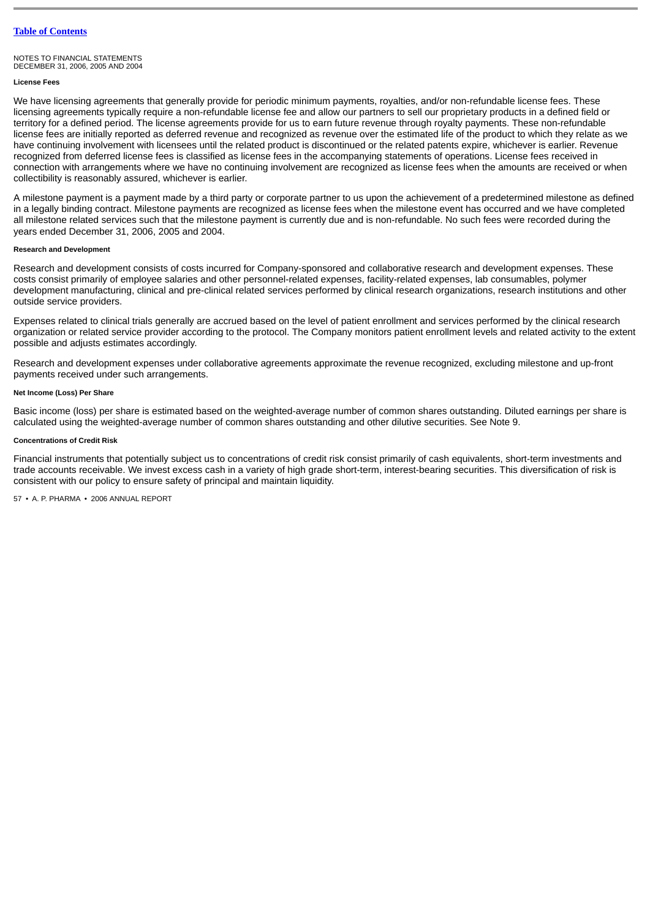NOTES TO FINANCIAL STATEMENTS
DECEMBER 31, 2006, 2005 AND 2004

#### License Fees

We have licensing agreements that generally provide for periodic minimum payments, royalties, and/or non-refundable license fees. These licensing agreements typically require a non-refundable license fee and allow our partners to sell our proprietary products in a defined field or territory for a defined period. The license agreements provide for us to earn future revenue through royalty payments. These non-refundable license fees are initially reported as deferred revenue and recognized as revenue over the estimated life of the product to which they relate as we have continuing involvement with licensees until the related product is discontinued or the related patents expire, whichever is earlier. Revenue recognized from deferred license fees is classified as license fees in the accompanying statements of operations. License fees received in connection with arrangements where we have no continuing involvement are recognized as license fees when the amounts are received or when collectibility is reasonably assured, whichever is earlier.

A milestone payment is a payment made by a third party or corporate partner to us upon the achievement of a predetermined milestone as defined in a legally binding contract. Milestone payments are recognized as license fees when the milestone event has occurred and we have completed all milestone related services such that the milestone payment is currently due and is non-refundable. No such fees were recorded during the years ended December 31, 2006, 2005 and 2004.

#### Research and Development

Research and development consists of costs incurred for Company-sponsored and collaborative research and development expenses. These costs consist primarily of employee salaries and other personnel-related expenses, facility-related expenses, lab consumables, polymer development manufacturing, clinical and pre-clinical related services performed by clinical research organizations, research institutions and other outside service providers.

Expenses related to clinical trials generally are accrued based on the level of patient enrollment and services performed by the clinical research organization or related service provider according to the protocol. The Company monitors patient enrollment levels and related activity to the extent possible and adjusts estimates accordingly.

Research and development expenses under collaborative agreements approximate the revenue recognized, excluding milestone and up-front payments received under such arrangements.

#### Net Income (Loss) Per Share

Basic income (loss) per share is estimated based on the weighted-average number of common shares outstanding. Diluted earnings per share is calculated using the weighted-average number of common shares outstanding and other dilutive securities. See Note 9.

#### Concentrations of Credit Risk

Financial instruments that potentially subject us to concentrations of credit risk consist primarily of cash equivalents, short-term investments and trade accounts receivable. We invest excess cash in a variety of high grade short-term, interest-bearing securities. This diversification of risk is consistent with our policy to ensure safety of principal and maintain liquidity.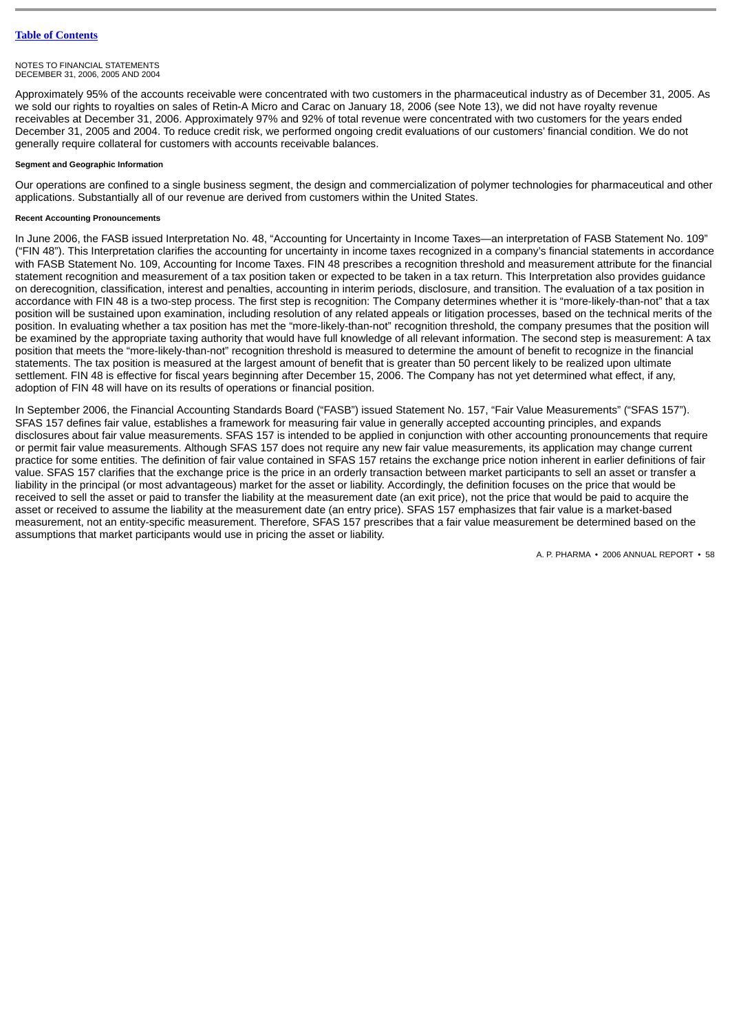NOTES TO FINANCIAL STATEMENTS
DECEMBER 31, 2006, 2005 AND 2004

Approximately 95% of the accounts receivable were concentrated with two customers in the pharmaceutical industry as of December 31, 2005. As we sold our rights to royalties on sales of Retin-A Micro and Carac on January 18, 2006 (see Note 13), we did not have royalty revenue receivables at December 31, 2006. Approximately 97% and 92% of total revenue were concentrated with two customers for the years ended December 31, 2005 and 2004. To reduce credit risk, we performed ongoing credit evaluations of our customers' financial condition. We do not generally require collateral for customers with accounts receivable balances.

#### Segment and Geographic Information

Our operations are confined to a single business segment, the design and commercialization of polymer technologies for pharmaceutical and other applications. Substantially all of our revenue are derived from customers within the United States.

#### Recent Accounting Pronouncements

In June 2006, the FASB issued Interpretation No. 48, "Accounting for Uncertainty in Income Taxes—an interpretation of FASB Statement No. 109" ("FIN 48"). This Interpretation clarifies the accounting for uncertainty in income taxes recognized in a company's financial statements in accordance with FASB Statement No. 109, Accounting for Income Taxes. FIN 48 prescribes a recognition threshold and measurement attribute for the financial statement recognition and measurement of a tax position taken or expected to be taken in a tax return. This Interpretation also provides guidance on derecognition, classification, interest and penalties, accounting in interim periods, disclosure, and transition. The evaluation of a tax position in accordance with FIN 48 is a two-step process. The first step is recognition: The Company determines whether it is "more-likely-than-not" that a tax position will be sustained upon examination, including resolution of any related appeals or litigation processes, based on the technical merits of the position. In evaluating whether a tax position has met the "more-likely-than-not" recognition threshold, the company presumes that the position will be examined by the appropriate taxing authority that would have full knowledge of all relevant information. The second step is measurement: A tax position that meets the "more-likely-than-not" recognition threshold is measured to determine the amount of benefit to recognize in the financial statements. The tax position is measured at the largest amount of benefit that is greater than 50 percent likely to be realized upon ultimate settlement. FIN 48 is effective for fiscal years beginning after December 15, 2006. The Company has not yet determined what effect, if any, adoption of FIN 48 will have on its results of operations or financial position.

In September 2006, the Financial Accounting Standards Board ("FASB") issued Statement No. 157, "Fair Value Measurements" ("SFAS 157"). SFAS 157 defines fair value, establishes a framework for measuring fair value in generally accepted accounting principles, and expands disclosures about fair value measurements. SFAS 157 is intended to be applied in conjunction with other accounting pronouncements that require or permit fair value measurements. Although SFAS 157 does not require any new fair value measurements, its application may change current practice for some entities. The definition of fair value contained in SFAS 157 retains the exchange price notion inherent in earlier definitions of fair value. SFAS 157 clarifies that the exchange price is the price in an orderly transaction between market participants to sell an asset or transfer a liability in the principal (or most advantageous) market for the asset or liability. Accordingly, the definition focuses on the price that would be received to sell the asset or paid to transfer the liability at the measurement date (an exit price), not the price that would be paid to acquire the asset or received to assume the liability at the measurement date (an entry price). SFAS 157 emphasizes that fair value is a market-based measurement, not an entity-specific measurement. Therefore, SFAS 157 prescribes that a fair value measurement be determined based on the assumptions that market participants would use in pricing the asset or liability.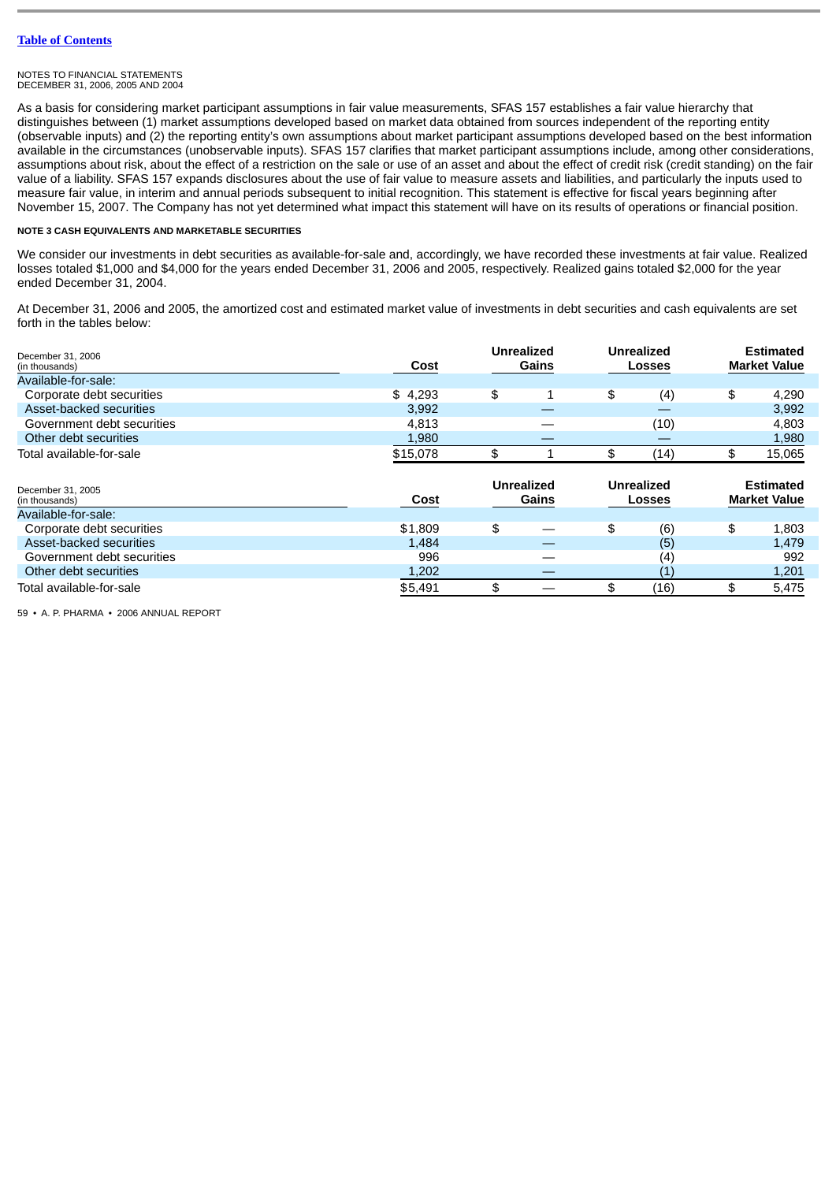[Table of Contents](#)

NOTES TO FINANCIAL STATEMENTS
DECEMBER 31, 2006, 2005 AND 2004

As a basis for considering market participant assumptions in fair value measurements, SFAS 157 establishes a fair value hierarchy that distinguishes between (1) market assumptions developed based on market data obtained from sources independent of the reporting entity (observable inputs) and (2) the reporting entity's own assumptions about market participant assumptions developed based on the best information available in the circumstances (unobservable inputs). SFAS 157 clarifies that market participant assumptions include, among other considerations, assumptions about risk, about the effect of a restriction on the sale or use of an asset and about the effect of credit risk (credit standing) on the fair value of a liability. SFAS 157 expands disclosures about the use of fair value to measure assets and liabilities, and particularly the inputs used to measure fair value, in interim and annual periods subsequent to initial recognition. This statement is effective for fiscal years beginning after November 15, 2007. The Company has not yet determined what impact this statement will have on its results of operations or financial position.

**NOTE 3 CASH EQUIVALENTS AND MARKETABLE SECURITIES**

We consider our investments in debt securities as available-for-sale and, accordingly, we have recorded these investments at fair value. Realized losses totaled $1,000 and $4,000 for the years ended December 31, 2006 and 2005, respectively. Realized gains totaled $2,000 for the year ended December 31, 2004.

At December 31, 2006 and 2005, the amortized cost and estimated market value of investments in debt securities and cash equivalents are set forth in the tables below:

| December 31, 2006 (in thousands) | Cost | Unrealized Gains | Unrealized Losses | Estimated Market Value |
|---|---|---|---|---|
| Available-for-sale: | | | | |
| Corporate debt securities | $ 4,293 | $ 1 | $ (4) | $ 4,290 |
| Asset-backed securities | 3,992 | — | — | 3,992 |
| Government debt securities | 4,813 | — | (10) | 4,803 |
| Other debt securities | 1,980 | — | — | 1,980 |
| Total available-for-sale | $15,078 | $ 1 | $ (14) | $ 15,065 |

| December 31, 2005 (in thousands) | Cost | Unrealized Gains | Unrealized Losses | Estimated Market Value |
|---|---|---|---|---|
| Available-for-sale: | | | | |
| Corporate debt securities | $1,809 | $ — | $ (6) | $ 1,803 |
| Asset-backed securities | 1,484 | — | (5) | 1,479 |
| Government debt securities | 996 | — | (4) | 992 |
| Other debt securities | 1,202 | — | (1) | 1,201 |
| Total available-for-sale | $5,491 | $ — | $ (16) | $ 5,475 |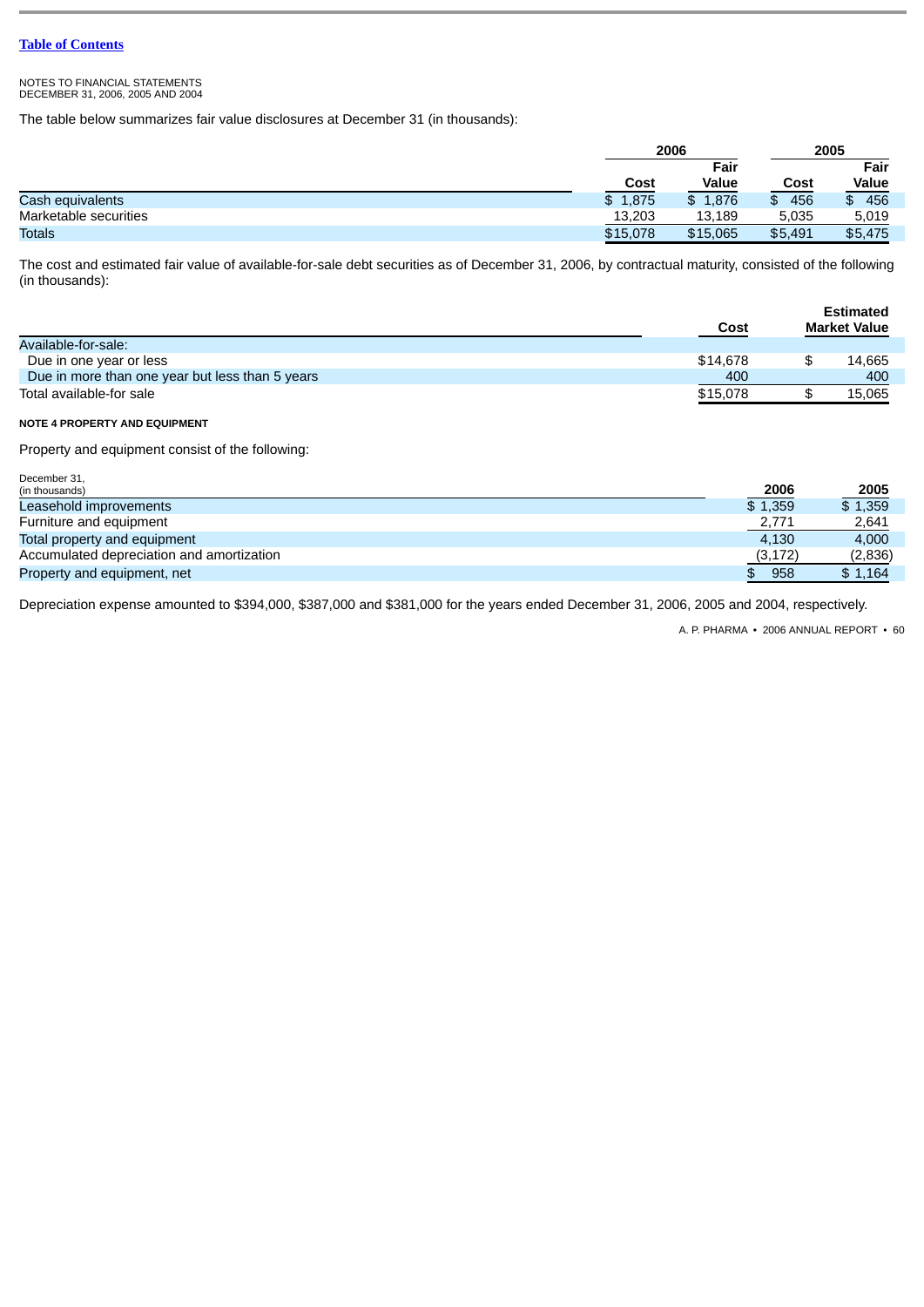Table of Contents

NOTES TO FINANCIAL STATEMENTS
DECEMBER 31, 2006, 2005 AND 2004

The table below summarizes fair value disclosures at December 31 (in thousands):

| | 2006 | | 2005 | |
|---|---|---|---|---|
| | Cost | Fair Value | Cost | Fair Value |
| Cash equivalents | $ 1,875 | $ 1,876 | $ 456 | $ 456 |
| Marketable securities | 13,203 | 13,189 | 5,035 | 5,019 |
| Totals | $15,078 | $15,065 | $5,491 | $5,475 |

The cost and estimated fair value of available-for-sale debt securities as of December 31, 2006, by contractual maturity, consisted of the following (in thousands):

| | Cost | Estimated Market Value |
|---|---|---|
| Available-for-sale: | | |
| Due in one year or less | $14,678 | $ 14,665 |
| Due in more than one year but less than 5 years | 400 | 400 |
| Total available-for sale | $15,078 | $ 15,065 |

**NOTE 4 PROPERTY AND EQUIPMENT**

Property and equipment consist of the following:

| December 31, (in thousands) | 2006 | 2005 |
|---|---|---|
| Leasehold improvements | $ 1,359 | $ 1,359 |
| Furniture and equipment | 2,771 | 2,641 |
| Total property and equipment | 4,130 | 4,000 |
| Accumulated depreciation and amortization | (3,172) | (2,836) |
| Property and equipment, net | $ 958 | $ 1,164 |

Depreciation expense amounted to $394,000, $387,000 and $381,000 for the years ended December 31, 2006, 2005 and 2004, respectively.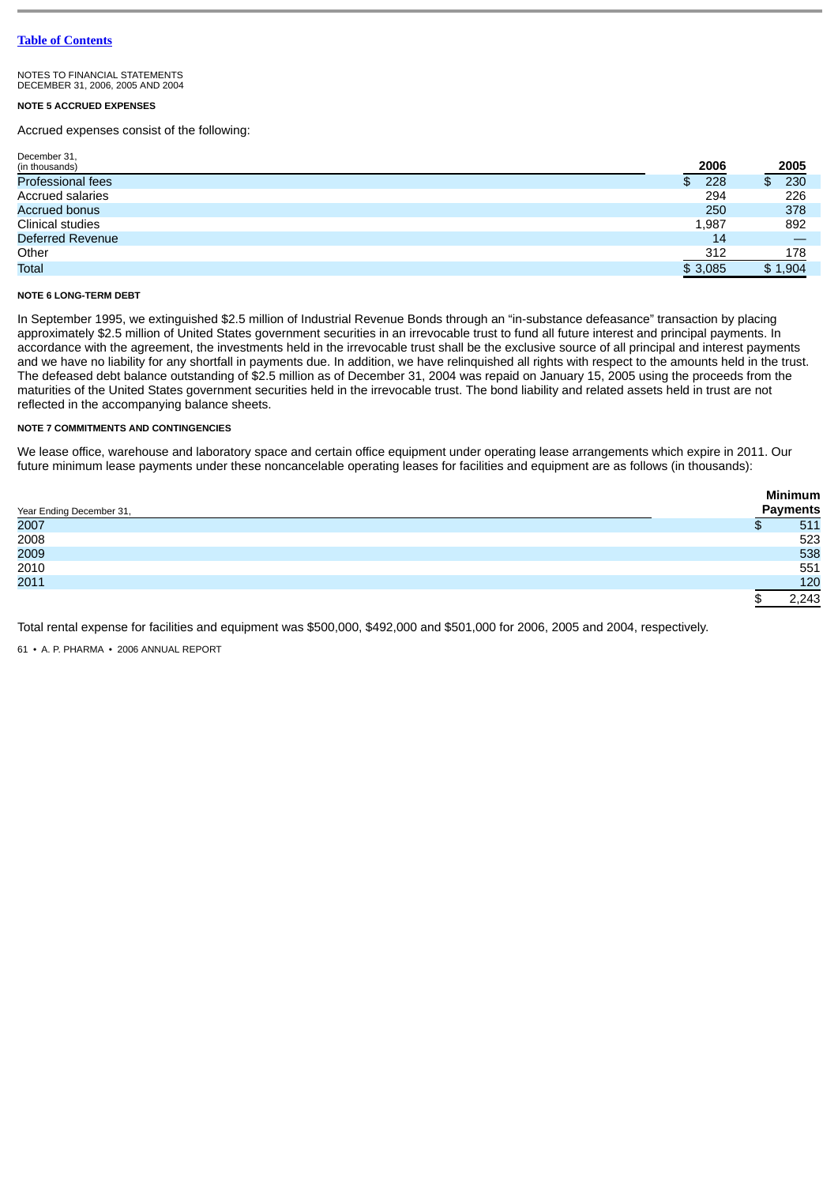NOTES TO FINANCIAL STATEMENTS
DECEMBER 31, 2006, 2005 AND 2004

**NOTE 5 ACCRUED EXPENSES**

Accrued expenses consist of the following:

| December 31, (in thousands) | 2006 | 2005 |
|---|---|---|
| Professional fees | $ 228 | $ 230 |
| Accrued salaries | 294 | 226 |
| Accrued bonus | 250 | 378 |
| Clinical studies | 1,987 | 892 |
| Deferred Revenue | 14 | — |
| Other | 312 | 178 |
| Total | $ 3,085 | $ 1,904 |

**NOTE 6 LONG-TERM DEBT**

In September 1995, we extinguished $2.5 million of Industrial Revenue Bonds through an "in-substance defeasance" transaction by placing approximately $2.5 million of United States government securities in an irrevocable trust to fund all future interest and principal payments. In accordance with the agreement, the investments held in the irrevocable trust shall be the exclusive source of all principal and interest payments and we have no liability for any shortfall in payments due. In addition, we have relinquished all rights with respect to the amounts held in the trust. The defeased debt balance outstanding of $2.5 million as of December 31, 2004 was repaid on January 15, 2005 using the proceeds from the maturities of the United States government securities held in the irrevocable trust. The bond liability and related assets held in trust are not reflected in the accompanying balance sheets.

**NOTE 7 COMMITMENTS AND CONTINGENCIES**

We lease office, warehouse and laboratory space and certain office equipment under operating lease arrangements which expire in 2011. Our future minimum lease payments under these noncancelable operating leases for facilities and equipment are as follows (in thousands):

| Year Ending December 31, | Minimum Payments |
|---|---|
| 2007 | $ 511 |
| 2008 | 523 |
| 2009 | 538 |
| 2010 | 551 |
| 2011 | 120 |
| | $ 2,243 |

Total rental expense for facilities and equipment was $500,000, $492,000 and $501,000 for 2006, 2005 and 2004, respectively.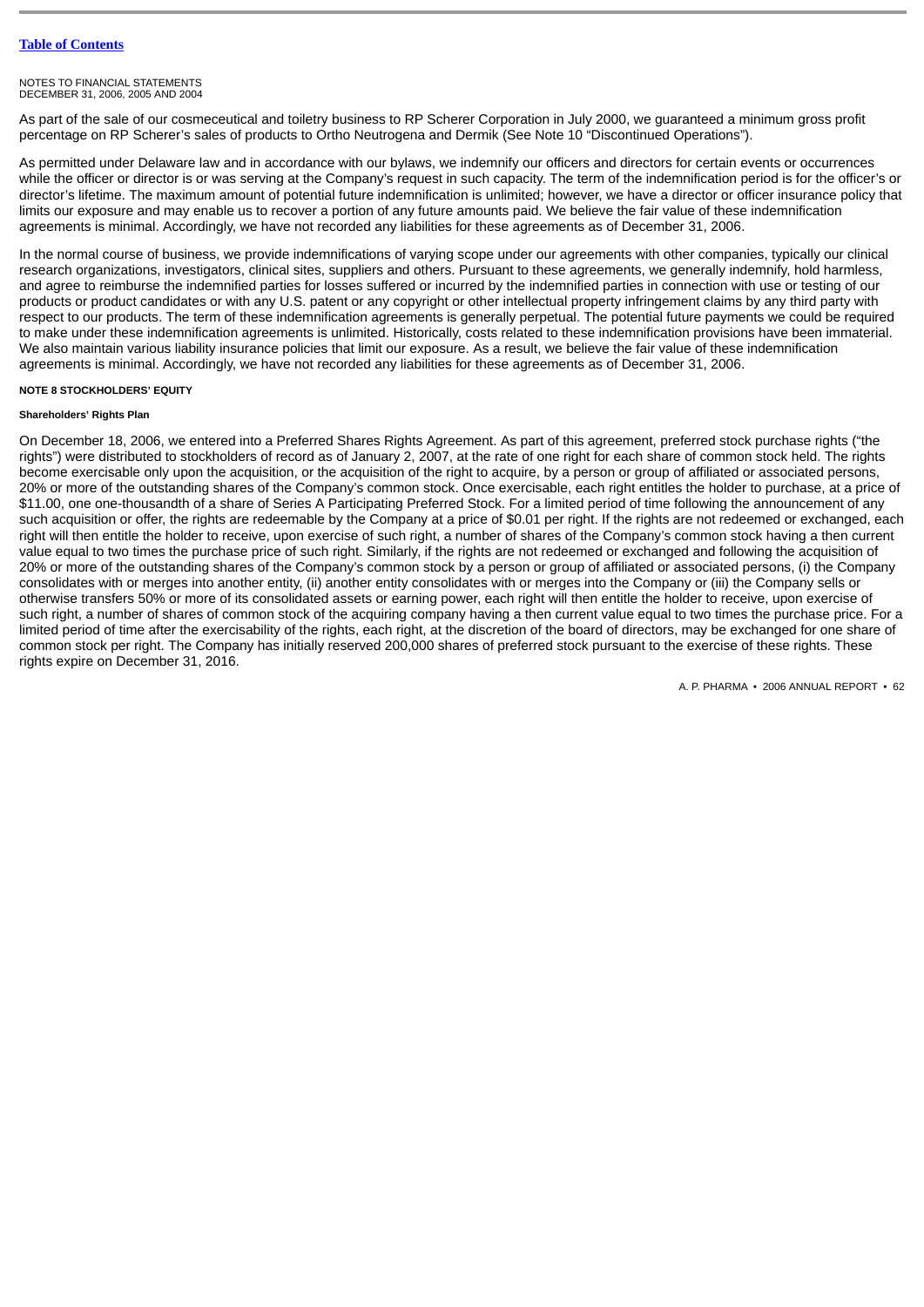NOTES TO FINANCIAL STATEMENTS
DECEMBER 31, 2006, 2005 AND 2004

As part of the sale of our cosmeceutical and toiletry business to RP Scherer Corporation in July 2000, we guaranteed a minimum gross profit percentage on RP Scherer's sales of products to Ortho Neutrogena and Dermik (See Note 10 "Discontinued Operations").

As permitted under Delaware law and in accordance with our bylaws, we indemnify our officers and directors for certain events or occurrences while the officer or director is or was serving at the Company's request in such capacity. The term of the indemnification period is for the officer's or director's lifetime. The maximum amount of potential future indemnification is unlimited; however, we have a director or officer insurance policy that limits our exposure and may enable us to recover a portion of any future amounts paid. We believe the fair value of these indemnification agreements is minimal. Accordingly, we have not recorded any liabilities for these agreements as of December 31, 2006.

In the normal course of business, we provide indemnifications of varying scope under our agreements with other companies, typically our clinical research organizations, investigators, clinical sites, suppliers and others. Pursuant to these agreements, we generally indemnify, hold harmless, and agree to reimburse the indemnified parties for losses suffered or incurred by the indemnified parties in connection with use or testing of our products or product candidates or with any U.S. patent or any copyright or other intellectual property infringement claims by any third party with respect to our products. The term of these indemnification agreements is generally perpetual. The potential future payments we could be required to make under these indemnification agreements is unlimited. Historically, costs related to these indemnification provisions have been immaterial. We also maintain various liability insurance policies that limit our exposure. As a result, we believe the fair value of these indemnification agreements is minimal. Accordingly, we have not recorded any liabilities for these agreements as of December 31, 2006.

## NOTE 8 STOCKHOLDERS' EQUITY

### Shareholders' Rights Plan

On December 18, 2006, we entered into a Preferred Shares Rights Agreement. As part of this agreement, preferred stock purchase rights ("the rights") were distributed to stockholders of record as of January 2, 2007, at the rate of one right for each share of common stock held. The rights become exercisable only upon the acquisition, or the acquisition of the right to acquire, by a person or group of affiliated or associated persons, 20% or more of the outstanding shares of the Company's common stock. Once exercisable, each right entitles the holder to purchase, at a price of $11.00, one one-thousandth of a share of Series A Participating Preferred Stock. For a limited period of time following the announcement of any such acquisition or offer, the rights are redeemable by the Company at a price of $0.01 per right. If the rights are not redeemed or exchanged, each right will then entitle the holder to receive, upon exercise of such right, a number of shares of the Company's common stock having a then current value equal to two times the purchase price of such right. Similarly, if the rights are not redeemed or exchanged and following the acquisition of 20% or more of the outstanding shares of the Company's common stock by a person or group of affiliated or associated persons, (i) the Company consolidates with or merges into another entity, (ii) another entity consolidates with or merges into the Company or (iii) the Company sells or otherwise transfers 50% or more of its consolidated assets or earning power, each right will then entitle the holder to receive, upon exercise of such right, a number of shares of common stock of the acquiring company having a then current value equal to two times the purchase price. For a limited period of time after the exercisability of the rights, each right, at the discretion of the board of directors, may be exchanged for one share of common stock per right. The Company has initially reserved 200,000 shares of preferred stock pursuant to the exercise of these rights. These rights expire on December 31, 2016.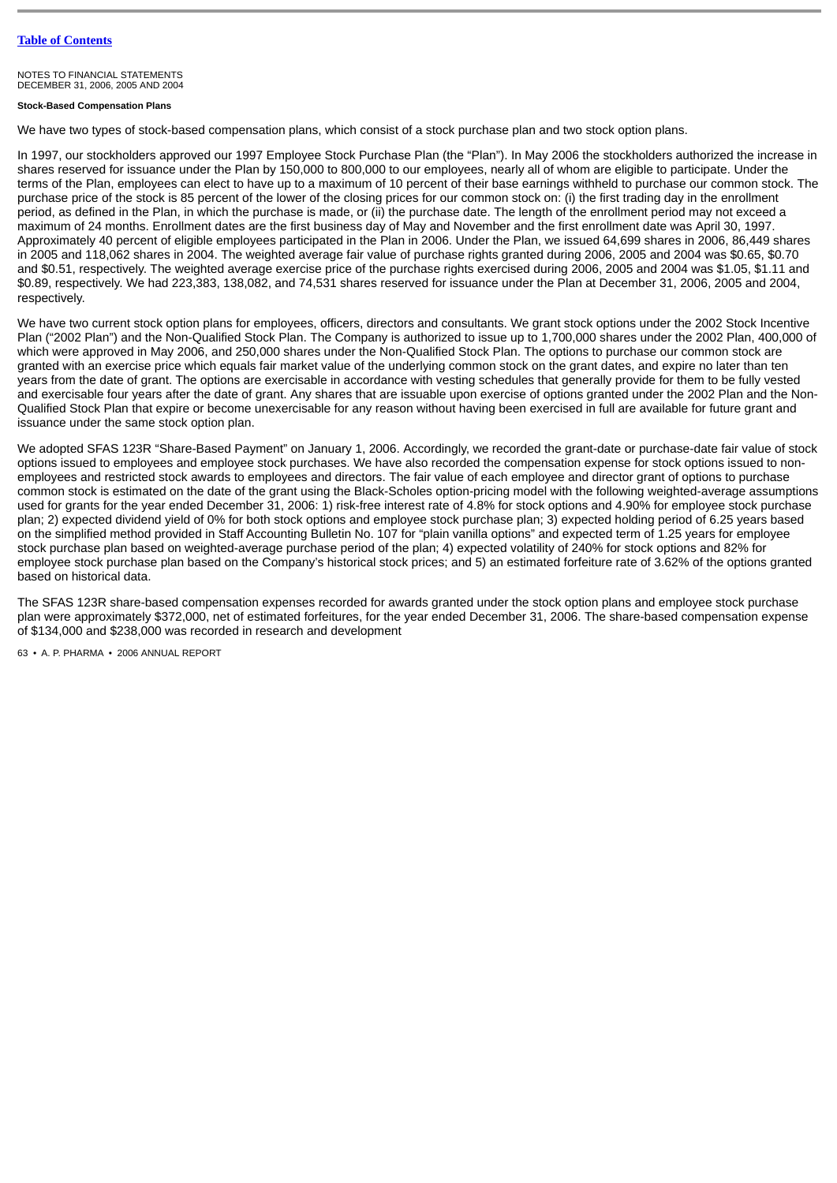NOTES TO FINANCIAL STATEMENTS
DECEMBER 31, 2006, 2005 AND 2004

**Stock-Based Compensation Plans**

We have two types of stock-based compensation plans, which consist of a stock purchase plan and two stock option plans.

In 1997, our stockholders approved our 1997 Employee Stock Purchase Plan (the "Plan"). In May 2006 the stockholders authorized the increase in shares reserved for issuance under the Plan by 150,000 to 800,000 to our employees, nearly all of whom are eligible to participate. Under the terms of the Plan, employees can elect to have up to a maximum of 10 percent of their base earnings withheld to purchase our common stock. The purchase price of the stock is 85 percent of the lower of the closing prices for our common stock on: (i) the first trading day in the enrollment period, as defined in the Plan, in which the purchase is made, or (ii) the purchase date. The length of the enrollment period may not exceed a maximum of 24 months. Enrollment dates are the first business day of May and November and the first enrollment date was April 30, 1997. Approximately 40 percent of eligible employees participated in the Plan in 2006. Under the Plan, we issued 64,699 shares in 2006, 86,449 shares in 2005 and 118,062 shares in 2004. The weighted average fair value of purchase rights granted during 2006, 2005 and 2004 was $0.65, $0.70 and $0.51, respectively. The weighted average exercise price of the purchase rights exercised during 2006, 2005 and 2004 was $1.05, $1.11 and $0.89, respectively. We had 223,383, 138,082, and 74,531 shares reserved for issuance under the Plan at December 31, 2006, 2005 and 2004, respectively.

We have two current stock option plans for employees, officers, directors and consultants. We grant stock options under the 2002 Stock Incentive Plan ("2002 Plan") and the Non-Qualified Stock Plan. The Company is authorized to issue up to 1,700,000 shares under the 2002 Plan, 400,000 of which were approved in May 2006, and 250,000 shares under the Non-Qualified Stock Plan. The options to purchase our common stock are granted with an exercise price which equals fair market value of the underlying common stock on the grant dates, and expire no later than ten years from the date of grant. The options are exercisable in accordance with vesting schedules that generally provide for them to be fully vested and exercisable four years after the date of grant. Any shares that are issuable upon exercise of options granted under the 2002 Plan and the Non-Qualified Stock Plan that expire or become unexercisable for any reason without having been exercised in full are available for future grant and issuance under the same stock option plan.

We adopted SFAS 123R "Share-Based Payment" on January 1, 2006. Accordingly, we recorded the grant-date or purchase-date fair value of stock options issued to employees and employee stock purchases. We have also recorded the compensation expense for stock options issued to non-employees and restricted stock awards to employees and directors. The fair value of each employee and director grant of options to purchase common stock is estimated on the date of the grant using the Black-Scholes option-pricing model with the following weighted-average assumptions used for grants for the year ended December 31, 2006: 1) risk-free interest rate of 4.8% for stock options and 4.90% for employee stock purchase plan; 2) expected dividend yield of 0% for both stock options and employee stock purchase plan; 3) expected holding period of 6.25 years based on the simplified method provided in Staff Accounting Bulletin No. 107 for "plain vanilla options" and expected term of 1.25 years for employee stock purchase plan based on weighted-average purchase period of the plan; 4) expected volatility of 240% for stock options and 82% for employee stock purchase plan based on the Company's historical stock prices; and 5) an estimated forfeiture rate of 3.62% of the options granted based on historical data.

The SFAS 123R share-based compensation expenses recorded for awards granted under the stock option plans and employee stock purchase plan were approximately $372,000, net of estimated forfeitures, for the year ended December 31, 2006. The share-based compensation expense of $134,000 and $238,000 was recorded in research and development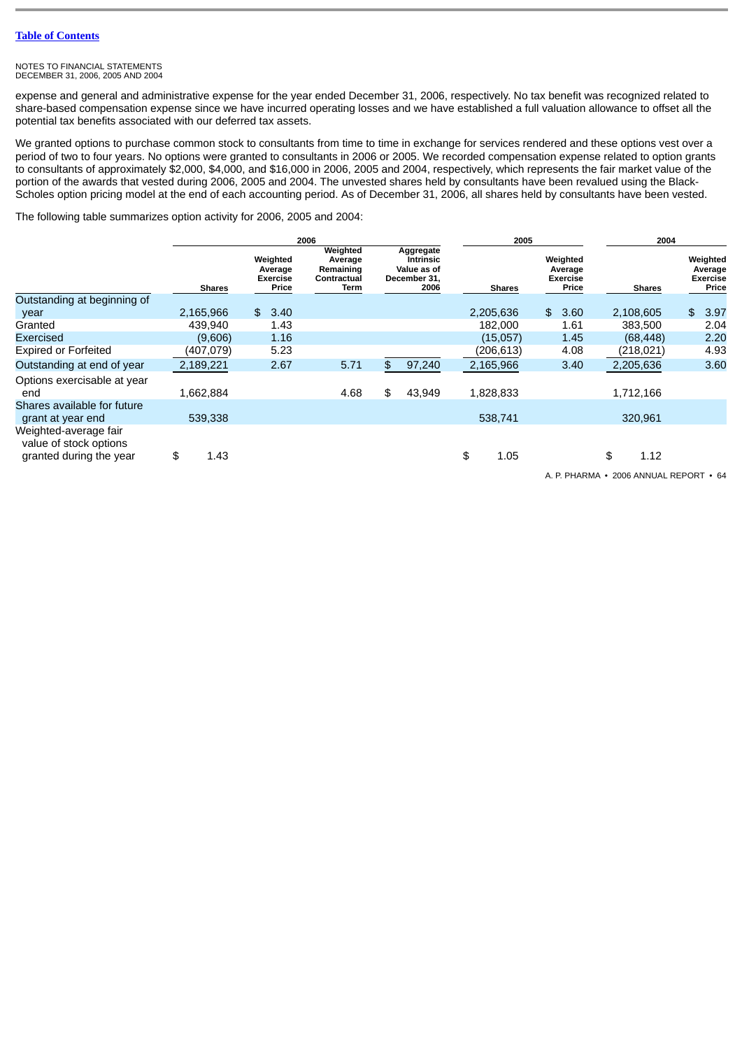NOTES TO FINANCIAL STATEMENTS
DECEMBER 31, 2006, 2005 AND 2004

expense and general and administrative expense for the year ended December 31, 2006, respectively. No tax benefit was recognized related to share-based compensation expense since we have incurred operating losses and we have established a full valuation allowance to offset all the potential tax benefits associated with our deferred tax assets.

We granted options to purchase common stock to consultants from time to time in exchange for services rendered and these options vest over a period of two to four years. No options were granted to consultants in 2006 or 2005. We recorded compensation expense related to option grants to consultants of approximately $2,000, $4,000, and $16,000 in 2006, 2005 and 2004, respectively, which represents the fair market value of the portion of the awards that vested during 2006, 2005 and 2004. The unvested shares held by consultants have been revalued using the Black-Scholes option pricing model at the end of each accounting period. As of December 31, 2006, all shares held by consultants have been vested.

The following table summarizes option activity for 2006, 2005 and 2004:

| | 2006 | | | | 2005 | | 2004 | |
|---|---|---|---|---|---|---|---|---|
| | Shares | Weighted Average Exercise Price | Weighted Average Remaining Contractual Term | Aggregate Intrinsic Value as of December 31, 2006 | Shares | Weighted Average Exercise Price | Shares | Weighted Average Exercise Price |
| Outstanding at beginning of year | 2,165,966 | $ 3.40 | | | 2,205,636 | $ 3.60 | 2,108,605 | $ 3.97 |
| Granted | 439,940 | 1.43 | | | 182,000 | 1.61 | 383,500 | 2.04 |
| Exercised | (9,606) | 1.16 | | | (15,057) | 1.45 | (68,448) | 2.20 |
| Expired or Forfeited | (407,079) | 5.23 | | | (206,613) | 4.08 | (218,021) | 4.93 |
| Outstanding at end of year | 2,189,221 | 2.67 | 5.71 | $ 97,240 | 2,165,966 | 3.40 | 2,205,636 | 3.60 |
| Options exercisable at year end | 1,662,884 | | 4.68 | $ 43,949 | 1,828,833 | | 1,712,166 | |
| Shares available for future grant at year end | 539,338 | | | | 538,741 | | 320,961 | |
| Weighted-average fair value of stock options granted during the year | $ 1.43 | | | | $ 1.05 | | $ 1.12 | |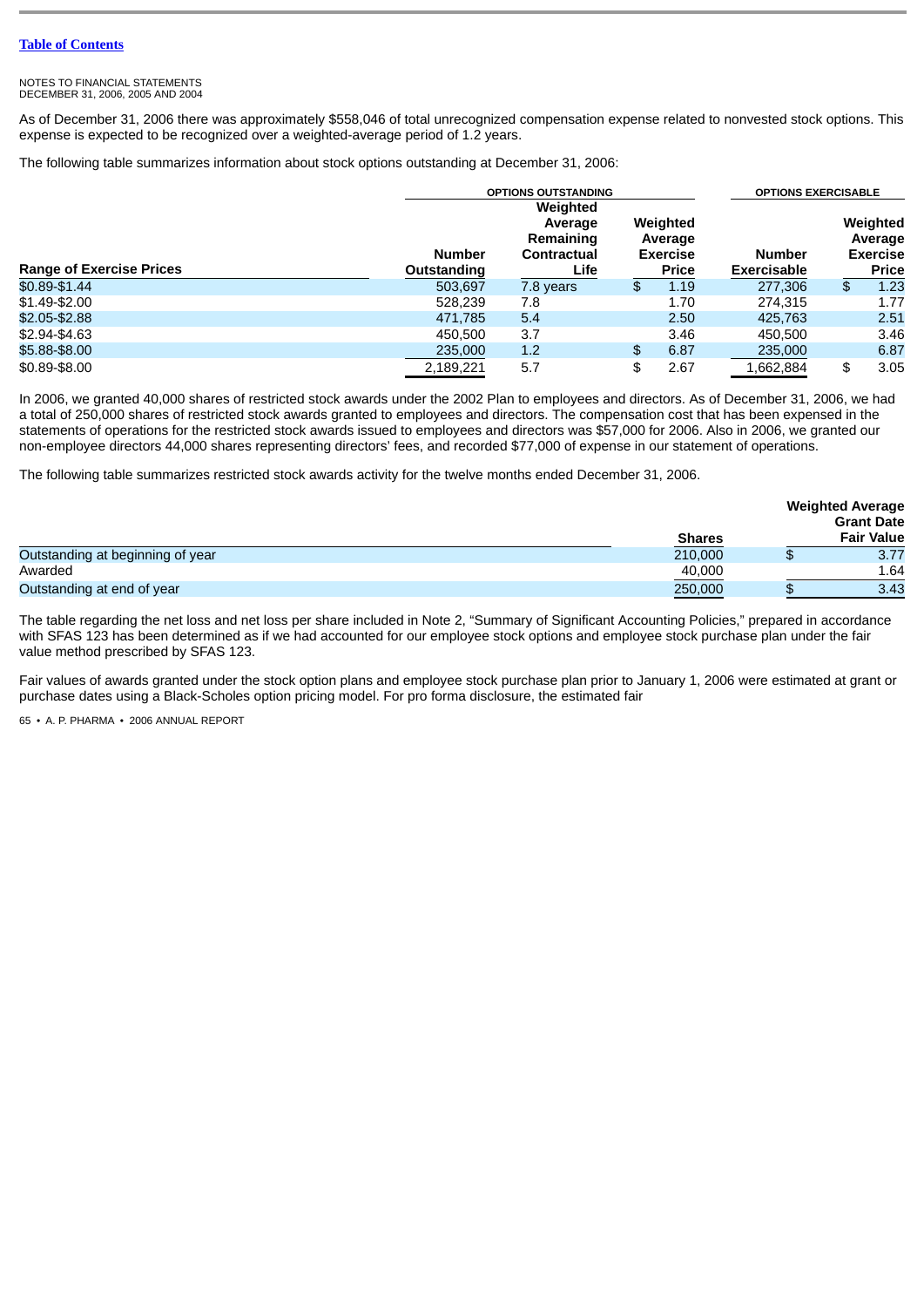[Table of Contents]

NOTES TO FINANCIAL STATEMENTS
DECEMBER 31, 2006, 2005 AND 2004

As of December 31, 2006 there was approximately $558,046 of total unrecognized compensation expense related to nonvested stock options. This expense is expected to be recognized over a weighted-average period of 1.2 years.

The following table summarizes information about stock options outstanding at December 31, 2006:

| | OPTIONS OUTSTANDING | | | OPTIONS EXERCISABLE | |
|---|---|---|---|---|---|
| **Range of Exercise Prices** | **Number Outstanding** | **Weighted Average Remaining Contractual Life** | **Weighted Average Exercise Price** | **Number Exercisable** | **Weighted Average Exercise Price** |
| $0.89-$1.44 | 503,697 | 7.8 years | $ 1.19 | 277,306 | $ 1.23 |
| $1.49-$2.00 | 528,239 | 7.8 | 1.70 | 274,315 | 1.77 |
| $2.05-$2.88 | 471,785 | 5.4 | 2.50 | 425,763 | 2.51 |
| $2.94-$4.63 | 450,500 | 3.7 | 3.46 | 450,500 | 3.46 |
| $5.88-$8.00 | 235,000 | 1.2 | $ 6.87 | 235,000 | 6.87 |
| $0.89-$8.00 | 2,189,221 | 5.7 | $ 2.67 | 1,662,884 | $ 3.05 |

In 2006, we granted 40,000 shares of restricted stock awards under the 2002 Plan to employees and directors. As of December 31, 2006, we had a total of 250,000 shares of restricted stock awards granted to employees and directors. The compensation cost that has been expensed in the statements of operations for the restricted stock awards issued to employees and directors was $57,000 for 2006. Also in 2006, we granted our non-employee directors 44,000 shares representing directors' fees, and recorded $77,000 of expense in our statement of operations.

The following table summarizes restricted stock awards activity for the twelve months ended December 31, 2006.

| | **Shares** | **Weighted Average Grant Date Fair Value** |
|---|---|---|
| Outstanding at beginning of year | 210,000 | $ 3.77 |
| Awarded | 40,000 | 1.64 |
| Outstanding at end of year | 250,000 | $ 3.43 |

The table regarding the net loss and net loss per share included in Note 2, "Summary of Significant Accounting Policies," prepared in accordance with SFAS 123 has been determined as if we had accounted for our employee stock options and employee stock purchase plan under the fair value method prescribed by SFAS 123.

Fair values of awards granted under the stock option plans and employee stock purchase plan prior to January 1, 2006 were estimated at grant or purchase dates using a Black-Scholes option pricing model. For pro forma disclosure, the estimated fair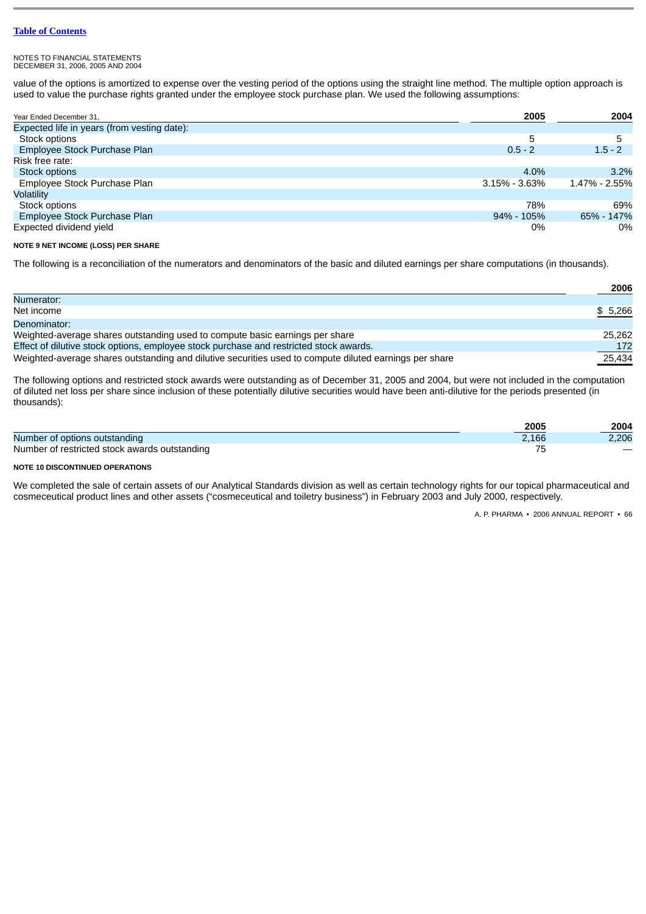NOTES TO FINANCIAL STATEMENTS
DECEMBER 31, 2006, 2005 AND 2004

value of the options is amortized to expense over the vesting period of the options using the straight line method. The multiple option approach is used to value the purchase rights granted under the employee stock purchase plan. We used the following assumptions:

| Year Ended December 31, | 2005 | 2004 |
|---|---|---|
| Expected life in years (from vesting date): | | |
| Stock options | 5 | 5 |
| Employee Stock Purchase Plan | 0.5 - 2 | 1.5 - 2 |
| Risk free rate: | | |
| Stock options | 4.0% | 3.2% |
| Employee Stock Purchase Plan | 3.15% - 3.63% | 1.47% - 2.55% |
| Volatility | | |
| Stock options | 78% | 69% |
| Employee Stock Purchase Plan | 94% - 105% | 65% - 147% |
| Expected dividend yield | 0% | 0% |

**NOTE 9 NET INCOME (LOSS) PER SHARE**

The following is a reconciliation of the numerators and denominators of the basic and diluted earnings per share computations (in thousands).

| | 2006 |
|---|---|
| Numerator: | |
| Net income | $ 5,266 |
| Denominator: | |
| Weighted-average shares outstanding used to compute basic earnings per share | 25,262 |
| Effect of dilutive stock options, employee stock purchase and restricted stock awards. | 172 |
| Weighted-average shares outstanding and dilutive securities used to compute diluted earnings per share | 25,434 |

The following options and restricted stock awards were outstanding as of December 31, 2005 and 2004, but were not included in the computation of diluted net loss per share since inclusion of these potentially dilutive securities would have been anti-dilutive for the periods presented (in thousands):

| | 2005 | 2004 |
|---|---|---|
| Number of options outstanding | 2,166 | 2,206 |
| Number of restricted stock awards outstanding | 75 | — |

**NOTE 10 DISCONTINUED OPERATIONS**

We completed the sale of certain assets of our Analytical Standards division as well as certain technology rights for our topical pharmaceutical and cosmeceutical product lines and other assets ("cosmeceutical and toiletry business") in February 2003 and July 2000, respectively.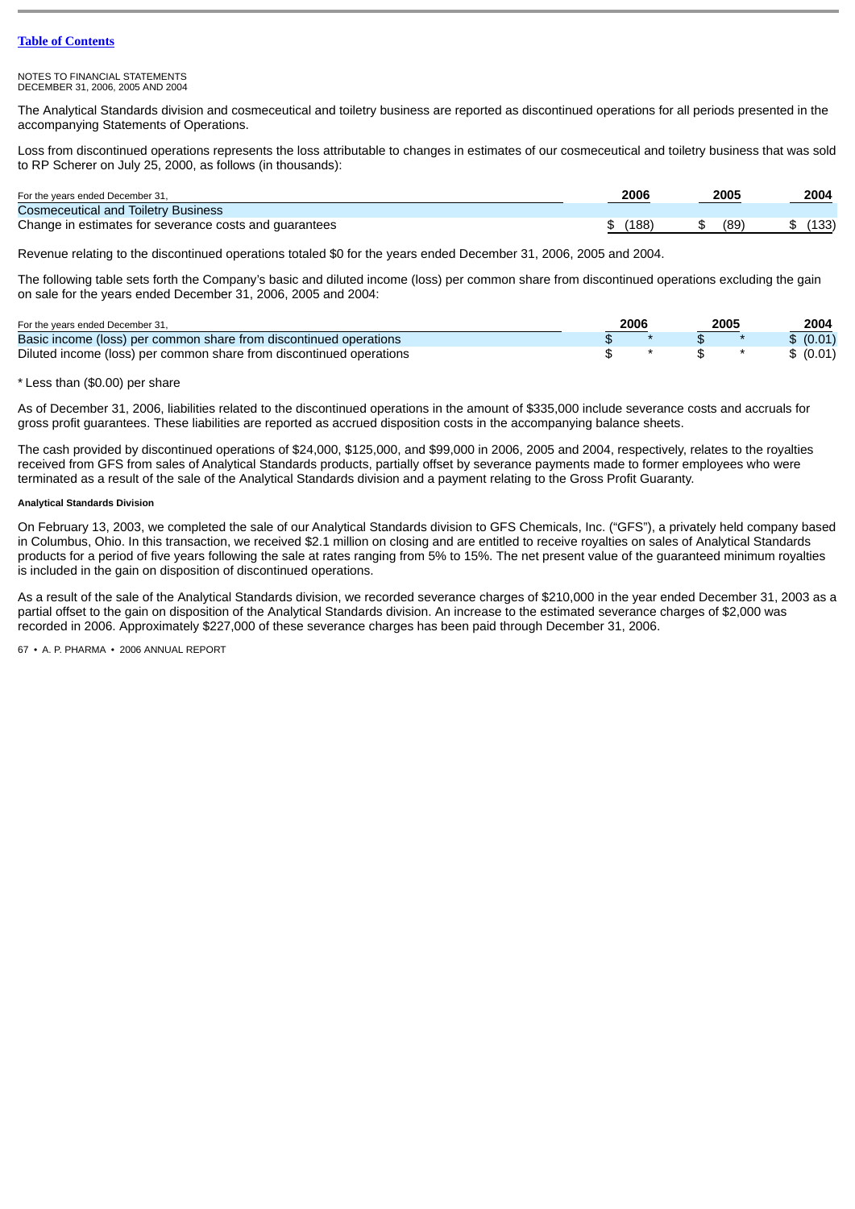NOTES TO FINANCIAL STATEMENTS
DECEMBER 31, 2006, 2005 AND 2004

The Analytical Standards division and cosmeceutical and toiletry business are reported as discontinued operations for all periods presented in the accompanying Statements of Operations.

Loss from discontinued operations represents the loss attributable to changes in estimates of our cosmeceutical and toiletry business that was sold to RP Scherer on July 25, 2000, as follows (in thousands):

| For the years ended December 31, | 2006 | 2005 | 2004 |
|---|---|---|---|
| Cosmeceutical and Toiletry Business | | | |
| Change in estimates for severance costs and guarantees | $ (188) | $ (89) | $ (133) |

Revenue relating to the discontinued operations totaled $0 for the years ended December 31, 2006, 2005 and 2004.

The following table sets forth the Company's basic and diluted income (loss) per common share from discontinued operations excluding the gain on sale for the years ended December 31, 2006, 2005 and 2004:

| For the years ended December 31, | 2006 | 2005 | 2004 |
|---|---|---|---|
| Basic income (loss) per common share from discontinued operations | $ * | $ * | $ (0.01) |
| Diluted income (loss) per common share from discontinued operations | $ * | $ * | $ (0.01) |

\* Less than ($0.00) per share

As of December 31, 2006, liabilities related to the discontinued operations in the amount of $335,000 include severance costs and accruals for gross profit guarantees. These liabilities are reported as accrued disposition costs in the accompanying balance sheets.

The cash provided by discontinued operations of $24,000, $125,000, and $99,000 in 2006, 2005 and 2004, respectively, relates to the royalties received from GFS from sales of Analytical Standards products, partially offset by severance payments made to former employees who were terminated as a result of the sale of the Analytical Standards division and a payment relating to the Gross Profit Guaranty.

#### Analytical Standards Division

On February 13, 2003, we completed the sale of our Analytical Standards division to GFS Chemicals, Inc. ("GFS"), a privately held company based in Columbus, Ohio. In this transaction, we received $2.1 million on closing and are entitled to receive royalties on sales of Analytical Standards products for a period of five years following the sale at rates ranging from 5% to 15%. The net present value of the guaranteed minimum royalties is included in the gain on disposition of discontinued operations.

As a result of the sale of the Analytical Standards division, we recorded severance charges of $210,000 in the year ended December 31, 2003 as a partial offset to the gain on disposition of the Analytical Standards division. An increase to the estimated severance charges of $2,000 was recorded in 2006. Approximately $227,000 of these severance charges has been paid through December 31, 2006.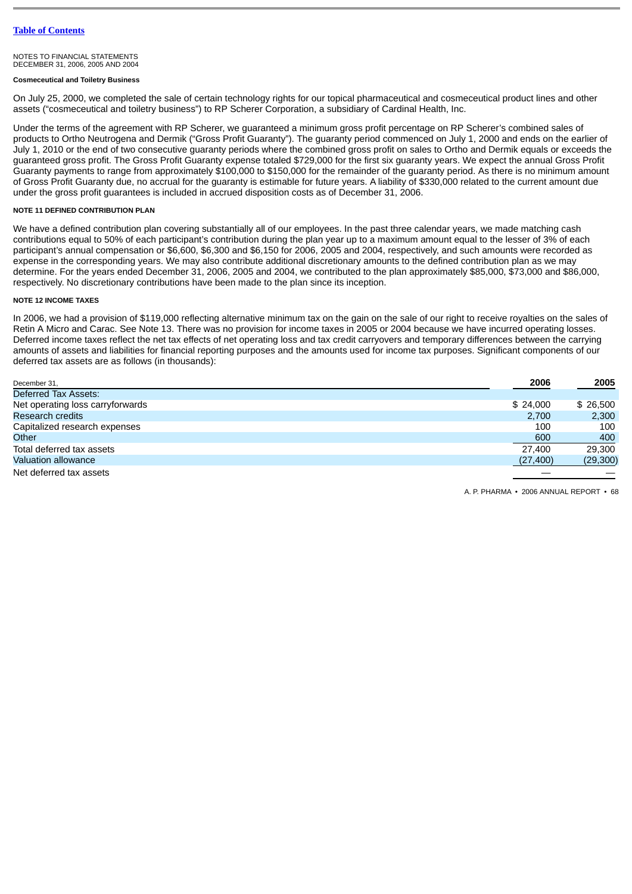[Table of Contents](#)

NOTES TO FINANCIAL STATEMENTS
DECEMBER 31, 2006, 2005 AND 2004

**Cosmeceutical and Toiletry Business**

On July 25, 2000, we completed the sale of certain technology rights for our topical pharmaceutical and cosmeceutical product lines and other assets ("cosmeceutical and toiletry business") to RP Scherer Corporation, a subsidiary of Cardinal Health, Inc.

Under the terms of the agreement with RP Scherer, we guaranteed a minimum gross profit percentage on RP Scherer's combined sales of products to Ortho Neutrogena and Dermik ("Gross Profit Guaranty"). The guaranty period commenced on July 1, 2000 and ends on the earlier of July 1, 2010 or the end of two consecutive guaranty periods where the combined gross profit on sales to Ortho and Dermik equals or exceeds the guaranteed gross profit. The Gross Profit Guaranty expense totaled $729,000 for the first six guaranty years. We expect the annual Gross Profit Guaranty payments to range from approximately $100,000 to $150,000 for the remainder of the guaranty period. As there is no minimum amount of Gross Profit Guaranty due, no accrual for the guaranty is estimable for future years. A liability of $330,000 related to the current amount due under the gross profit guarantees is included in accrued disposition costs as of December 31, 2006.

## NOTE 11 DEFINED CONTRIBUTION PLAN

We have a defined contribution plan covering substantially all of our employees. In the past three calendar years, we made matching cash contributions equal to 50% of each participant's contribution during the plan year up to a maximum amount equal to the lesser of 3% of each participant's annual compensation or $6,600, $6,300 and $6,150 for 2006, 2005 and 2004, respectively, and such amounts were recorded as expense in the corresponding years. We may also contribute additional discretionary amounts to the defined contribution plan as we may determine. For the years ended December 31, 2006, 2005 and 2004, we contributed to the plan approximately $85,000, $73,000 and $86,000, respectively. No discretionary contributions have been made to the plan since its inception.

## NOTE 12 INCOME TAXES

In 2006, we had a provision of $119,000 reflecting alternative minimum tax on the gain on the sale of our right to receive royalties on the sales of Retin A Micro and Carac. See Note 13. There was no provision for income taxes in 2005 or 2004 because we have incurred operating losses. Deferred income taxes reflect the net tax effects of net operating loss and tax credit carryovers and temporary differences between the carrying amounts of assets and liabilities for financial reporting purposes and the amounts used for income tax purposes. Significant components of our deferred tax assets are as follows (in thousands):

| December 31, | 2006 | 2005 |
|---|---|---|
| Deferred Tax Assets: | | |
| Net operating loss carryforwards | $ 24,000 | $ 26,500 |
| Research credits | 2,700 | 2,300 |
| Capitalized research expenses | 100 | 100 |
| Other | 600 | 400 |
| Total deferred tax assets | 27,400 | 29,300 |
| Valuation allowance | (27,400) | (29,300) |
| Net deferred tax assets | — | — |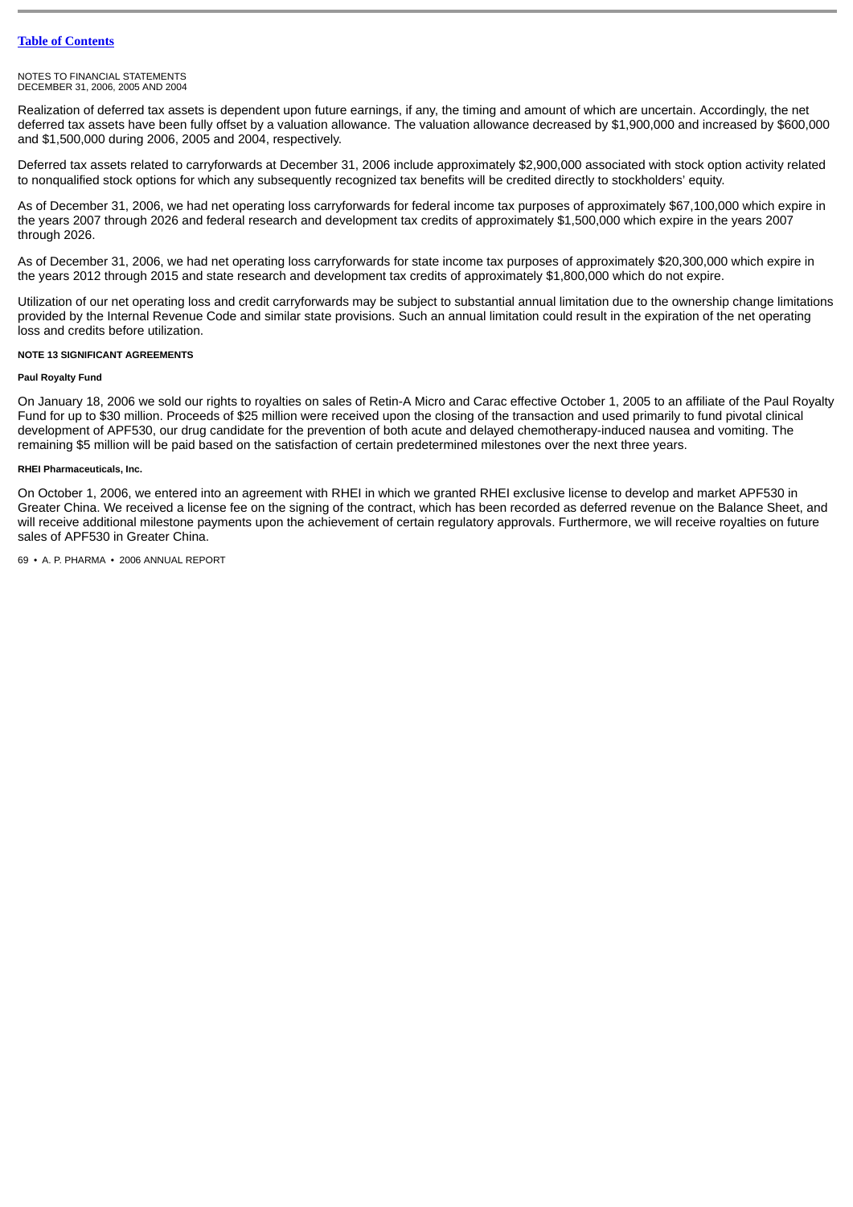NOTES TO FINANCIAL STATEMENTS
DECEMBER 31, 2006, 2005 AND 2004

Realization of deferred tax assets is dependent upon future earnings, if any, the timing and amount of which are uncertain. Accordingly, the net deferred tax assets have been fully offset by a valuation allowance. The valuation allowance decreased by $1,900,000 and increased by $600,000 and $1,500,000 during 2006, 2005 and 2004, respectively.

Deferred tax assets related to carryforwards at December 31, 2006 include approximately $2,900,000 associated with stock option activity related to nonqualified stock options for which any subsequently recognized tax benefits will be credited directly to stockholders' equity.

As of December 31, 2006, we had net operating loss carryforwards for federal income tax purposes of approximately $67,100,000 which expire in the years 2007 through 2026 and federal research and development tax credits of approximately $1,500,000 which expire in the years 2007 through 2026.

As of December 31, 2006, we had net operating loss carryforwards for state income tax purposes of approximately $20,300,000 which expire in the years 2012 through 2015 and state research and development tax credits of approximately $1,800,000 which do not expire.

Utilization of our net operating loss and credit carryforwards may be subject to substantial annual limitation due to the ownership change limitations provided by the Internal Revenue Code and similar state provisions. Such an annual limitation could result in the expiration of the net operating loss and credits before utilization.

## NOTE 13 SIGNIFICANT AGREEMENTS

### Paul Royalty Fund

On January 18, 2006 we sold our rights to royalties on sales of Retin-A Micro and Carac effective October 1, 2005 to an affiliate of the Paul Royalty Fund for up to $30 million. Proceeds of $25 million were received upon the closing of the transaction and used primarily to fund pivotal clinical development of APF530, our drug candidate for the prevention of both acute and delayed chemotherapy-induced nausea and vomiting. The remaining $5 million will be paid based on the satisfaction of certain predetermined milestones over the next three years.

### RHEI Pharmaceuticals, Inc.

On October 1, 2006, we entered into an agreement with RHEI in which we granted RHEI exclusive license to develop and market APF530 in Greater China. We received a license fee on the signing of the contract, which has been recorded as deferred revenue on the Balance Sheet, and will receive additional milestone payments upon the achievement of certain regulatory approvals. Furthermore, we will receive royalties on future sales of APF530 in Greater China.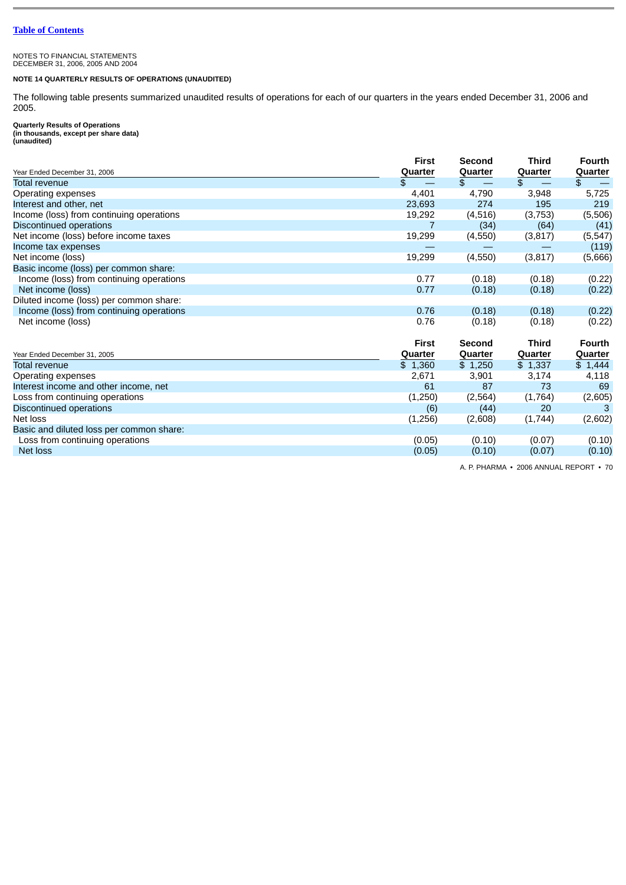[Table of Contents](#)

NOTES TO FINANCIAL STATEMENTS
DECEMBER 31, 2006, 2005 AND 2004

**NOTE 14 QUARTERLY RESULTS OF OPERATIONS (UNAUDITED)**

The following table presents summarized unaudited results of operations for each of our quarters in the years ended December 31, 2006 and 2005.

**Quarterly Results of Operations**
**(in thousands, except per share data)**
**(unaudited)**

| Year Ended December 31, 2006 | First Quarter | Second Quarter | Third Quarter | Fourth Quarter |
|---|---|---|---|---|
| Total revenue | $ — | $ — | $ — | $ — |
| Operating expenses | 4,401 | 4,790 | 3,948 | 5,725 |
| Interest and other, net | 23,693 | 274 | 195 | 219 |
| Income (loss) from continuing operations | 19,292 | (4,516) | (3,753) | (5,506) |
| Discontinued operations | 7 | (34) | (64) | (41) |
| Net income (loss) before income taxes | 19,299 | (4,550) | (3,817) | (5,547) |
| Income tax expenses | — | — | — | (119) |
| Net income (loss) | 19,299 | (4,550) | (3,817) | (5,666) |
| Basic income (loss) per common share: | | | | |
| Income (loss) from continuing operations | 0.77 | (0.18) | (0.18) | (0.22) |
| Net income (loss) | 0.77 | (0.18) | (0.18) | (0.22) |
| Diluted income (loss) per common share: | | | | |
| Income (loss) from continuing operations | 0.76 | (0.18) | (0.18) | (0.22) |
| Net income (loss) | 0.76 | (0.18) | (0.18) | (0.22) |

| Year Ended December 31, 2005 | First Quarter | Second Quarter | Third Quarter | Fourth Quarter |
|---|---|---|---|---|
| Total revenue | $ 1,360 | $ 1,250 | $ 1,337 | $ 1,444 |
| Operating expenses | 2,671 | 3,901 | 3,174 | 4,118 |
| Interest income and other income, net | 61 | 87 | 73 | 69 |
| Loss from continuing operations | (1,250) | (2,564) | (1,764) | (2,605) |
| Discontinued operations | (6) | (44) | 20 | 3 |
| Net loss | (1,256) | (2,608) | (1,744) | (2,602) |
| Basic and diluted loss per common share: | | | | |
| Loss from continuing operations | (0.05) | (0.10) | (0.07) | (0.10) |
| Net loss | (0.05) | (0.10) | (0.07) | (0.10) |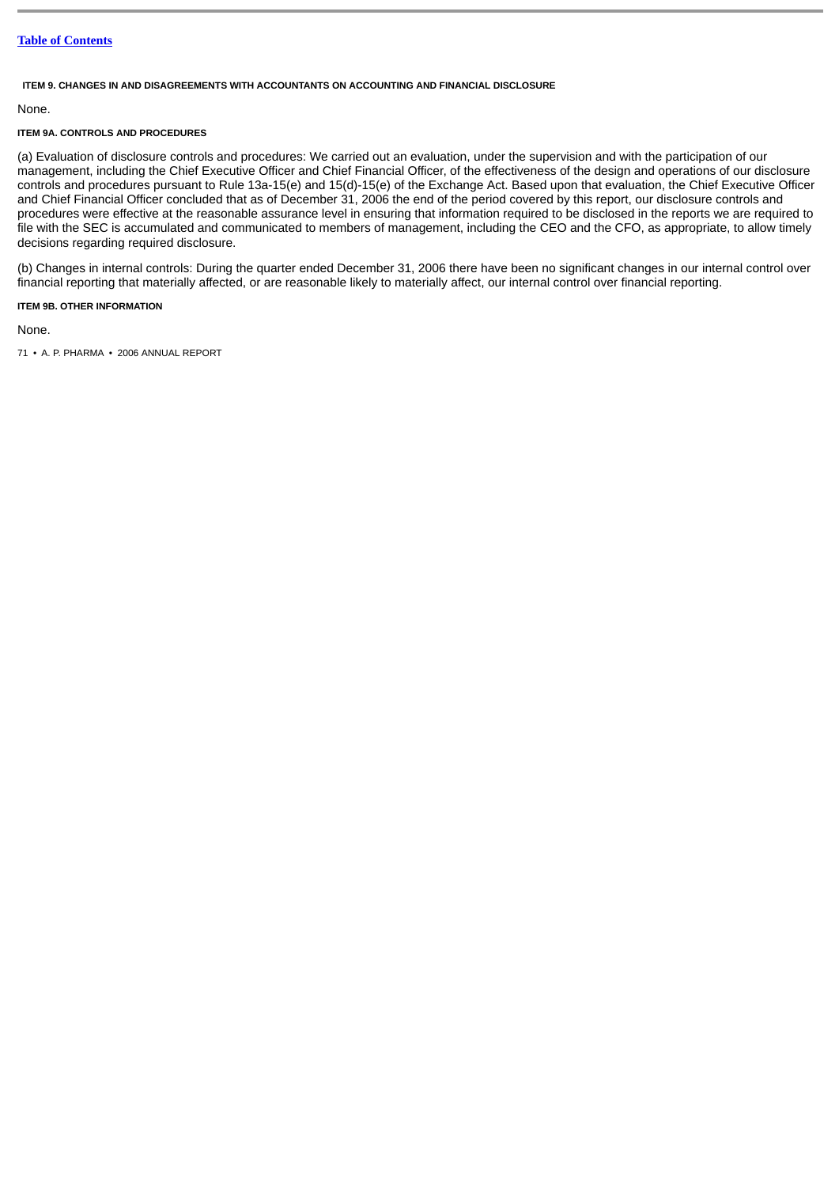Table of Contents

### ITEM 9. CHANGES IN AND DISAGREEMENTS WITH ACCOUNTANTS ON ACCOUNTING AND FINANCIAL DISCLOSURE

None.

### ITEM 9A. CONTROLS AND PROCEDURES

(a) Evaluation of disclosure controls and procedures: We carried out an evaluation, under the supervision and with the participation of our management, including the Chief Executive Officer and Chief Financial Officer, of the effectiveness of the design and operations of our disclosure controls and procedures pursuant to Rule 13a-15(e) and 15(d)-15(e) of the Exchange Act. Based upon that evaluation, the Chief Executive Officer and Chief Financial Officer concluded that as of December 31, 2006 the end of the period covered by this report, our disclosure controls and procedures were effective at the reasonable assurance level in ensuring that information required to be disclosed in the reports we are required to file with the SEC is accumulated and communicated to members of management, including the CEO and the CFO, as appropriate, to allow timely decisions regarding required disclosure.

(b) Changes in internal controls: During the quarter ended December 31, 2006 there have been no significant changes in our internal control over financial reporting that materially affected, or are reasonable likely to materially affect, our internal control over financial reporting.

### ITEM 9B. OTHER INFORMATION

None.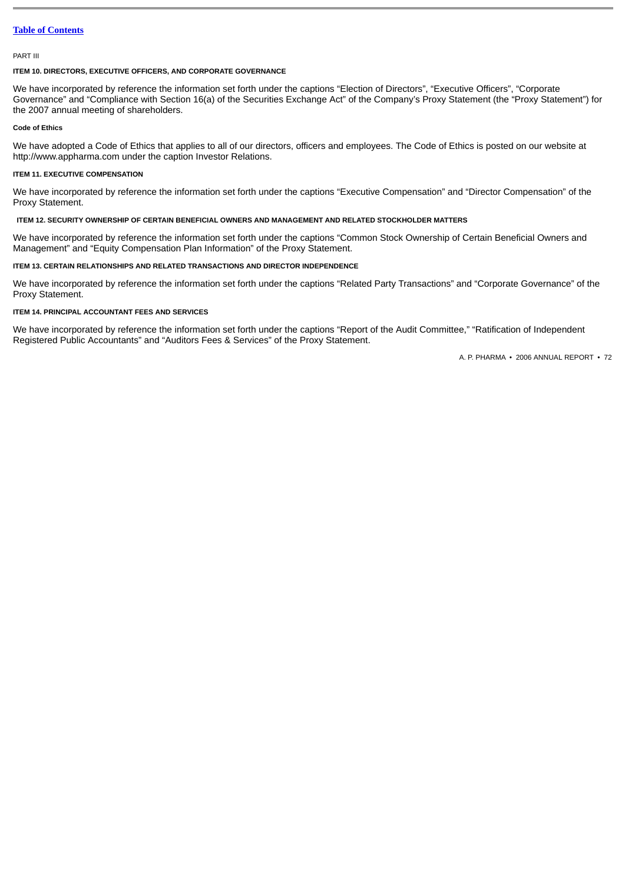PART III

## ITEM 10. DIRECTORS, EXECUTIVE OFFICERS, AND CORPORATE GOVERNANCE

We have incorporated by reference the information set forth under the captions “Election of Directors”, “Executive Officers”, “Corporate Governance” and “Compliance with Section 16(a) of the Securities Exchange Act” of the Company’s Proxy Statement (the “Proxy Statement”) for the 2007 annual meeting of shareholders.

### Code of Ethics

We have adopted a Code of Ethics that applies to all of our directors, officers and employees. The Code of Ethics is posted on our website at http://www.appharma.com under the caption Investor Relations.

## ITEM 11. EXECUTIVE COMPENSATION

We have incorporated by reference the information set forth under the captions “Executive Compensation” and “Director Compensation” of the Proxy Statement.

## ITEM 12. SECURITY OWNERSHIP OF CERTAIN BENEFICIAL OWNERS AND MANAGEMENT AND RELATED STOCKHOLDER MATTERS

We have incorporated by reference the information set forth under the captions “Common Stock Ownership of Certain Beneficial Owners and Management” and “Equity Compensation Plan Information” of the Proxy Statement.

## ITEM 13. CERTAIN RELATIONSHIPS AND RELATED TRANSACTIONS AND DIRECTOR INDEPENDENCE

We have incorporated by reference the information set forth under the captions “Related Party Transactions” and “Corporate Governance” of the Proxy Statement.

## ITEM 14. PRINCIPAL ACCOUNTANT FEES AND SERVICES

We have incorporated by reference the information set forth under the captions “Report of the Audit Committee,” “Ratification of Independent Registered Public Accountants” and “Auditors Fees & Services” of the Proxy Statement.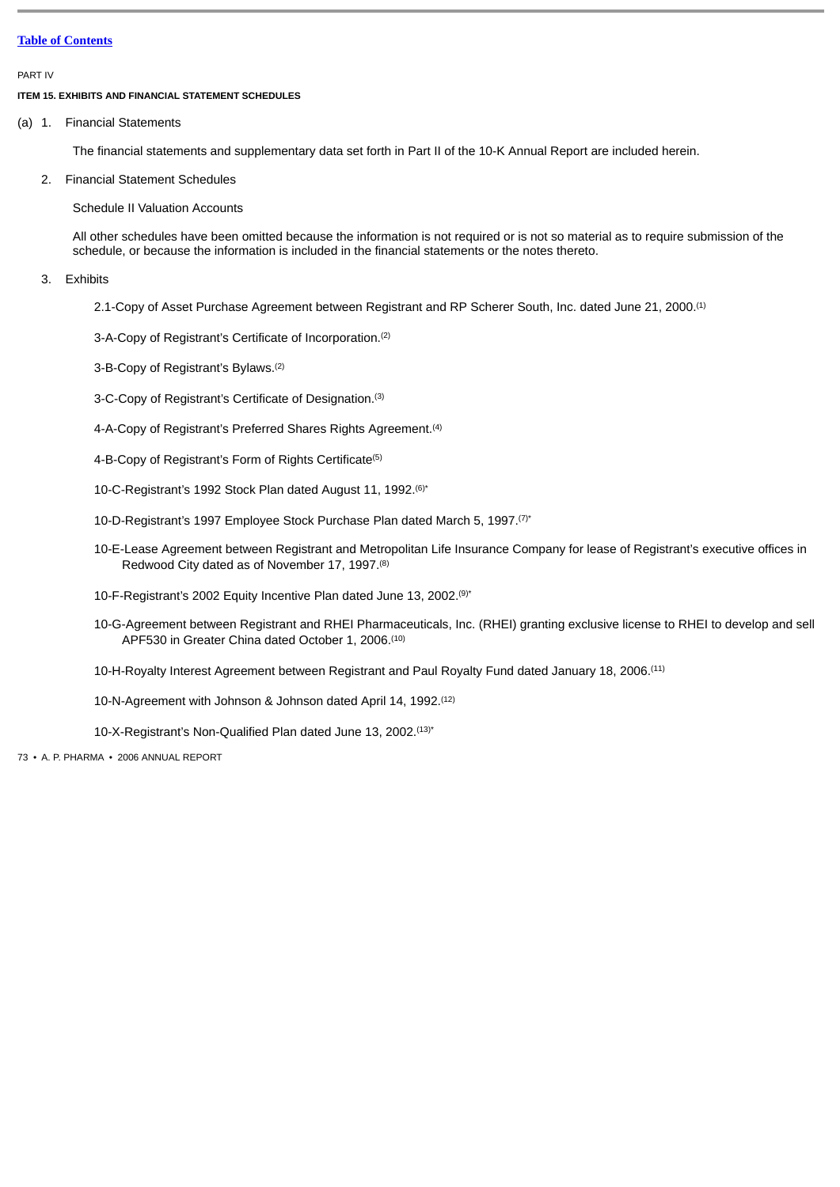[Table of Contents](#)

PART IV

**ITEM 15. EXHIBITS AND FINANCIAL STATEMENT SCHEDULES**

(a) 1. Financial Statements

The financial statements and supplementary data set forth in Part II of the 10-K Annual Report are included herein.

2. Financial Statement Schedules

Schedule II Valuation Accounts

All other schedules have been omitted because the information is not required or is not so material as to require submission of the schedule, or because the information is included in the financial statements or the notes thereto.

3. Exhibits

2.1-Copy of Asset Purchase Agreement between Registrant and RP Scherer South, Inc. dated June 21, 2000.(1)

3-A-Copy of Registrant's Certificate of Incorporation.(2)

3-B-Copy of Registrant's Bylaws.(2)

3-C-Copy of Registrant's Certificate of Designation.(3)

4-A-Copy of Registrant's Preferred Shares Rights Agreement.(4)

4-B-Copy of Registrant's Form of Rights Certificate(5)

10-C-Registrant's 1992 Stock Plan dated August 11, 1992.(6)*

10-D-Registrant's 1997 Employee Stock Purchase Plan dated March 5, 1997.(7)*

10-E-Lease Agreement between Registrant and Metropolitan Life Insurance Company for lease of Registrant's executive offices in Redwood City dated as of November 17, 1997.(8)

10-F-Registrant's 2002 Equity Incentive Plan dated June 13, 2002.(9)*

10-G-Agreement between Registrant and RHEI Pharmaceuticals, Inc. (RHEI) granting exclusive license to RHEI to develop and sell APF530 in Greater China dated October 1, 2006.(10)

10-H-Royalty Interest Agreement between Registrant and Paul Royalty Fund dated January 18, 2006.(11)

10-N-Agreement with Johnson & Johnson dated April 14, 1992.(12)

10-X-Registrant's Non-Qualified Plan dated June 13, 2002.(13)*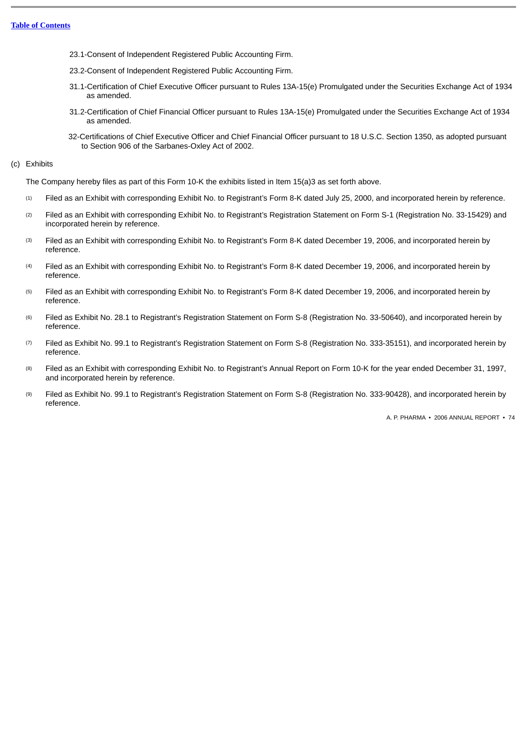23.1-Consent of Independent Registered Public Accounting Firm.

23.2-Consent of Independent Registered Public Accounting Firm.

31.1-Certification of Chief Executive Officer pursuant to Rules 13A-15(e) Promulgated under the Securities Exchange Act of 1934 as amended.

31.2-Certification of Chief Financial Officer pursuant to Rules 13A-15(e) Promulgated under the Securities Exchange Act of 1934 as amended.

32-Certifications of Chief Executive Officer and Chief Financial Officer pursuant to 18 U.S.C. Section 1350, as adopted pursuant to Section 906 of the Sarbanes-Oxley Act of 2002.

(c) Exhibits

The Company hereby files as part of this Form 10-K the exhibits listed in Item 15(a)3 as set forth above.

(1) Filed as an Exhibit with corresponding Exhibit No. to Registrant's Form 8-K dated July 25, 2000, and incorporated herein by reference.

(2) Filed as an Exhibit with corresponding Exhibit No. to Registrant's Registration Statement on Form S-1 (Registration No. 33-15429) and incorporated herein by reference.

(3) Filed as an Exhibit with corresponding Exhibit No. to Registrant's Form 8-K dated December 19, 2006, and incorporated herein by reference.

(4) Filed as an Exhibit with corresponding Exhibit No. to Registrant's Form 8-K dated December 19, 2006, and incorporated herein by reference.

(5) Filed as an Exhibit with corresponding Exhibit No. to Registrant's Form 8-K dated December 19, 2006, and incorporated herein by reference.

(6) Filed as Exhibit No. 28.1 to Registrant's Registration Statement on Form S-8 (Registration No. 33-50640), and incorporated herein by reference.

(7) Filed as Exhibit No. 99.1 to Registrant's Registration Statement on Form S-8 (Registration No. 333-35151), and incorporated herein by reference.

(8) Filed as an Exhibit with corresponding Exhibit No. to Registrant's Annual Report on Form 10-K for the year ended December 31, 1997, and incorporated herein by reference.

(9) Filed as Exhibit No. 99.1 to Registrant's Registration Statement on Form S-8 (Registration No. 333-90428), and incorporated herein by reference.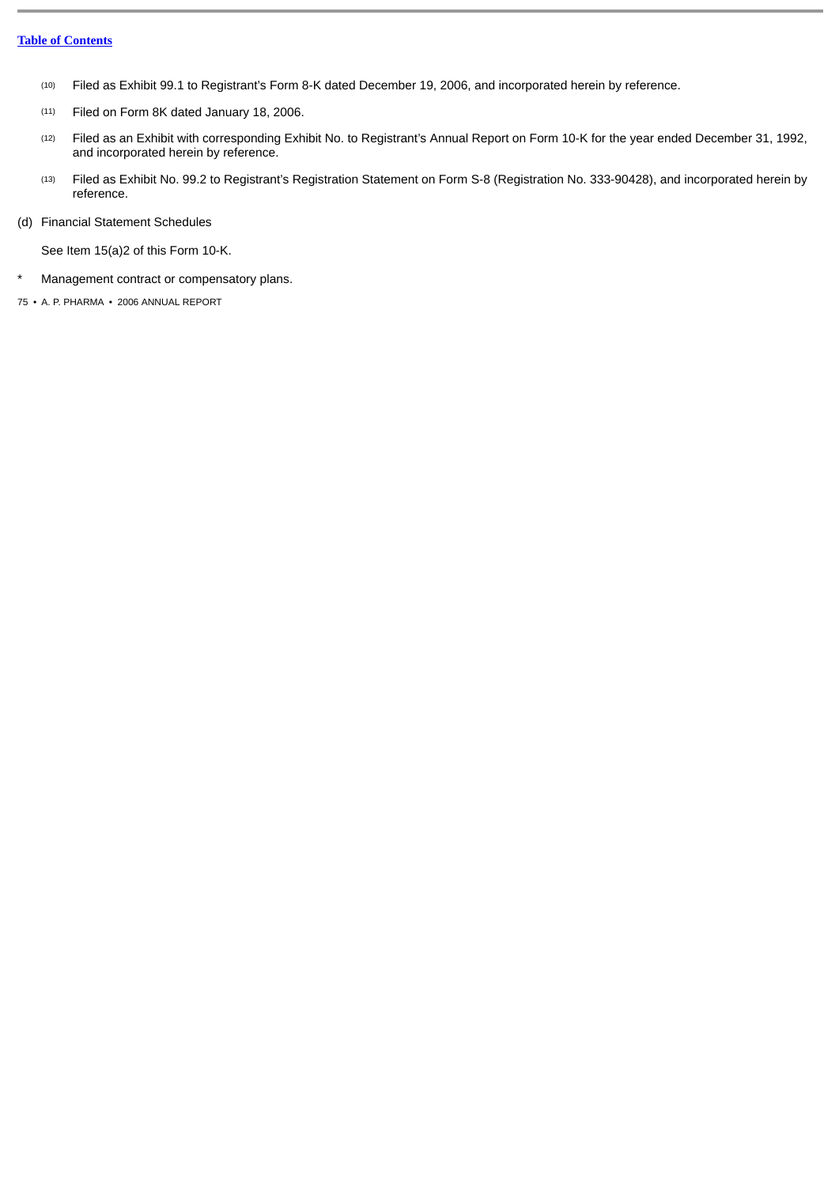(10) Filed as Exhibit 99.1 to Registrant's Form 8-K dated December 19, 2006, and incorporated herein by reference.

(11) Filed on Form 8K dated January 18, 2006.

(12) Filed as an Exhibit with corresponding Exhibit No. to Registrant's Annual Report on Form 10-K for the year ended December 31, 1992, and incorporated herein by reference.

(13) Filed as Exhibit No. 99.2 to Registrant's Registration Statement on Form S-8 (Registration No. 333-90428), and incorporated herein by reference.

(d) Financial Statement Schedules

See Item 15(a)2 of this Form 10-K.

\* Management contract or compensatory plans.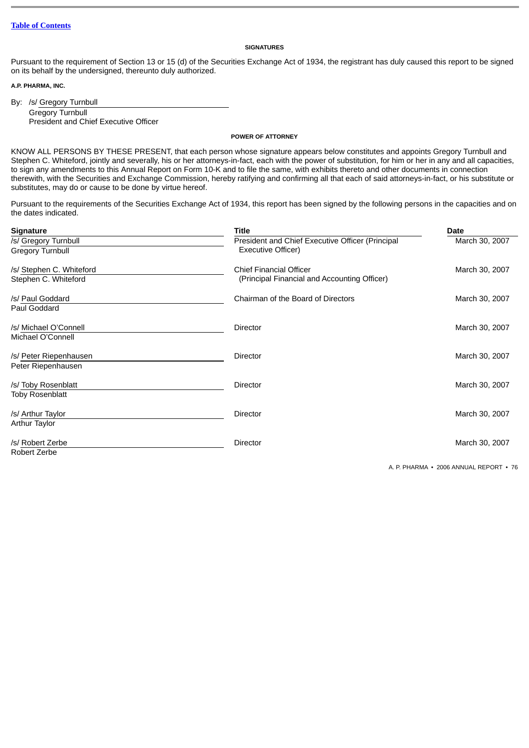Table of Contents

## SIGNATURES

Pursuant to the requirement of Section 13 or 15 (d) of the Securities Exchange Act of 1934, the registrant has duly caused this report to be signed on its behalf by the undersigned, thereunto duly authorized.

**A.P. PHARMA, INC.**

By: /s/ Gregory Turnbull
Gregory Turnbull
President and Chief Executive Officer

## POWER OF ATTORNEY

KNOW ALL PERSONS BY THESE PRESENT, that each person whose signature appears below constitutes and appoints Gregory Turnbull and Stephen C. Whiteford, jointly and severally, his or her attorneys-in-fact, each with the power of substitution, for him or her in any and all capacities, to sign any amendments to this Annual Report on Form 10-K and to file the same, with exhibits thereto and other documents in connection therewith, with the Securities and Exchange Commission, hereby ratifying and confirming all that each of said attorneys-in-fact, or his substitute or substitutes, may do or cause to be done by virtue hereof.

Pursuant to the requirements of the Securities Exchange Act of 1934, this report has been signed by the following persons in the capacities and on the dates indicated.

| Signature | Title | Date |
|---|---|---|
| /s/ Gregory Turnbull<br>Gregory Turnbull | President and Chief Executive Officer (Principal Executive Officer) | March 30, 2007 |
| /s/ Stephen C. Whiteford<br>Stephen C. Whiteford | Chief Financial Officer (Principal Financial and Accounting Officer) | March 30, 2007 |
| /s/ Paul Goddard<br>Paul Goddard | Chairman of the Board of Directors | March 30, 2007 |
| /s/ Michael O'Connell<br>Michael O'Connell | Director | March 30, 2007 |
| /s/ Peter Riepenhausen<br>Peter Riepenhausen | Director | March 30, 2007 |
| /s/ Toby Rosenblatt<br>Toby Rosenblatt | Director | March 30, 2007 |
| /s/ Arthur Taylor<br>Arthur Taylor | Director | March 30, 2007 |
| /s/ Robert Zerbe<br>Robert Zerbe | Director | March 30, 2007 |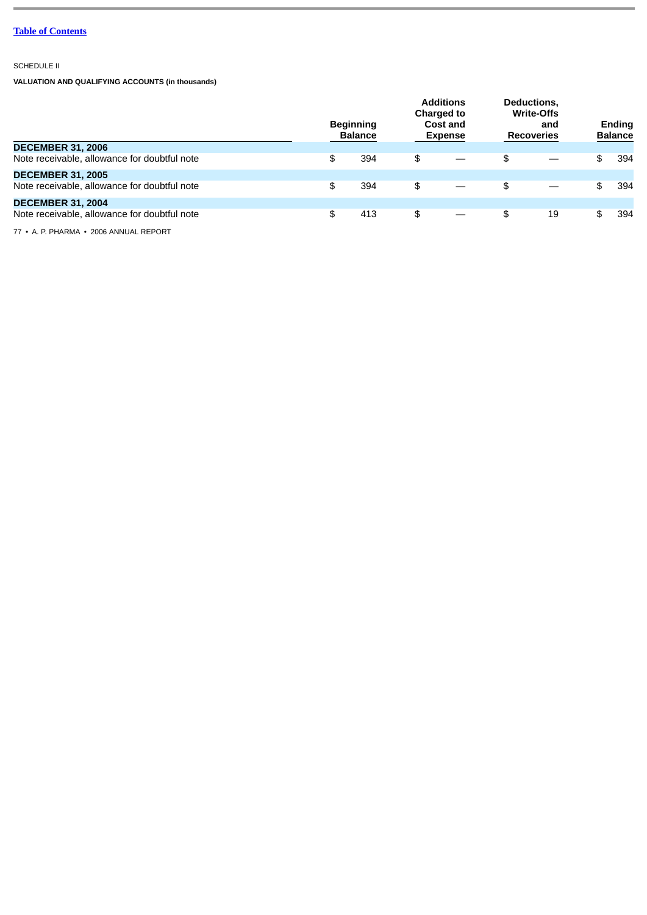[Table of Contents](#)

SCHEDULE II

**VALUATION AND QUALIFYING ACCOUNTS (in thousands)**

| | Beginning Balance | Additions Charged to Cost and Expense | Deductions, Write-Offs and Recoveries | Ending Balance |
|---|---|---|---|---|
| **DECEMBER 31, 2006** | | | | |
| Note receivable, allowance for doubtful note | $ 394 | $ — | $ — | $ 394 |
| **DECEMBER 31, 2005** | | | | |
| Note receivable, allowance for doubtful note | $ 394 | $ — | $ — | $ 394 |
| **DECEMBER 31, 2004** | | | | |
| Note receivable, allowance for doubtful note | $ 413 | $ — | $ 19 | $ 394 |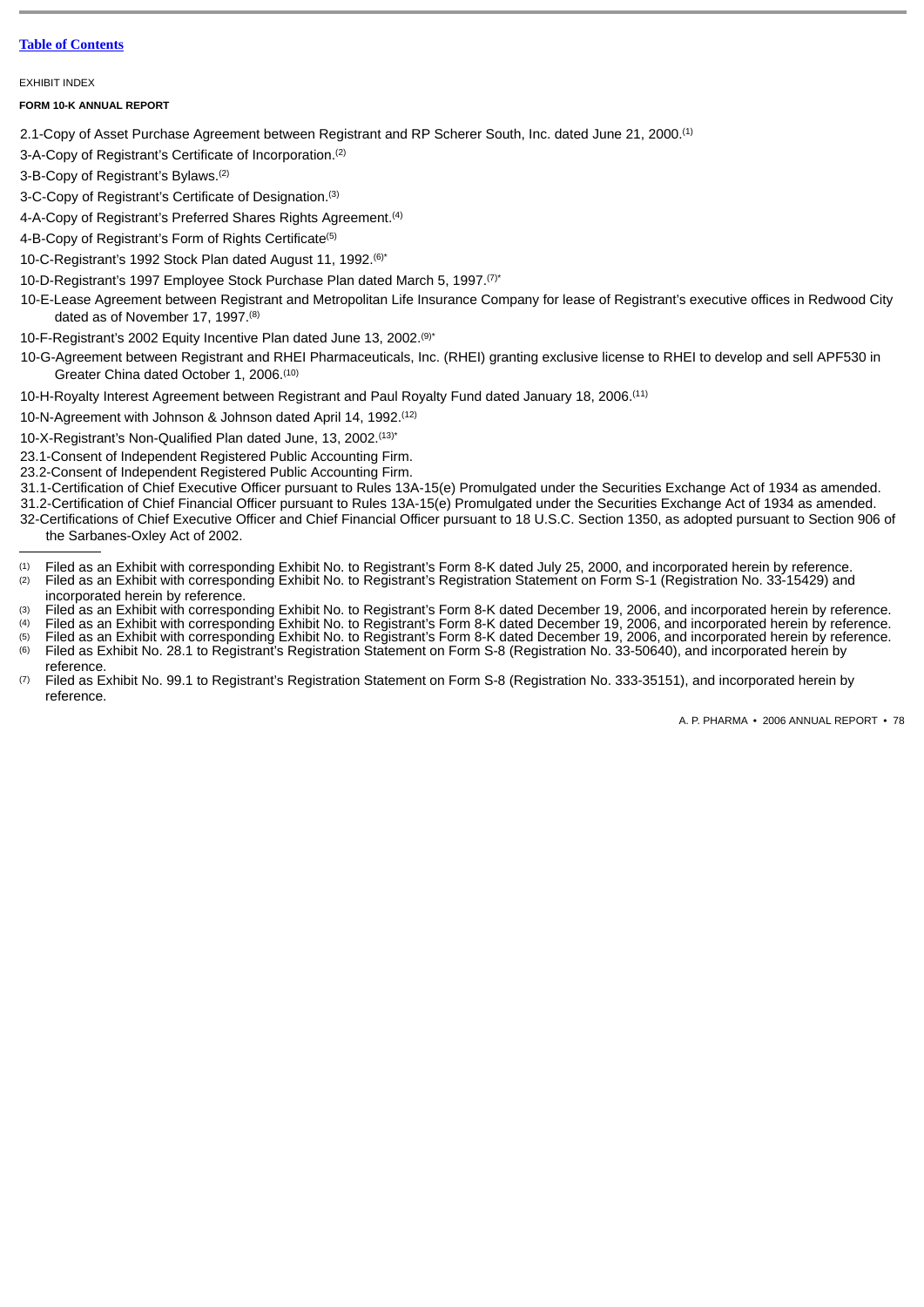Table of Contents

EXHIBIT INDEX

**FORM 10-K ANNUAL REPORT**

2.1-Copy of Asset Purchase Agreement between Registrant and RP Scherer South, Inc. dated June 21, 2000.[1]

3-A-Copy of Registrant's Certificate of Incorporation.[2]

3-B-Copy of Registrant's Bylaws.[2]

3-C-Copy of Registrant's Certificate of Designation.[3]

4-A-Copy of Registrant's Preferred Shares Rights Agreement.[4]

4-B-Copy of Registrant's Form of Rights Certificate[5]

10-C-Registrant's 1992 Stock Plan dated August 11, 1992.[6]*

10-D-Registrant's 1997 Employee Stock Purchase Plan dated March 5, 1997.[7]*

10-E-Lease Agreement between Registrant and Metropolitan Life Insurance Company for lease of Registrant's executive offices in Redwood City dated as of November 17, 1997.[8]

10-F-Registrant's 2002 Equity Incentive Plan dated June 13, 2002.[9]*

10-G-Agreement between Registrant and RHEI Pharmaceuticals, Inc. (RHEI) granting exclusive license to RHEI to develop and sell APF530 in Greater China dated October 1, 2006.[10]

10-H-Royalty Interest Agreement between Registrant and Paul Royalty Fund dated January 18, 2006.[11]

10-N-Agreement with Johnson & Johnson dated April 14, 1992.[12]

10-X-Registrant's Non-Qualified Plan dated June, 13, 2002.[13]*

23.1-Consent of Independent Registered Public Accounting Firm.

23.2-Consent of Independent Registered Public Accounting Firm.

31.1-Certification of Chief Executive Officer pursuant to Rules 13A-15(e) Promulgated under the Securities Exchange Act of 1934 as amended.

31.2-Certification of Chief Financial Officer pursuant to Rules 13A-15(e) Promulgated under the Securities Exchange Act of 1934 as amended.

32-Certifications of Chief Executive Officer and Chief Financial Officer pursuant to 18 U.S.C. Section 1350, as adopted pursuant to Section 906 of the Sarbanes-Oxley Act of 2002.

---

(1) Filed as an Exhibit with corresponding Exhibit No. to Registrant's Form 8-K dated July 25, 2000, and incorporated herein by reference.

(2) Filed as an Exhibit with corresponding Exhibit No. to Registrant's Registration Statement on Form S-1 (Registration No. 33-15429) and incorporated herein by reference.

(3) Filed as an Exhibit with corresponding Exhibit No. to Registrant's Form 8-K dated December 19, 2006, and incorporated herein by reference.

(4) Filed as an Exhibit with corresponding Exhibit No. to Registrant's Form 8-K dated December 19, 2006, and incorporated herein by reference.

(5) Filed as an Exhibit with corresponding Exhibit No. to Registrant's Form 8-K dated December 19, 2006, and incorporated herein by reference.

(6) Filed as Exhibit No. 28.1 to Registrant's Registration Statement on Form S-8 (Registration No. 33-50640), and incorporated herein by reference.

(7) Filed as Exhibit No. 99.1 to Registrant's Registration Statement on Form S-8 (Registration No. 333-35151), and incorporated herein by reference.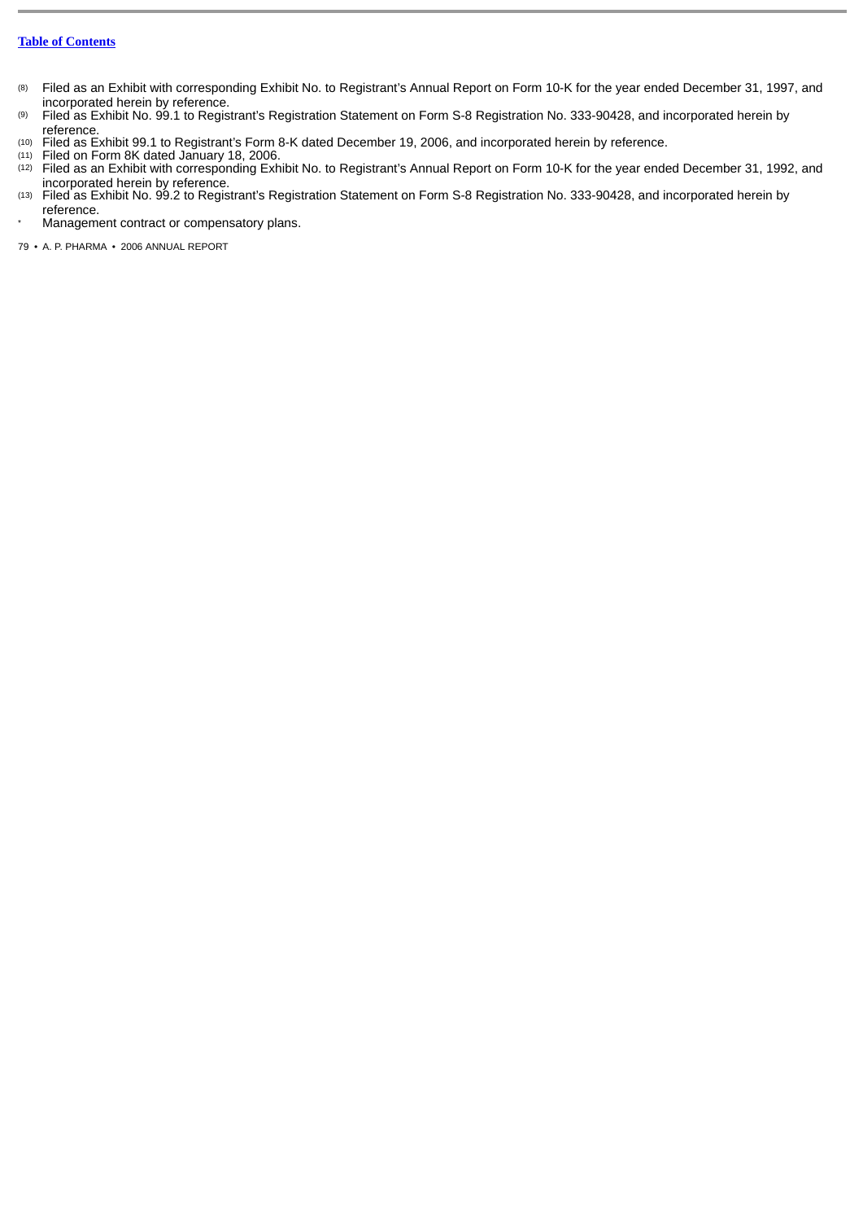[Table of Contents](#)

(8) Filed as an Exhibit with corresponding Exhibit No. to Registrant's Annual Report on Form 10-K for the year ended December 31, 1997, and incorporated herein by reference.

(9) Filed as Exhibit No. 99.1 to Registrant's Registration Statement on Form S-8 Registration No. 333-90428, and incorporated herein by reference.

(10) Filed as Exhibit 99.1 to Registrant's Form 8-K dated December 19, 2006, and incorporated herein by reference.

(11) Filed on Form 8K dated January 18, 2006.

(12) Filed as an Exhibit with corresponding Exhibit No. to Registrant's Annual Report on Form 10-K for the year ended December 31, 1992, and incorporated herein by reference.

(13) Filed as Exhibit No. 99.2 to Registrant's Registration Statement on Form S-8 Registration No. 333-90428, and incorporated herein by reference.

* Management contract or compensatory plans.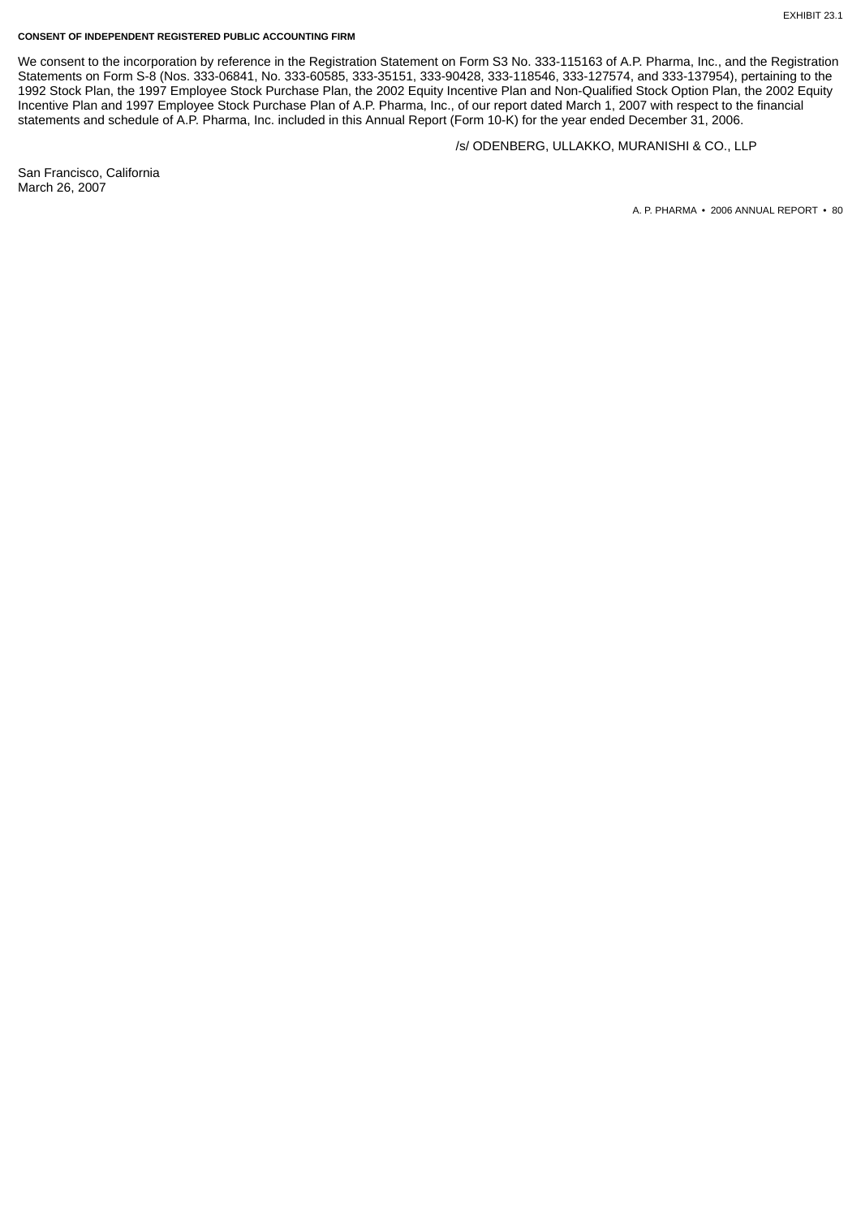EXHIBIT 23.1

**CONSENT OF INDEPENDENT REGISTERED PUBLIC ACCOUNTING FIRM**

We consent to the incorporation by reference in the Registration Statement on Form S3 No. 333-115163 of A.P. Pharma, Inc., and the Registration Statements on Form S-8 (Nos. 333-06841, No. 333-60585, 333-35151, 333-90428, 333-118546, 333-127574, and 333-137954), pertaining to the 1992 Stock Plan, the 1997 Employee Stock Purchase Plan, the 2002 Equity Incentive Plan and Non-Qualified Stock Option Plan, the 2002 Equity Incentive Plan and 1997 Employee Stock Purchase Plan of A.P. Pharma, Inc., of our report dated March 1, 2007 with respect to the financial statements and schedule of A.P. Pharma, Inc. included in this Annual Report (Form 10-K) for the year ended December 31, 2006.

/s/ ODENBERG, ULLAKKO, MURANISHI & CO., LLP

San Francisco, California
March 26, 2007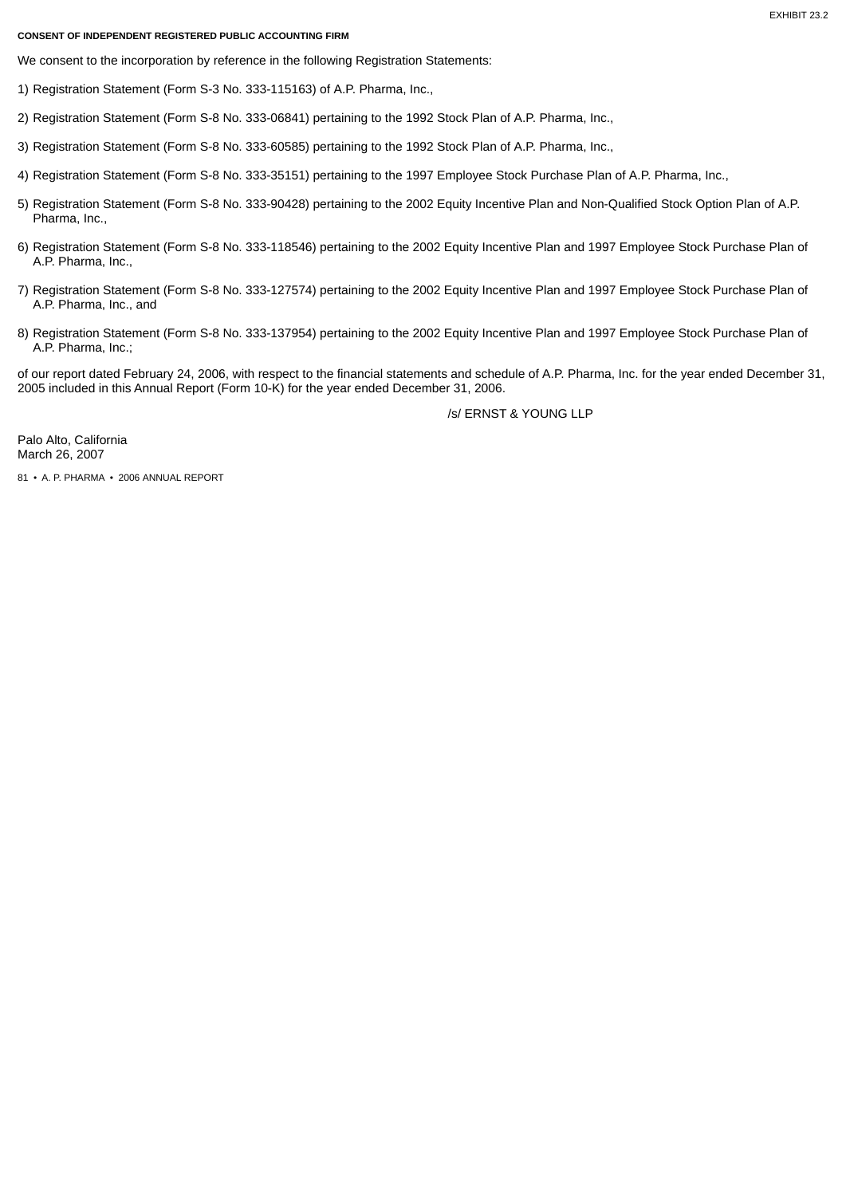EXHIBIT 23.2

**CONSENT OF INDEPENDENT REGISTERED PUBLIC ACCOUNTING FIRM**

We consent to the incorporation by reference in the following Registration Statements:

1) Registration Statement (Form S-3 No. 333-115163) of A.P. Pharma, Inc.,

2) Registration Statement (Form S-8 No. 333-06841) pertaining to the 1992 Stock Plan of A.P. Pharma, Inc.,

3) Registration Statement (Form S-8 No. 333-60585) pertaining to the 1992 Stock Plan of A.P. Pharma, Inc.,

4) Registration Statement (Form S-8 No. 333-35151) pertaining to the 1997 Employee Stock Purchase Plan of A.P. Pharma, Inc.,

5) Registration Statement (Form S-8 No. 333-90428) pertaining to the 2002 Equity Incentive Plan and Non-Qualified Stock Option Plan of A.P. Pharma, Inc.,

6) Registration Statement (Form S-8 No. 333-118546) pertaining to the 2002 Equity Incentive Plan and 1997 Employee Stock Purchase Plan of A.P. Pharma, Inc.,

7) Registration Statement (Form S-8 No. 333-127574) pertaining to the 2002 Equity Incentive Plan and 1997 Employee Stock Purchase Plan of A.P. Pharma, Inc., and

8) Registration Statement (Form S-8 No. 333-137954) pertaining to the 2002 Equity Incentive Plan and 1997 Employee Stock Purchase Plan of A.P. Pharma, Inc.;

of our report dated February 24, 2006, with respect to the financial statements and schedule of A.P. Pharma, Inc. for the year ended December 31, 2005 included in this Annual Report (Form 10-K) for the year ended December 31, 2006.

/s/ ERNST & YOUNG LLP

Palo Alto, California
March 26, 2007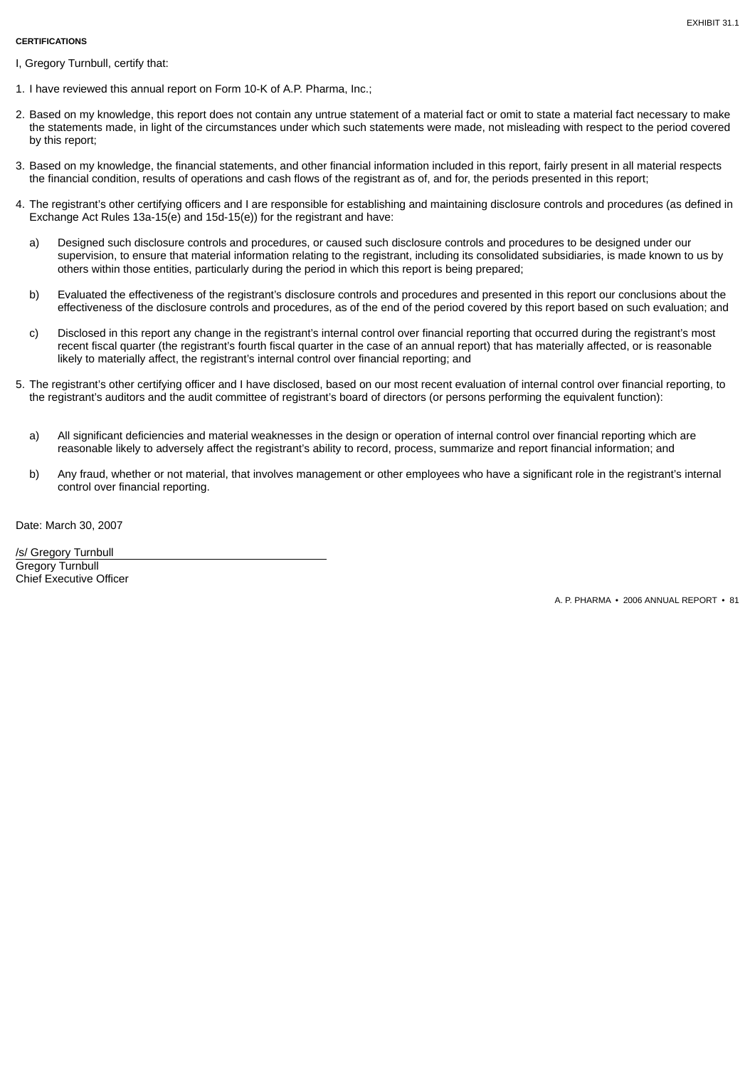EXHIBIT 31.1

**CERTIFICATIONS**

I, Gregory Turnbull, certify that:

1. I have reviewed this annual report on Form 10-K of A.P. Pharma, Inc.;

2. Based on my knowledge, this report does not contain any untrue statement of a material fact or omit to state a material fact necessary to make the statements made, in light of the circumstances under which such statements were made, not misleading with respect to the period covered by this report;

3. Based on my knowledge, the financial statements, and other financial information included in this report, fairly present in all material respects the financial condition, results of operations and cash flows of the registrant as of, and for, the periods presented in this report;

4. The registrant's other certifying officers and I are responsible for establishing and maintaining disclosure controls and procedures (as defined in Exchange Act Rules 13a-15(e) and 15d-15(e)) for the registrant and have:

   a) Designed such disclosure controls and procedures, or caused such disclosure controls and procedures to be designed under our supervision, to ensure that material information relating to the registrant, including its consolidated subsidiaries, is made known to us by others within those entities, particularly during the period in which this report is being prepared;

   b) Evaluated the effectiveness of the registrant's disclosure controls and procedures and presented in this report our conclusions about the effectiveness of the disclosure controls and procedures, as of the end of the period covered by this report based on such evaluation; and

   c) Disclosed in this report any change in the registrant's internal control over financial reporting that occurred during the registrant's most recent fiscal quarter (the registrant's fourth fiscal quarter in the case of an annual report) that has materially affected, or is reasonable likely to materially affect, the registrant's internal control over financial reporting; and

5. The registrant's other certifying officer and I have disclosed, based on our most recent evaluation of internal control over financial reporting, to the registrant's auditors and the audit committee of registrant's board of directors (or persons performing the equivalent function):

   a) All significant deficiencies and material weaknesses in the design or operation of internal control over financial reporting which are reasonable likely to adversely affect the registrant's ability to record, process, summarize and report financial information; and

   b) Any fraud, whether or not material, that involves management or other employees who have a significant role in the registrant's internal control over financial reporting.

Date: March 30, 2007

/s/ Gregory Turnbull
Gregory Turnbull
Chief Executive Officer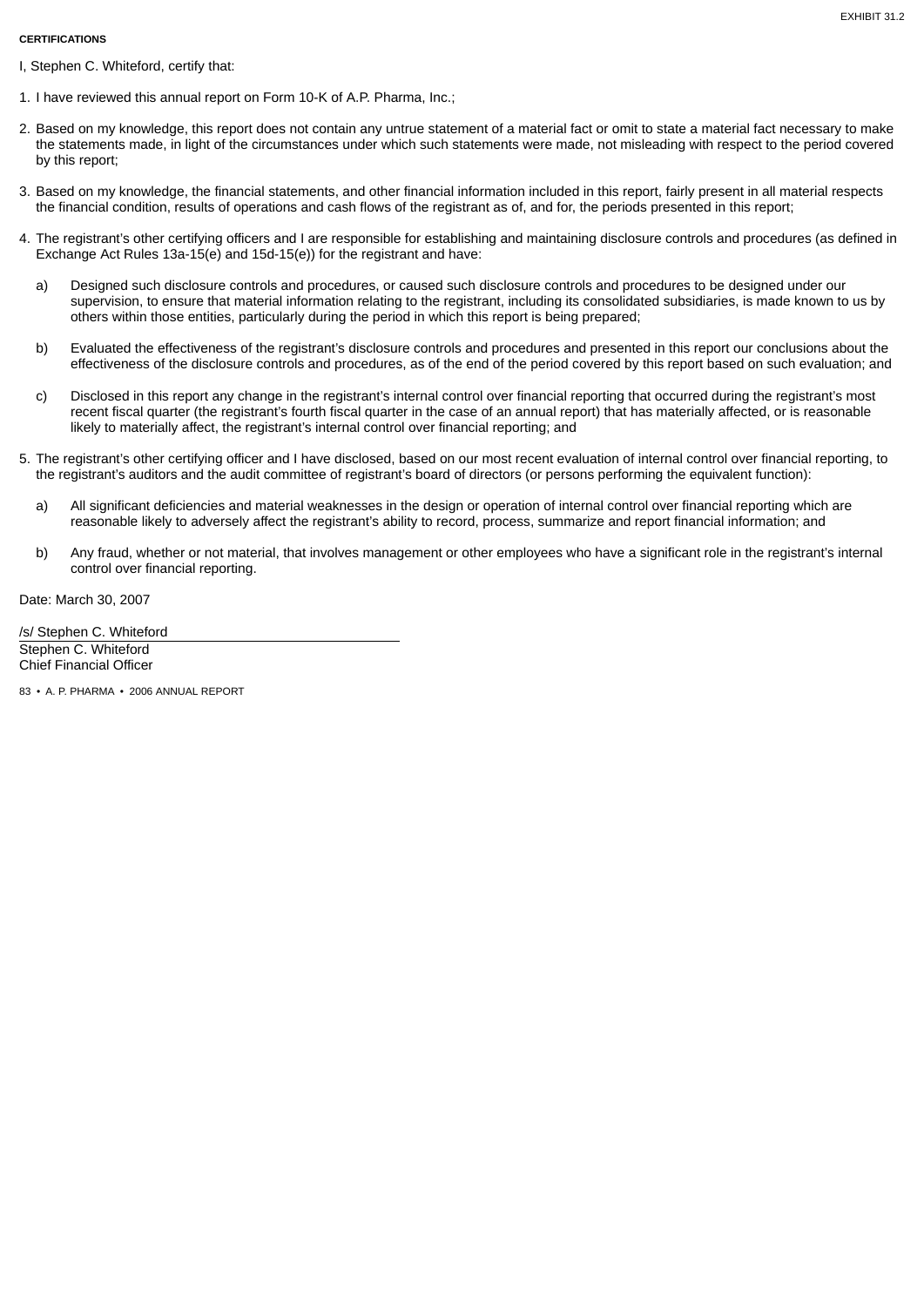EXHIBIT 31.2

**CERTIFICATIONS**

I, Stephen C. Whiteford, certify that:

1. I have reviewed this annual report on Form 10-K of A.P. Pharma, Inc.;

2. Based on my knowledge, this report does not contain any untrue statement of a material fact or omit to state a material fact necessary to make the statements made, in light of the circumstances under which such statements were made, not misleading with respect to the period covered by this report;

3. Based on my knowledge, the financial statements, and other financial information included in this report, fairly present in all material respects the financial condition, results of operations and cash flows of the registrant as of, and for, the periods presented in this report;

4. The registrant's other certifying officers and I are responsible for establishing and maintaining disclosure controls and procedures (as defined in Exchange Act Rules 13a-15(e) and 15d-15(e)) for the registrant and have:

   a) Designed such disclosure controls and procedures, or caused such disclosure controls and procedures to be designed under our supervision, to ensure that material information relating to the registrant, including its consolidated subsidiaries, is made known to us by others within those entities, particularly during the period in which this report is being prepared;

   b) Evaluated the effectiveness of the registrant's disclosure controls and procedures and presented in this report our conclusions about the effectiveness of the disclosure controls and procedures, as of the end of the period covered by this report based on such evaluation; and

   c) Disclosed in this report any change in the registrant's internal control over financial reporting that occurred during the registrant's most recent fiscal quarter (the registrant's fourth fiscal quarter in the case of an annual report) that has materially affected, or is reasonable likely to materially affect, the registrant's internal control over financial reporting; and

5. The registrant's other certifying officer and I have disclosed, based on our most recent evaluation of internal control over financial reporting, to the registrant's auditors and the audit committee of registrant's board of directors (or persons performing the equivalent function):

   a) All significant deficiencies and material weaknesses in the design or operation of internal control over financial reporting which are reasonable likely to adversely affect the registrant's ability to record, process, summarize and report financial information; and

   b) Any fraud, whether or not material, that involves management or other employees who have a significant role in the registrant's internal control over financial reporting.

Date: March 30, 2007

/s/ Stephen C. Whiteford

Stephen C. Whiteford
Chief Financial Officer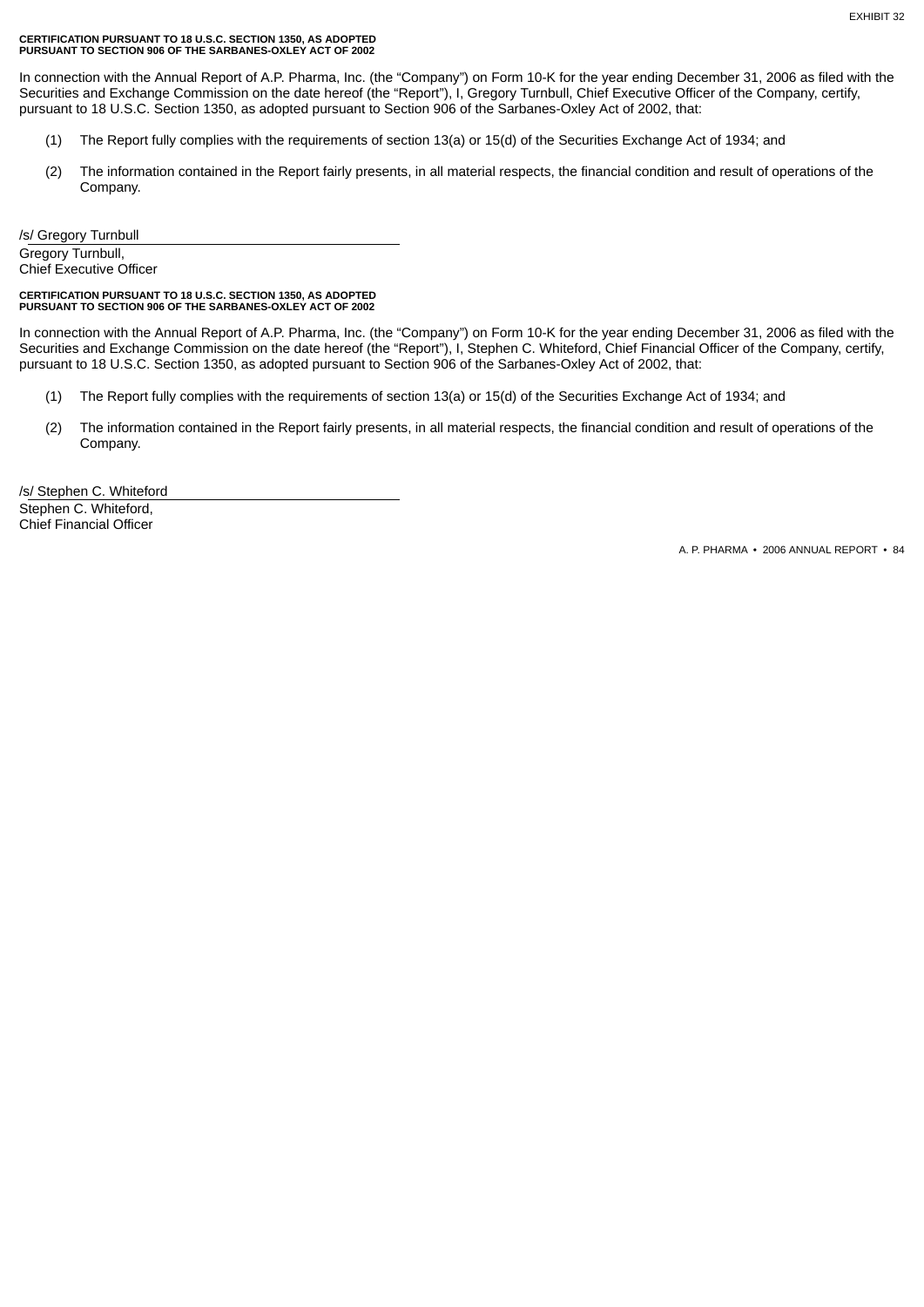EXHIBIT 32

**CERTIFICATION PURSUANT TO 18 U.S.C. SECTION 1350, AS ADOPTED PURSUANT TO SECTION 906 OF THE SARBANES-OXLEY ACT OF 2002**

In connection with the Annual Report of A.P. Pharma, Inc. (the “Company”) on Form 10-K for the year ending December 31, 2006 as filed with the Securities and Exchange Commission on the date hereof (the “Report”), I, Gregory Turnbull, Chief Executive Officer of the Company, certify, pursuant to 18 U.S.C. Section 1350, as adopted pursuant to Section 906 of the Sarbanes-Oxley Act of 2002, that:

(1) The Report fully complies with the requirements of section 13(a) or 15(d) of the Securities Exchange Act of 1934; and

(2) The information contained in the Report fairly presents, in all material respects, the financial condition and result of operations of the Company.

/s/ Gregory Turnbull

Gregory Turnbull,
Chief Executive Officer

**CERTIFICATION PURSUANT TO 18 U.S.C. SECTION 1350, AS ADOPTED PURSUANT TO SECTION 906 OF THE SARBANES-OXLEY ACT OF 2002**

In connection with the Annual Report of A.P. Pharma, Inc. (the “Company”) on Form 10-K for the year ending December 31, 2006 as filed with the Securities and Exchange Commission on the date hereof (the “Report”), I, Stephen C. Whiteford, Chief Financial Officer of the Company, certify, pursuant to 18 U.S.C. Section 1350, as adopted pursuant to Section 906 of the Sarbanes-Oxley Act of 2002, that:

(1) The Report fully complies with the requirements of section 13(a) or 15(d) of the Securities Exchange Act of 1934; and

(2) The information contained in the Report fairly presents, in all material respects, the financial condition and result of operations of the Company.

/s/ Stephen C. Whiteford

Stephen C. Whiteford,
Chief Financial Officer